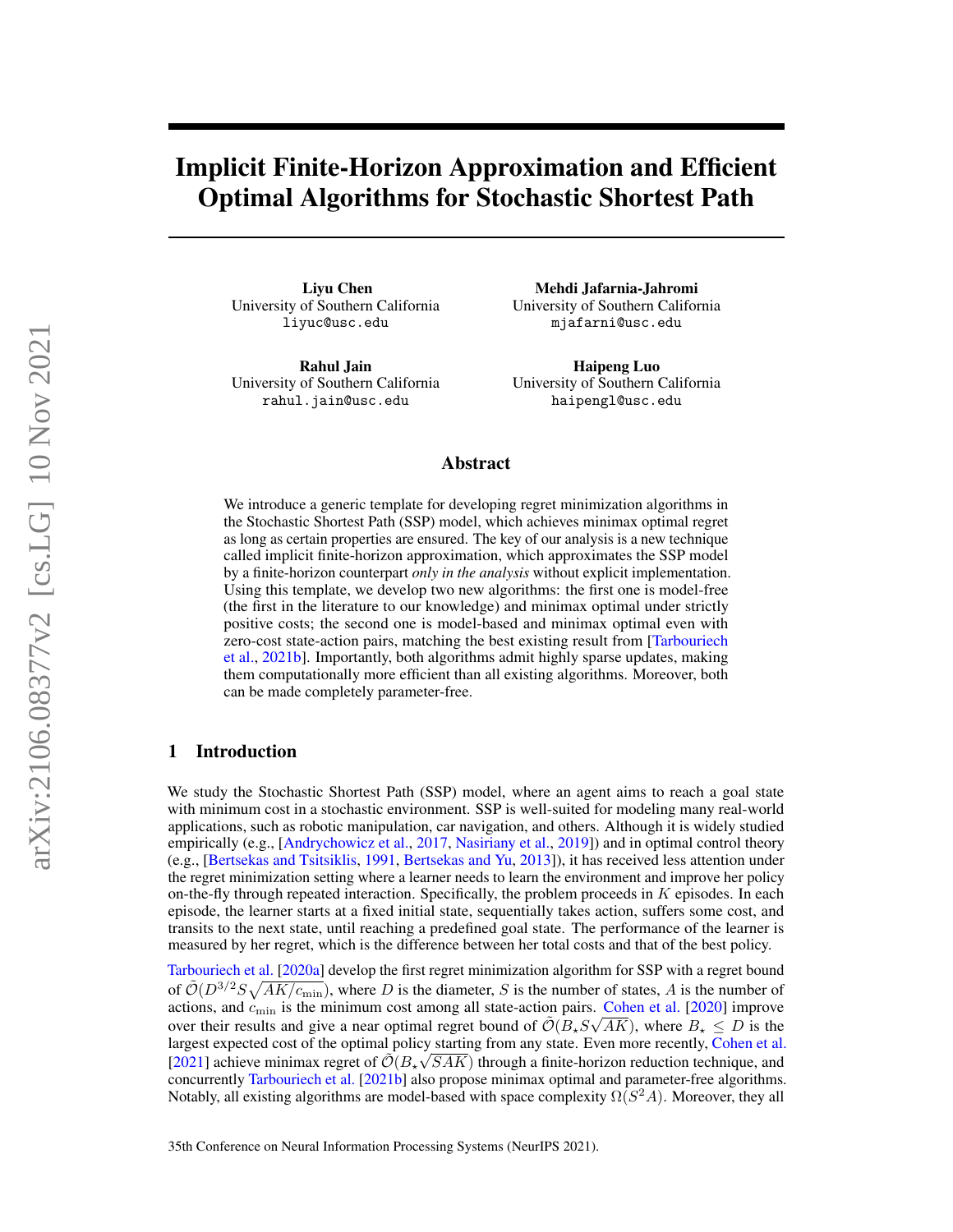# Implicit Finite-Horizon Approximation and Efficient Optimal Algorithms for Stochastic Shortest Path

**Liyu Chen**
University of Southern California
liyuc@usc.edu

**Mehdi Jafarnia-Jahromi**
University of Southern California
mjafarni@usc.edu

**Rahul Jain**
University of Southern California
rahul.jain@usc.edu

**Haipeng Luo**
University of Southern California
haipengl@usc.edu

## Abstract

We introduce a generic template for developing regret minimization algorithms in the Stochastic Shortest Path (SSP) model, which achieves minimax optimal regret as long as certain properties are ensured. The key of our analysis is a new technique called implicit finite-horizon approximation, which approximates the SSP model by a finite-horizon counterpart *only in the analysis* without explicit implementation. Using this template, we develop two new algorithms: the first one is model-free (the first in the literature to our knowledge) and minimax optimal under strictly positive costs; the second one is model-based and minimax optimal even with zero-cost state-action pairs, matching the best existing result from [Tarbouriech et al., 2021b]. Importantly, both algorithms admit highly sparse updates, making them computationally more efficient than all existing algorithms. Moreover, both can be made completely parameter-free.

## 1 Introduction

We study the Stochastic Shortest Path (SSP) model, where an agent aims to reach a goal state with minimum cost in a stochastic environment. SSP is well-suited for modeling many real-world applications, such as robotic manipulation, car navigation, and others. Although it is widely studied empirically (e.g., [Andrychowicz et al., 2017, Nasiriany et al., 2019]) and in optimal control theory (e.g., [Bertsekas and Tsitsiklis, 1991, Bertsekas and Yu, 2013]), it has received less attention under the regret minimization setting where a learner needs to learn the environment and improve her policy on-the-fly through repeated interaction. Specifically, the problem proceeds in $K$ episodes. In each episode, the learner starts at a fixed initial state, sequentially takes action, suffers some cost, and transits to the next state, until reaching a predefined goal state. The performance of the learner is measured by her regret, which is the difference between her total costs and that of the best policy.

Tarbouriech et al. [2020a] develop the first regret minimization algorithm for SSP with a regret bound of $\tilde{\mathcal{O}}(D^{3/2}S\sqrt{AK/c_{\min}})$, where $D$ is the diameter, $S$ is the number of states, $A$ is the number of actions, and $c_{\min}$ is the minimum cost among all state-action pairs. Cohen et al. [2020] improve over their results and give a near optimal regret bound of $\tilde{\mathcal{O}}(B_\star S\sqrt{AK})$, where $B_\star \leq D$ is the largest expected cost of the optimal policy starting from any state. Even more recently, Cohen et al. [2021] achieve minimax regret of $\tilde{\mathcal{O}}(B_\star\sqrt{SAK})$ through a finite-horizon reduction technique, and concurrently Tarbouriech et al. [2021b] also propose minimax optimal and parameter-free algorithms. Notably, all existing algorithms are model-based with space complexity $\Omega(S^2A)$. Moreover, they all

35th Conference on Neural Information Processing Systems (NeurIPS 2021).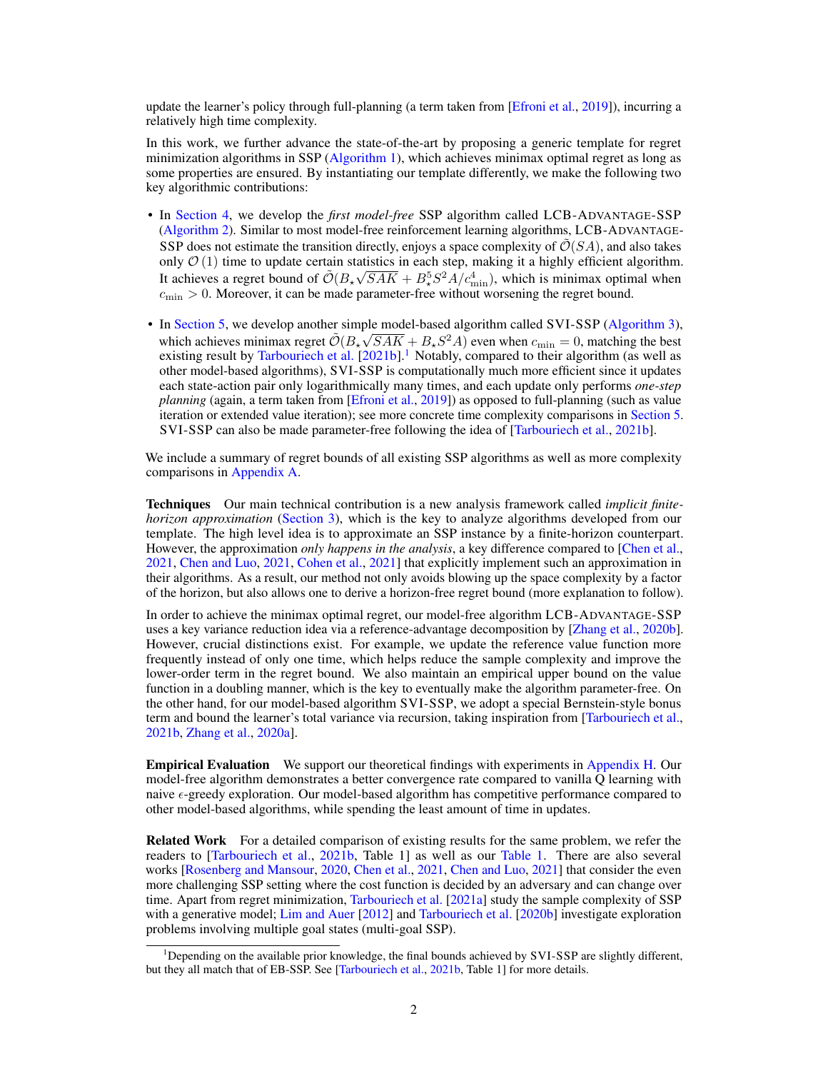update the learner's policy through full-planning (a term taken from [Efroni et al., 2019]), incurring a relatively high time complexity.

In this work, we further advance the state-of-the-art by proposing a generic template for regret minimization algorithms in SSP (Algorithm 1), which achieves minimax optimal regret as long as some properties are ensured. By instantiating our template differently, we make the following two key algorithmic contributions:

- In Section 4, we develop the *first model-free* SSP algorithm called LCB-ADVANTAGE-SSP (Algorithm 2). Similar to most model-free reinforcement learning algorithms, LCB-ADVANTAGE-SSP does not estimate the transition directly, enjoys a space complexity of $\tilde{\mathcal{O}}(SA)$, and also takes only $\mathcal{O}(1)$ time to update certain statistics in each step, making it a highly efficient algorithm. It achieves a regret bound of $\tilde{\mathcal{O}}(B_\star\sqrt{SAK} + B_\star^5 S^2 A/c_{\min}^4)$, which is minimax optimal when $c_{\min} > 0$. Moreover, it can be made parameter-free without worsening the regret bound.
- In Section 5, we develop another simple model-based algorithm called SVI-SSP (Algorithm 3), which achieves minimax regret $\tilde{\mathcal{O}}(B_\star\sqrt{SAK} + B_\star S^2 A)$ even when $c_{\min} = 0$, matching the best existing result by Tarbouriech et al. [2021b].[1] Notably, compared to their algorithm (as well as other model-based algorithms), SVI-SSP is computationally much more efficient since it updates each state-action pair only logarithmically many times, and each update only performs *one-step planning* (again, a term taken from [Efroni et al., 2019]) as opposed to full-planning (such as value iteration or extended value iteration); see more concrete time complexity comparisons in Section 5. SVI-SSP can also be made parameter-free following the idea of [Tarbouriech et al., 2021b].

We include a summary of regret bounds of all existing SSP algorithms as well as more complexity comparisons in Appendix A.

**Techniques** Our main technical contribution is a new analysis framework called *implicit finite-horizon approximation* (Section 3), which is the key to analyze algorithms developed from our template. The high level idea is to approximate an SSP instance by a finite-horizon counterpart. However, the approximation *only happens in the analysis*, a key difference compared to [Chen et al., 2021, Chen and Luo, 2021, Cohen et al., 2021] that explicitly implement such an approximation in their algorithms. As a result, our method not only avoids blowing up the space complexity by a factor of the horizon, but also allows one to derive a horizon-free regret bound (more explanation to follow).

In order to achieve the minimax optimal regret, our model-free algorithm LCB-ADVANTAGE-SSP uses a key variance reduction idea via a reference-advantage decomposition by [Zhang et al., 2020b]. However, crucial distinctions exist. For example, we update the reference value function more frequently instead of only one time, which helps reduce the sample complexity and improve the lower-order term in the regret bound. We also maintain an empirical upper bound on the value function in a doubling manner, which is the key to eventually make the algorithm parameter-free. On the other hand, for our model-based algorithm SVI-SSP, we adopt a special Bernstein-style bonus term and bound the learner's total variance via recursion, taking inspiration from [Tarbouriech et al., 2021b, Zhang et al., 2020a].

**Empirical Evaluation** We support our theoretical findings with experiments in Appendix H. Our model-free algorithm demonstrates a better convergence rate compared to vanilla Q learning with naive $\epsilon$-greedy exploration. Our model-based algorithm has competitive performance compared to other model-based algorithms, while spending the least amount of time in updates.

**Related Work** For a detailed comparison of existing results for the same problem, we refer the readers to [Tarbouriech et al., 2021b, Table 1] as well as our Table 1. There are also several works [Rosenberg and Mansour, 2020, Chen et al., 2021, Chen and Luo, 2021] that consider the even more challenging SSP setting where the cost function is decided by an adversary and can change over time. Apart from regret minimization, Tarbouriech et al. [2021a] study the sample complexity of SSP with a generative model; Lim and Auer [2012] and Tarbouriech et al. [2020b] investigate exploration problems involving multiple goal states (multi-goal SSP).

[1] Depending on the available prior knowledge, the final bounds achieved by SVI-SSP are slightly different, but they all match that of EB-SSP. See [Tarbouriech et al., 2021b, Table 1] for more details.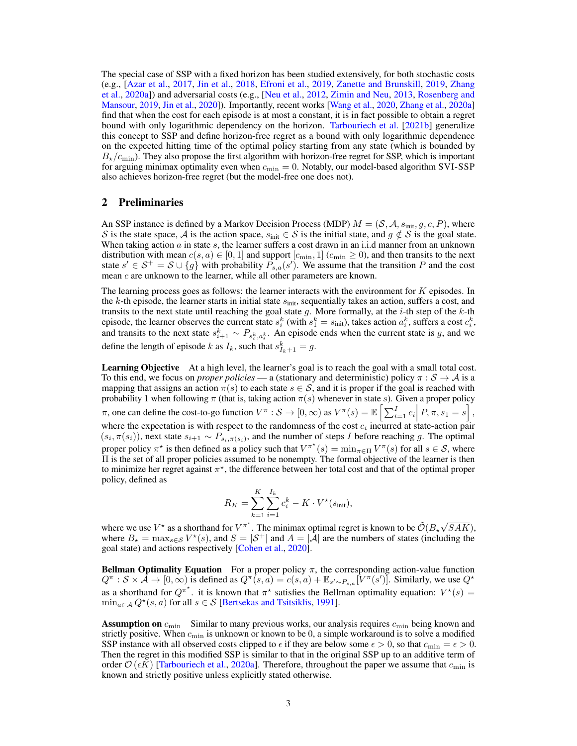The special case of SSP with a fixed horizon has been studied extensively, for both stochastic costs (e.g., [Azar et al., 2017, Jin et al., 2018, Efroni et al., 2019, Zanette and Brunskill, 2019, Zhang et al., 2020a]) and adversarial costs (e.g., [Neu et al., 2012, Zimin and Neu, 2013, Rosenberg and Mansour, 2019, Jin et al., 2020]). Importantly, recent works [Wang et al., 2020, Zhang et al., 2020a] find that when the cost for each episode is at most a constant, it is in fact possible to obtain a regret bound with only logarithmic dependency on the horizon. Tarbouriech et al. [2021b] generalize this concept to SSP and define horizon-free regret as a bound with only logarithmic dependence on the expected hitting time of the optimal policy starting from any state (which is bounded by $B_\star/c_{\min}$). They also propose the first algorithm with horizon-free regret for SSP, which is important for arguing minimax optimality even when $c_{\min} = 0$. Notably, our model-based algorithm SVI-SSP also achieves horizon-free regret (but the model-free one does not).

## 2 Preliminaries

An SSP instance is defined by a Markov Decision Process (MDP) $M = (\mathcal{S}, \mathcal{A}, s_{\text{init}}, g, c, P)$, where $\mathcal{S}$ is the state space, $\mathcal{A}$ is the action space, $s_{\text{init}} \in \mathcal{S}$ is the initial state, and $g \notin \mathcal{S}$ is the goal state. When taking action $a$ in state $s$, the learner suffers a cost drawn in an i.i.d manner from an unknown distribution with mean $c(s,a) \in [0,1]$ and support $[c_{\min}, 1]$ ($c_{\min} \geq 0$), and then transits to the next state $s' \in \mathcal{S}^+ = \mathcal{S} \cup \{g\}$ with probability $P_{s,a}(s')$. We assume that the transition $P$ and the cost mean $c$ are unknown to the learner, while all other parameters are known.

The learning process goes as follows: the learner interacts with the environment for $K$ episodes. In the $k$-th episode, the learner starts in initial state $s_{\text{init}}$, sequentially takes an action, suffers a cost, and transits to the next state until reaching the goal state $g$. More formally, at the $i$-th step of the $k$-th episode, the learner observes the current state $s^k_i$ (with $s^k_1 = s_{\text{init}}$), takes action $a^k_i$, suffers a cost $c^k_i$, and transits to the next state $s^k_{i+1} \sim P_{s^k_i, a^k_i}$. An episode ends when the current state is $g$, and we define the length of episode $k$ as $I_k$, such that $s^k_{I_k+1} = g$.

**Learning Objective** At a high level, the learner's goal is to reach the goal with a small total cost. To this end, we focus on *proper policies* — a (stationary and deterministic) policy $\pi : \mathcal{S} \to \mathcal{A}$ is a mapping that assigns an action $\pi(s)$ to each state $s \in \mathcal{S}$, and it is proper if the goal is reached with probability 1 when following $\pi$ (that is, taking action $\pi(s)$ whenever in state $s$). Given a proper policy $\pi$, one can define the cost-to-go function $V^\pi : \mathcal{S} \to [0, \infty)$ as $V^\pi(s) = \mathbb{E}\left[\sum_{i=1}^{I} c_i \middle| P, \pi, s_1 = s\right]$, where the expectation is with respect to the randomness of the cost $c_i$ incurred at state-action pair $(s_i, \pi(s_i))$, next state $s_{i+1} \sim P_{s_i, \pi(s_i)}$, and the number of steps $I$ before reaching $g$. The optimal proper policy $\pi^\star$ is then defined as a policy such that $V^{\pi^\star}(s) = \min_{\pi \in \Pi} V^\pi(s)$ for all $s \in \mathcal{S}$, where $\Pi$ is the set of all proper policies assumed to be nonempty. The formal objective of the learner is then to minimize her regret against $\pi^\star$, the difference between her total cost and that of the optimal proper policy, defined as

$$R_K = \sum_{k=1}^{K} \sum_{i=1}^{I_k} c^k_i - K \cdot V^\star(s_{\text{init}}),$$

where we use $V^\star$ as a shorthand for $V^{\pi^\star}$. The minimax optimal regret is known to be $\tilde{\mathcal{O}}(B_\star\sqrt{SAK})$, where $B_\star = \max_{s \in \mathcal{S}} V^\star(s)$, and $S = |\mathcal{S}^+|$ and $A = |\mathcal{A}|$ are the numbers of states (including the goal state) and actions respectively [Cohen et al., 2020].

**Bellman Optimality Equation** For a proper policy $\pi$, the corresponding action-value function $Q^\pi : \mathcal{S} \times \mathcal{A} \to [0, \infty)$ is defined as $Q^\pi(s,a) = c(s,a) + \mathbb{E}_{s' \sim P_{s,a}}[V^\pi(s')]$. Similarly, we use $Q^\star$ as a shorthand for $Q^{\pi^\star}$. it is known that $\pi^\star$ satisfies the Bellman optimality equation: $V^\star(s) = \min_{a \in \mathcal{A}} Q^\star(s,a)$ for all $s \in \mathcal{S}$ [Bertsekas and Tsitsiklis, 1991].

**Assumption on $c_{\min}$** Similar to many previous works, our analysis requires $c_{\min}$ being known and strictly positive. When $c_{\min}$ is unknown or known to be 0, a simple workaround is to solve a modified SSP instance with all observed costs clipped to $\epsilon$ if they are below some $\epsilon > 0$, so that $c_{\min} = \epsilon > 0$. Then the regret in this modified SSP is similar to that in the original SSP up to an additive term of order $\mathcal{O}(\epsilon K)$ [Tarbouriech et al., 2020a]. Therefore, throughout the paper we assume that $c_{\min}$ is known and strictly positive unless explicitly stated otherwise.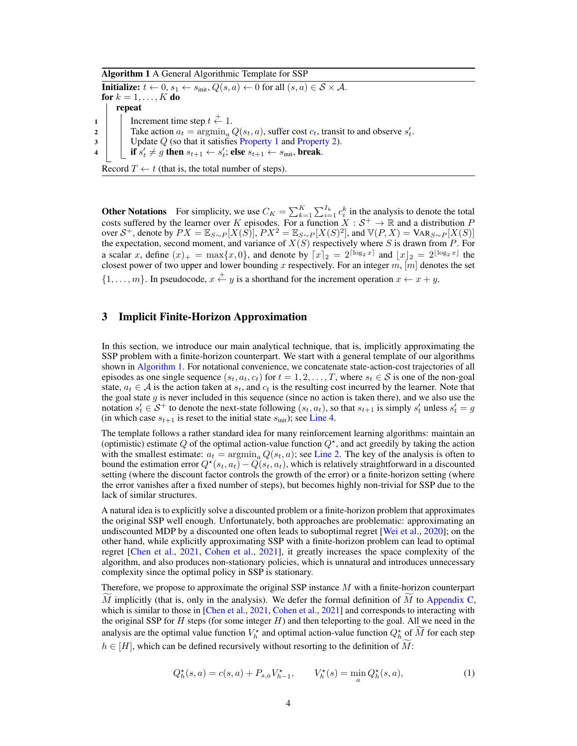**Algorithm 1** A General Algorithmic Template for SSP

```
Initialize: t ← 0, s_1 ← s_init, Q(s,a) ← 0 for all (s,a) ∈ S × A.
for k = 1, ..., K do
    repeat
1       Increment time step t +← 1.
2       Take action a_t = argmin_a Q(s_t, a), suffer cost c_t, transit to and observe s'_t.
3       Update Q (so that it satisfies Property 1 and Property 2).
4       if s'_t ≠ g then s_{t+1} ← s'_t; else s_{t+1} ← s_init, break.
Record T ← t (that is, the total number of steps).
```

**Other Notations** For simplicity, we use $C_K = \sum_{k=1}^K \sum_{i=1}^{I_k} c_i^k$ in the analysis to denote the total costs suffered by the learner over $K$ episodes. For a function $X : \mathcal{S}^+ \to \mathbb{R}$ and a distribution $P$ over $\mathcal{S}^+$, denote by $PX = \mathbb{E}_{S\sim P}[X(S)]$, $PX^2 = \mathbb{E}_{S\sim P}[X(S)^2]$, and $\mathbb{V}(P, X) = \textsc{Var}_{S\sim P}[X(S)]$ the expectation, second moment, and variance of $X(S)$ respectively where $S$ is drawn from $P$. For a scalar $x$, define $(x)_+ = \max\{x, 0\}$, and denote by $\lceil x \rceil_2 = 2^{\lceil \log_2 x \rceil}$ and $\lfloor x \rfloor_2 = 2^{\lfloor \log_2 x \rfloor}$ the closest power of two upper and lower bounding $x$ respectively. For an integer $m$, $[m]$ denotes the set $\{1, \ldots, m\}$. In pseudocode, $x \overset{+}{\leftarrow} y$ is a shorthand for the increment operation $x \leftarrow x + y$.

## 3 Implicit Finite-Horizon Approximation

In this section, we introduce our main analytical technique, that is, implicitly approximating the SSP problem with a finite-horizon counterpart. We start with a general template of our algorithms shown in Algorithm 1. For notational convenience, we concatenate state-action-cost trajectories of all episodes as one single sequence $(s_t, a_t, c_t)$ for $t = 1, 2, \ldots, T$, where $s_t \in \mathcal{S}$ is one of the non-goal state, $a_t \in \mathcal{A}$ is the action taken at $s_t$, and $c_t$ is the resulting cost incurred by the learner. Note that the goal state $g$ is never included in this sequence (since no action is taken there), and we also use the notation $s'_t \in \mathcal{S}^+$ to denote the next-state following $(s_t, a_t)$, so that $s_{t+1}$ is simply $s'_t$ unless $s'_t = g$ (in which case $s_{t+1}$ is reset to the initial state $s_{\text{init}}$); see Line 4.

The template follows a rather standard idea for many reinforcement learning algorithms: maintain an (optimistic) estimate $Q$ of the optimal action-value function $Q^\star$, and act greedily by taking the action with the smallest estimate: $a_t = \operatorname{argmin}_a Q(s_t, a)$; see Line 2. The key of the analysis is often to bound the estimation error $Q^\star(s_t, a_t) - Q(s_t, a_t)$, which is relatively straightforward in a discounted setting (where the discount factor controls the growth of the error) or a finite-horizon setting (where the error vanishes after a fixed number of steps), but becomes highly non-trivial for SSP due to the lack of similar structures.

A natural idea is to explicitly solve a discounted problem or a finite-horizon problem that approximates the original SSP well enough. Unfortunately, both approaches are problematic: approximating an undiscounted MDP by a discounted one often leads to suboptimal regret [Wei et al., 2020]; on the other hand, while explicitly approximating SSP with a finite-horizon problem can lead to optimal regret [Chen et al., 2021, Cohen et al., 2021], it greatly increases the space complexity of the algorithm, and also produces non-stationary policies, which is unnatural and introduces unnecessary complexity since the optimal policy in SSP is stationary.

Therefore, we propose to approximate the original SSP instance $M$ with a finite-horizon counterpart $\widetilde{M}$ implicitly (that is, only in the analysis). We defer the formal definition of $\widetilde{M}$ to Appendix C, which is similar to those in [Chen et al., 2021, Cohen et al., 2021] and corresponds to interacting with the original SSP for $H$ steps (for some integer $H$) and then teleporting to the goal. All we need in the analysis are the optimal value function $V_h^\star$ and optimal action-value function $Q_h^\star$ of $\widetilde{M}$ for each step $h \in [H]$, which can be defined recursively without resorting to the definition of $\widetilde{M}$:

$$Q_h^\star(s,a) = c(s,a) + P_{s,a} V_{h-1}^\star, \qquad V_h^\star(s) = \min_a Q_h^\star(s,a), \tag{1}$$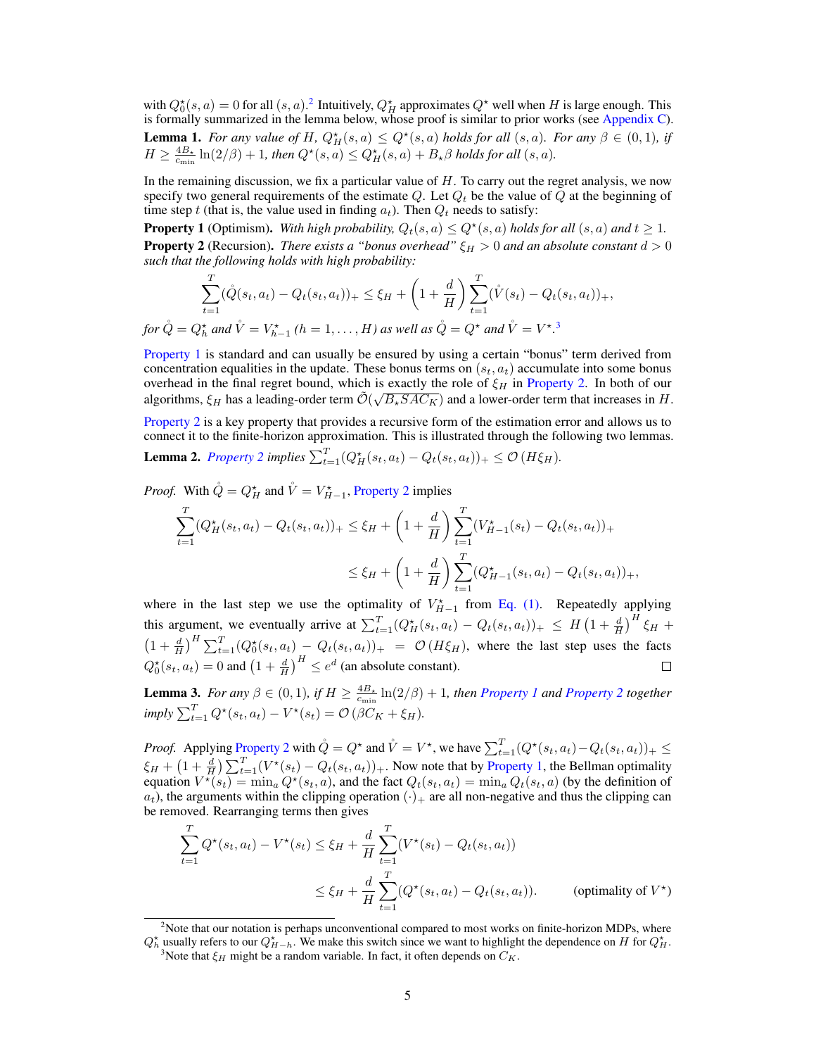with $Q^\star_0(s,a) = 0$ for all $(s,a)$.[2] Intuitively, $Q^\star_H$ approximates $Q^\star$ well when $H$ is large enough. This is formally summarized in the lemma below, whose proof is similar to prior works (see Appendix C).

**Lemma 1.** *For any value of $H$, $Q^\star_H(s,a) \leq Q^\star(s,a)$ holds for all $(s,a)$. For any $\beta \in (0,1)$, if $H \geq \frac{4B_\star}{c_{\min}} \ln(2/\beta) + 1$, then $Q^\star(s,a) \leq Q^\star_H(s,a) + B_\star \beta$ holds for all $(s,a)$.*

In the remaining discussion, we fix a particular value of $H$. To carry out the regret analysis, we now specify two general requirements of the estimate $Q$. Let $Q_t$ be the value of $Q$ at the beginning of time step $t$ (that is, the value used in finding $a_t$). Then $Q_t$ needs to satisfy:

**Property 1** (Optimism). *With high probability, $Q_t(s,a) \leq Q^\star(s,a)$ holds for all $(s,a)$ and $t \geq 1$.*

**Property 2** (Recursion). *There exists a "bonus overhead" $\xi_H > 0$ and an absolute constant $d > 0$ such that the following holds with high probability:*

$$\sum_{t=1}^{T} (\mathring{Q}(s_t,a_t) - Q_t(s_t,a_t))_+ \leq \xi_H + \left(1 + \frac{d}{H}\right) \sum_{t=1}^{T} (\mathring{V}(s_t) - Q_t(s_t,a_t))_+,$$

*for $\mathring{Q} = Q^\star_h$ and $\mathring{V} = V^\star_{h-1}$ $(h = 1, \ldots, H)$ as well as $\mathring{Q} = Q^\star$ and $\mathring{V} = V^\star$.*[3]

Property 1 is standard and can usually be ensured by using a certain "bonus" term derived from concentration equalities in the update. These bonus terms on $(s_t,a_t)$ accumulate into some bonus overhead in the final regret bound, which is exactly the role of $\xi_H$ in Property 2. In both of our algorithms, $\xi_H$ has a leading-order term $\tilde{\mathcal{O}}(\sqrt{B_\star SAC_K})$ and a lower-order term that increases in $H$.

Property 2 is a key property that provides a recursive form of the estimation error and allows us to connect it to the finite-horizon approximation. This is illustrated through the following two lemmas.

**Lemma 2.** *Property 2 implies $\sum_{t=1}^{T} (Q^\star_H(s_t,a_t) - Q_t(s_t,a_t))_+ \leq \mathcal{O}(H\xi_H)$.*

*Proof.* With $\mathring{Q} = Q^\star_H$ and $\mathring{V} = V^\star_{H-1}$, Property 2 implies

$$\begin{aligned}
\sum_{t=1}^{T} (Q^\star_H(s_t,a_t) - Q_t(s_t,a_t))_+ &\leq \xi_H + \left(1 + \frac{d}{H}\right) \sum_{t=1}^{T} (V^\star_{H-1}(s_t) - Q_t(s_t,a_t))_+ \\
&\leq \xi_H + \left(1 + \frac{d}{H}\right) \sum_{t=1}^{T} (Q^\star_{H-1}(s_t,a_t) - Q_t(s_t,a_t))_+,
\end{aligned}$$

where in the last step we use the optimality of $V^\star_{H-1}$ from Eq. (1). Repeatedly applying this argument, we eventually arrive at $\sum_{t=1}^{T} (Q^\star_H(s_t,a_t) - Q_t(s_t,a_t))_+ \leq H\left(1 + \frac{d}{H}\right)^H \xi_H + \left(1 + \frac{d}{H}\right)^H \sum_{t=1}^{T} (Q^\star_0(s_t,a_t) - Q_t(s_t,a_t))_+ = \mathcal{O}(H\xi_H)$, where the last step uses the facts $Q^\star_0(s_t,a_t) = 0$ and $\left(1 + \frac{d}{H}\right)^H \leq e^d$ (an absolute constant). $\square$

**Lemma 3.** *For any $\beta \in (0,1)$, if $H \geq \frac{4B_\star}{c_{\min}} \ln(2/\beta) + 1$, then Property 1 and Property 2 together imply $\sum_{t=1}^{T} Q^\star(s_t,a_t) - V^\star(s_t) = \mathcal{O}(\beta C_K + \xi_H)$.*

*Proof.* Applying Property 2 with $\mathring{Q} = Q^\star$ and $\mathring{V} = V^\star$, we have $\sum_{t=1}^{T} (Q^\star(s_t,a_t) - Q_t(s_t,a_t))_+ \leq \xi_H + \left(1 + \frac{d}{H}\right) \sum_{t=1}^{T} (V^\star(s_t) - Q_t(s_t,a_t))_+$. Now note that by Property 1, the Bellman optimality equation $V^\star(s_t) = \min_a Q^\star(s_t,a)$, and the fact $Q_t(s_t,a_t) = \min_a Q_t(s_t,a)$ (by the definition of $a_t$), the arguments within the clipping operation $(\cdot)_+$ are all non-negative and thus the clipping can be removed. Rearranging terms then gives

$$\begin{aligned}
\sum_{t=1}^{T} Q^\star(s_t,a_t) - V^\star(s_t) &\leq \xi_H + \frac{d}{H} \sum_{t=1}^{T} (V^\star(s_t) - Q_t(s_t,a_t)) \\
&\leq \xi_H + \frac{d}{H} \sum_{t=1}^{T} (Q^\star(s_t,a_t) - Q_t(s_t,a_t)). \qquad \text{(optimality of } V^\star\text{)}
\end{aligned}$$

---

[2] Note that our notation is perhaps unconventional compared to most works on finite-horizon MDPs, where $Q^\star_h$ usually refers to our $Q^\star_{H-h}$. We make this switch since we want to highlight the dependence on $H$ for $Q^\star_H$.

[3] Note that $\xi_H$ might be a random variable. In fact, it often depends on $C_K$.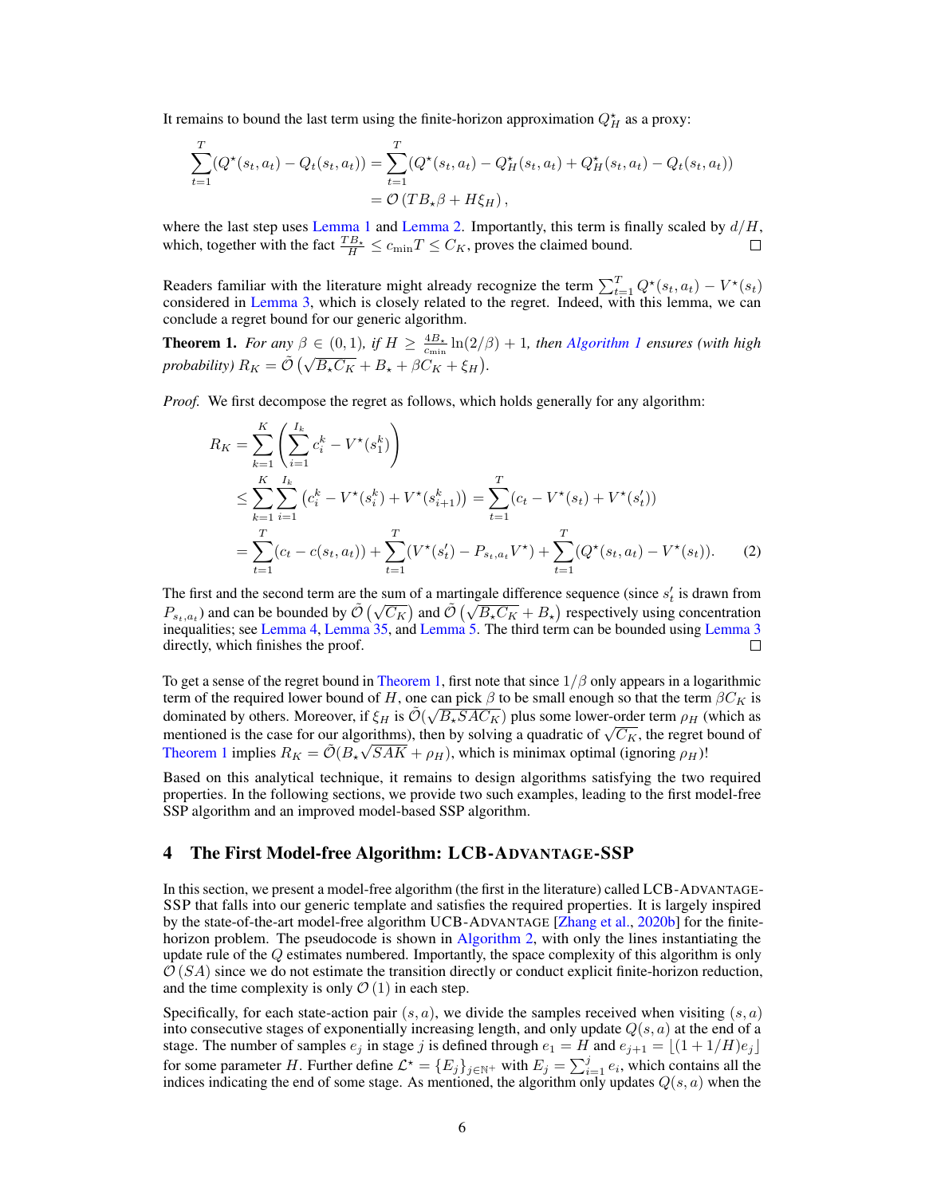It remains to bound the last term using the finite-horizon approximation $Q^\star_H$ as a proxy:

$$
\begin{aligned}
\sum_{t=1}^{T}(Q^\star(s_t,a_t) - Q_t(s_t,a_t)) &= \sum_{t=1}^{T}(Q^\star(s_t,a_t) - Q^\star_H(s_t,a_t) + Q^\star_H(s_t,a_t) - Q_t(s_t,a_t)) \\
&= \mathcal{O}\left(TB_\star\beta + H\xi_H\right),
\end{aligned}
$$

where the last step uses Lemma 1 and Lemma 2. Importantly, this term is finally scaled by $d/H$, which, together with the fact $\frac{TB_\star}{H} \leq c_{\min}T \leq C_K$, proves the claimed bound. □

Readers familiar with the literature might already recognize the term $\sum_{t=1}^{T} Q^\star(s_t,a_t) - V^\star(s_t)$ considered in Lemma 3, which is closely related to the regret. Indeed, with this lemma, we can conclude a regret bound for our generic algorithm.

**Theorem 1.** *For any $\beta \in (0,1)$, if $H \geq \frac{4B_\star}{c_{\min}}\ln(2/\beta)+1$, then Algorithm 1 ensures (with high probability) $R_K = \tilde{\mathcal{O}}\left(\sqrt{B_\star C_K} + B_\star + \beta C_K + \xi_H\right)$.*

*Proof.* We first decompose the regret as follows, which holds generally for any algorithm:

$$
\begin{aligned}
R_K &= \sum_{k=1}^{K}\left(\sum_{i=1}^{I_k} c_i^k - V^\star(s_1^k)\right) \\
&\leq \sum_{k=1}^{K}\sum_{i=1}^{I_k}\left(c_i^k - V^\star(s_i^k) + V^\star(s_{i+1}^k)\right) = \sum_{t=1}^{T}(c_t - V^\star(s_t) + V^\star(s'_t)) \\
&= \sum_{t=1}^{T}(c_t - c(s_t,a_t)) + \sum_{t=1}^{T}(V^\star(s'_t) - P_{s_t,a_t}V^\star) + \sum_{t=1}^{T}(Q^\star(s_t,a_t) - V^\star(s_t)). \qquad (2)
\end{aligned}
$$

The first and the second term are the sum of a martingale difference sequence (since $s'_t$ is drawn from $P_{s_t,a_t}$) and can be bounded by $\tilde{\mathcal{O}}\left(\sqrt{C_K}\right)$ and $\tilde{\mathcal{O}}\left(\sqrt{B_\star C_K} + B_\star\right)$ respectively using concentration inequalities; see Lemma 4, Lemma 35, and Lemma 5. The third term can be bounded using Lemma 3 directly, which finishes the proof. □

To get a sense of the regret bound in Theorem 1, first note that since $1/\beta$ only appears in a logarithmic term of the required lower bound of $H$, one can pick $\beta$ to be small enough so that the term $\beta C_K$ is dominated by others. Moreover, if $\xi_H$ is $\tilde{\mathcal{O}}(\sqrt{B_\star SAC_K})$ plus some lower-order term $\rho_H$ (which as mentioned is the case for our algorithms), then by solving a quadratic of $\sqrt{C_K}$, the regret bound of Theorem 1 implies $R_K = \tilde{\mathcal{O}}(B_\star\sqrt{SAK} + \rho_H)$, which is minimax optimal (ignoring $\rho_H$)!

Based on this analytical technique, it remains to design algorithms satisfying the two required properties. In the following sections, we provide two such examples, leading to the first model-free SSP algorithm and an improved model-based SSP algorithm.

## 4 The First Model-free Algorithm: LCB-Advantage-SSP

In this section, we present a model-free algorithm (the first in the literature) called LCB-Advantage-SSP that falls into our generic template and satisfies the required properties. It is largely inspired by the state-of-the-art model-free algorithm UCB-Advantage [Zhang et al., 2020b] for the finite-horizon problem. The pseudocode is shown in Algorithm 2, with only the lines instantiating the update rule of the $Q$ estimates numbered. Importantly, the space complexity of this algorithm is only $\mathcal{O}(SA)$ since we do not estimate the transition directly or conduct explicit finite-horizon reduction, and the time complexity is only $\mathcal{O}(1)$ in each step.

Specifically, for each state-action pair $(s,a)$, we divide the samples received when visiting $(s,a)$ into consecutive stages of exponentially increasing length, and only update $Q(s,a)$ at the end of a stage. The number of samples $e_j$ in stage $j$ is defined through $e_1 = H$ and $e_{j+1} = \lfloor(1+1/H)e_j\rfloor$ for some parameter $H$. Further define $\mathcal{L}^\star = \{E_j\}_{j\in\mathbb{N}^+}$ with $E_j = \sum_{i=1}^{j} e_i$, which contains all the indices indicating the end of some stage. As mentioned, the algorithm only updates $Q(s,a)$ when the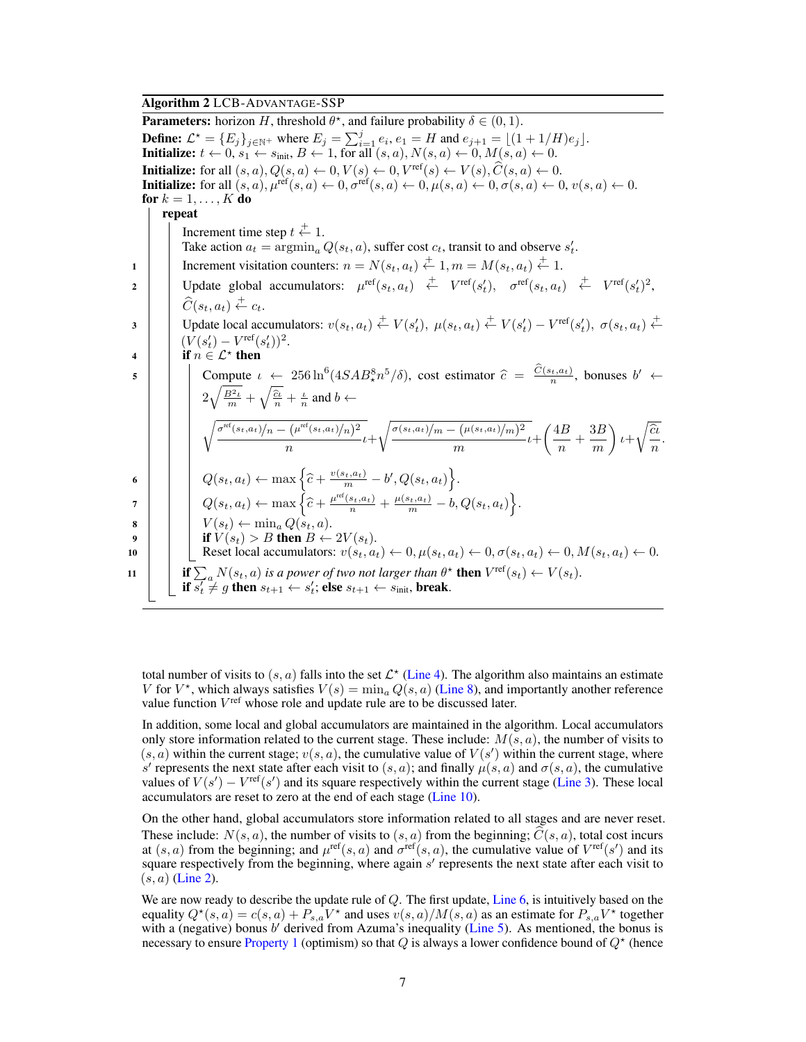**Algorithm 2** LCB-ADVANTAGE-SSP

**Parameters:** horizon $H$, threshold $\theta^\star$, and failure probability $\delta \in (0,1)$.

**Define:** $\mathcal{L}^\star = \{E_j\}_{j \in \mathbb{N}^+}$ where $E_j = \sum_{i=1}^j e_i$, $e_1 = H$ and $e_{j+1} = \lfloor (1+1/H)e_j \rfloor$.

**Initialize:** $t \leftarrow 0$, $s_1 \leftarrow s_{\text{init}}$, $B \leftarrow 1$, for all $(s,a)$, $N(s,a) \leftarrow 0$, $M(s,a) \leftarrow 0$.

**Initialize:** for all $(s,a)$, $Q(s,a) \leftarrow 0$, $V(s) \leftarrow 0$, $V^{\text{ref}}(s) \leftarrow V(s)$, $\widehat{C}(s,a) \leftarrow 0$.

**Initialize:** for all $(s,a)$, $\mu^{\text{ref}}(s,a) \leftarrow 0$, $\sigma^{\text{ref}}(s,a) \leftarrow 0$, $\mu(s,a) \leftarrow 0$, $\sigma(s,a) \leftarrow 0$, $v(s,a) \leftarrow 0$.

**for** $k = 1, \ldots, K$ **do**

- **repeat**
  - Increment time step $t \overset{+}{\leftarrow} 1$.
  - Take action $a_t = \operatorname{argmin}_a Q(s_t, a)$, suffer cost $c_t$, transit to and observe $s'_t$.
  1. Increment visitation counters: $n = N(s_t,a_t) \overset{+}{\leftarrow} 1$, $m = M(s_t,a_t) \overset{+}{\leftarrow} 1$.
  2. Update global accumulators: $\mu^{\text{ref}}(s_t,a_t) \overset{+}{\leftarrow} V^{\text{ref}}(s'_t)$, $\sigma^{\text{ref}}(s_t,a_t) \overset{+}{\leftarrow} V^{\text{ref}}(s'_t)^2$, $\widehat{C}(s_t,a_t) \overset{+}{\leftarrow} c_t$.
  3. Update local accumulators: $v(s_t,a_t) \overset{+}{\leftarrow} V(s'_t)$, $\mu(s_t,a_t) \overset{+}{\leftarrow} V(s'_t) - V^{\text{ref}}(s'_t)$, $\sigma(s_t,a_t) \overset{+}{\leftarrow} (V(s'_t) - V^{\text{ref}}(s'_t))^2$.
  4. **if** $n \in \mathcal{L}^\star$ **then**
  5. Compute $\iota \leftarrow 256 \ln^6(4SAB_\star^8 n^5/\delta)$, cost estimator $\widehat{c} = \frac{\widehat{C}(s_t,a_t)}{n}$, bonuses $b' \leftarrow 2\sqrt{\frac{B^2\iota}{m}} + \sqrt{\frac{\widehat{c}\iota}{n}} + \frac{\iota}{n}$ and $b \leftarrow$
     $$\sqrt{\frac{\sigma^{\text{ref}}(s_t,a_t)/n - (\mu^{\text{ref}}(s_t,a_t)/n)^2}{n}}\iota + \sqrt{\frac{\sigma(s_t,a_t)/m - (\mu(s_t,a_t)/m)^2}{m}}\iota + \left(\frac{4B}{n} + \frac{3B}{m}\right)\iota + \sqrt{\frac{\widehat{c}\iota}{n}}.$$
  6. $Q(s_t,a_t) \leftarrow \max\left\{\widehat{c} + \frac{v(s_t,a_t)}{m} - b', Q(s_t,a_t)\right\}$.
  7. $Q(s_t,a_t) \leftarrow \max\left\{\widehat{c} + \frac{\mu^{\text{ref}}(s_t,a_t)}{n} + \frac{\mu(s_t,a_t)}{m} - b, Q(s_t,a_t)\right\}$.
  8. $V(s_t) \leftarrow \min_a Q(s_t,a)$.
  9. **if** $V(s_t) > B$ **then** $B \leftarrow 2V(s_t)$.
  10. Reset local accumulators: $v(s_t,a_t) \leftarrow 0$, $\mu(s_t,a_t) \leftarrow 0$, $\sigma(s_t,a_t) \leftarrow 0$, $M(s_t,a_t) \leftarrow 0$.
  11. **if** $\sum_a N(s_t,a)$ *is a power of two not larger than* $\theta^\star$ **then** $V^{\text{ref}}(s_t) \leftarrow V(s_t)$.
  - **if** $s'_t \neq g$ **then** $s_{t+1} \leftarrow s'_t$; **else** $s_{t+1} \leftarrow s_{\text{init}}$, **break**.

---

total number of visits to $(s,a)$ falls into the set $\mathcal{L}^\star$ (Line 4). The algorithm also maintains an estimate $V$ for $V^\star$, which always satisfies $V(s) = \min_a Q(s,a)$ (Line 8), and importantly another reference value function $V^{\text{ref}}$ whose role and update rule are to be discussed later.

In addition, some local and global accumulators are maintained in the algorithm. Local accumulators only store information related to the current stage. These include: $M(s,a)$, the number of visits to $(s,a)$ within the current stage; $v(s,a)$, the cumulative value of $V(s')$ within the current stage, where $s'$ represents the next state after each visit to $(s,a)$; and finally $\mu(s,a)$ and $\sigma(s,a)$, the cumulative values of $V(s') - V^{\text{ref}}(s')$ and its square respectively within the current stage (Line 3). These local accumulators are reset to zero at the end of each stage (Line 10).

On the other hand, global accumulators store information related to all stages and are never reset. These include: $N(s,a)$, the number of visits to $(s,a)$ from the beginning; $\widehat{C}(s,a)$, total cost incurs at $(s,a)$ from the beginning; and $\mu^{\text{ref}}(s,a)$ and $\sigma^{\text{ref}}(s,a)$, the cumulative value of $V^{\text{ref}}(s')$ and its square respectively from the beginning, where again $s'$ represents the next state after each visit to $(s,a)$ (Line 2).

We are now ready to describe the update rule of $Q$. The first update, Line 6, is intuitively based on the equality $Q^\star(s,a) = c(s,a) + P_{s,a}V^\star$ and uses $v(s,a)/M(s,a)$ as an estimate for $P_{s,a}V^\star$ together with a (negative) bonus $b'$ derived from Azuma's inequality (Line 5). As mentioned, the bonus is necessary to ensure Property 1 (optimism) so that $Q$ is always a lower confidence bound of $Q^\star$ (hence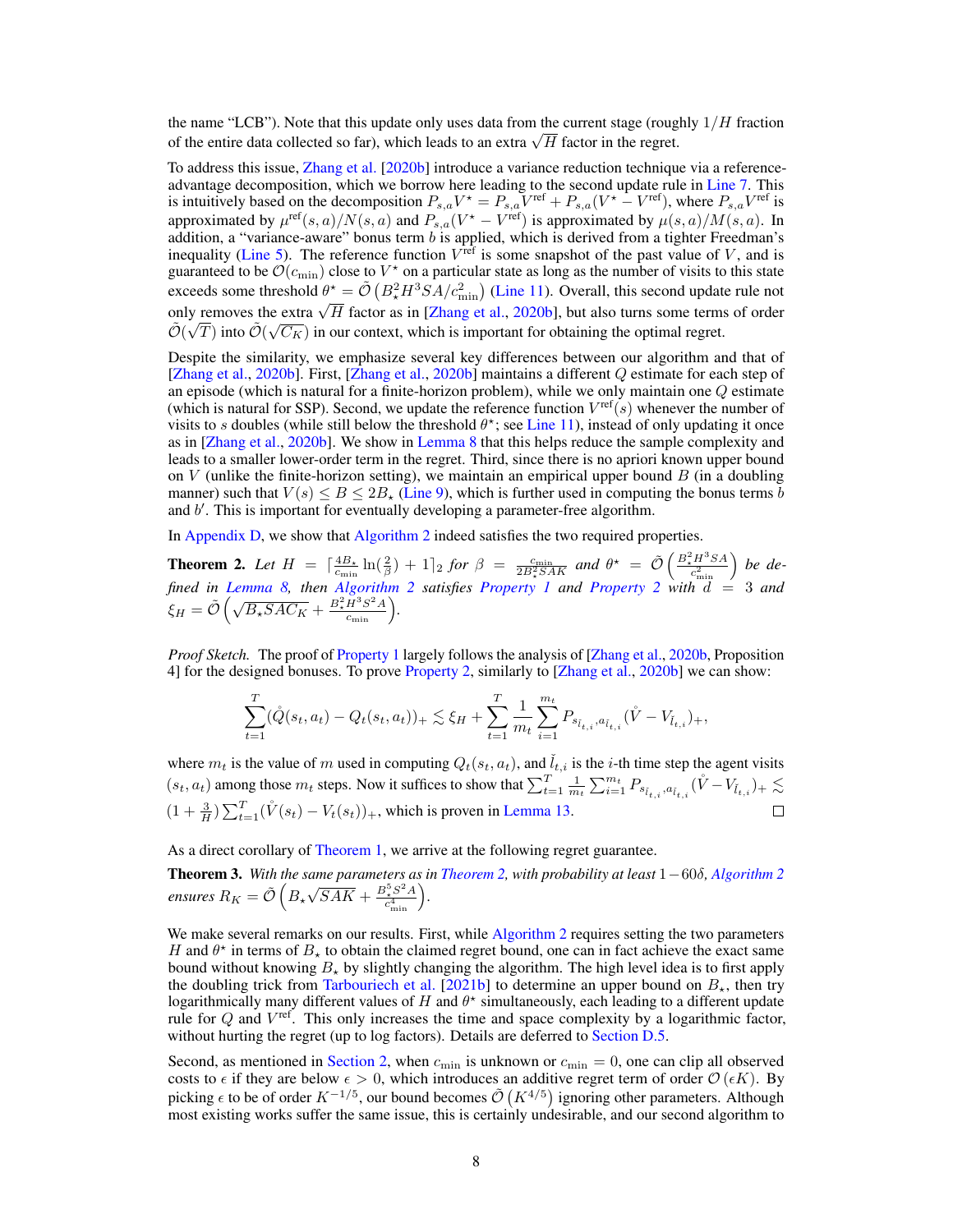the name "LCB"). Note that this update only uses data from the current stage (roughly $1/H$ fraction of the entire data collected so far), which leads to an extra $\sqrt{H}$ factor in the regret.

To address this issue, Zhang et al. [2020b] introduce a variance reduction technique via a reference-advantage decomposition, which we borrow here leading to the second update rule in Line 7. This is intuitively based on the decomposition $P_{s,a}V^\star = P_{s,a}V^{\text{ref}} + P_{s,a}(V^\star - V^{\text{ref}})$, where $P_{s,a}V^{\text{ref}}$ is approximated by $\mu^{\text{ref}}(s,a)/N(s,a)$ and $P_{s,a}(V^\star - V^{\text{ref}})$ is approximated by $\mu(s,a)/M(s,a)$. In addition, a "variance-aware" bonus term $b$ is applied, which is derived from a tighter Freedman's inequality (Line 5). The reference function $V^{\text{ref}}$ is some snapshot of the past value of $V$, and is guaranteed to be $\mathcal{O}(c_{\min})$ close to $V^\star$ on a particular state as long as the number of visits to this state exceeds some threshold $\theta^\star = \tilde{\mathcal{O}}\left(B_\star^2 H^3 SA/c_{\min}^2\right)$ (Line 11). Overall, this second update rule not only removes the extra $\sqrt{H}$ factor as in [Zhang et al., 2020b], but also turns some terms of order $\tilde{\mathcal{O}}(\sqrt{T})$ into $\tilde{\mathcal{O}}(\sqrt{C_K})$ in our context, which is important for obtaining the optimal regret.

Despite the similarity, we emphasize several key differences between our algorithm and that of [Zhang et al., 2020b]. First, [Zhang et al., 2020b] maintains a different $Q$ estimate for each step of an episode (which is natural for a finite-horizon problem), while we only maintain one $Q$ estimate (which is natural for SSP). Second, we update the reference function $V^{\text{ref}}(s)$ whenever the number of visits to $s$ doubles (while still below the threshold $\theta^\star$; see Line 11), instead of only updating it once as in [Zhang et al., 2020b]. We show in Lemma 8 that this helps reduce the sample complexity and leads to a smaller lower-order term in the regret. Third, since there is no apriori known upper bound on $V$ (unlike the finite-horizon setting), we maintain an empirical upper bound $B$ (in a doubling manner) such that $V(s) \leq B \leq 2B_\star$ (Line 9), which is further used in computing the bonus terms $b$ and $b'$. This is important for eventually developing a parameter-free algorithm.

In Appendix D, we show that Algorithm 2 indeed satisfies the two required properties.

**Theorem 2.** *Let $H = \lceil \frac{4B_\star}{c_{\min}} \ln(\frac{2}{\beta}) + 1 \rceil_2$ for $\beta = \frac{c_{\min}}{2B_\star^2 SAK}$ and $\theta^\star = \tilde{\mathcal{O}}\left(\frac{B_\star^2 H^3 SA}{c_{\min}^2}\right)$ be defined in Lemma 8, then Algorithm 2 satisfies Property 1 and Property 2 with $d = 3$ and $\xi_H = \tilde{\mathcal{O}}\left(\sqrt{B_\star SAC_K} + \frac{B_\star^2 H^3 S^2 A}{c_{\min}}\right)$.*

*Proof Sketch.* The proof of Property 1 largely follows the analysis of [Zhang et al., 2020b, Proposition 4] for the designed bonuses. To prove Property 2, similarly to [Zhang et al., 2020b] we can show:

$$\sum_{t=1}^{T} (\mathring{Q}(s_t, a_t) - Q_t(s_t, a_t))_+ \lesssim \xi_H + \sum_{t=1}^{T} \frac{1}{m_t} \sum_{i=1}^{m_t} P_{s_{\check{l}_{t,i}}, a_{\check{l}_{t,i}}} (\mathring{V} - V_{\check{l}_{t,i}})_+,$$

where $m_t$ is the value of $m$ used in computing $Q_t(s_t, a_t)$, and $\check{l}_{t,i}$ is the $i$-th time step the agent visits $(s_t, a_t)$ among those $m_t$ steps. Now it suffices to show that $\sum_{t=1}^{T} \frac{1}{m_t} \sum_{i=1}^{m_t} P_{s_{\check{l}_{t,i}}, a_{\check{l}_{t,i}}} (\mathring{V} - V_{\check{l}_{t,i}})_+ \lesssim (1 + \frac{3}{H}) \sum_{t=1}^{T} (\mathring{V}(s_t) - V_t(s_t))_+$, which is proven in Lemma 13. $\square$

As a direct corollary of Theorem 1, we arrive at the following regret guarantee.

**Theorem 3.** *With the same parameters as in Theorem 2, with probability at least $1 - 60\delta$, Algorithm 2 ensures $R_K = \tilde{\mathcal{O}}\left(B_\star \sqrt{SAK} + \frac{B_\star^5 S^2 A}{c_{\min}^4}\right)$.*

We make several remarks on our results. First, while Algorithm 2 requires setting the two parameters $H$ and $\theta^\star$ in terms of $B_\star$ to obtain the claimed regret bound, one can in fact achieve the same bound without knowing $B_\star$ by slightly changing the algorithm. The high level idea is to first apply the doubling trick from Tarbouriech et al. [2021b] to determine an upper bound on $B_\star$, then try logarithmically many different values of $H$ and $\theta^\star$ simultaneously, each leading to a different update rule for $Q$ and $V^{\text{ref}}$. This only increases the time and space complexity by a logarithmic factor, without hurting the regret (up to log factors). Details are deferred to Section D.5.

Second, as mentioned in Section 2, when $c_{\min}$ is unknown or $c_{\min} = 0$, one can clip all observed costs to $\epsilon$ if they are below $\epsilon > 0$, which introduces an additive regret term of order $\mathcal{O}(\epsilon K)$. By picking $\epsilon$ to be of order $K^{-1/5}$, our bound becomes $\tilde{\mathcal{O}}\left(K^{4/5}\right)$ ignoring other parameters. Although most existing works suffer the same issue, this is certainly undesirable, and our second algorithm to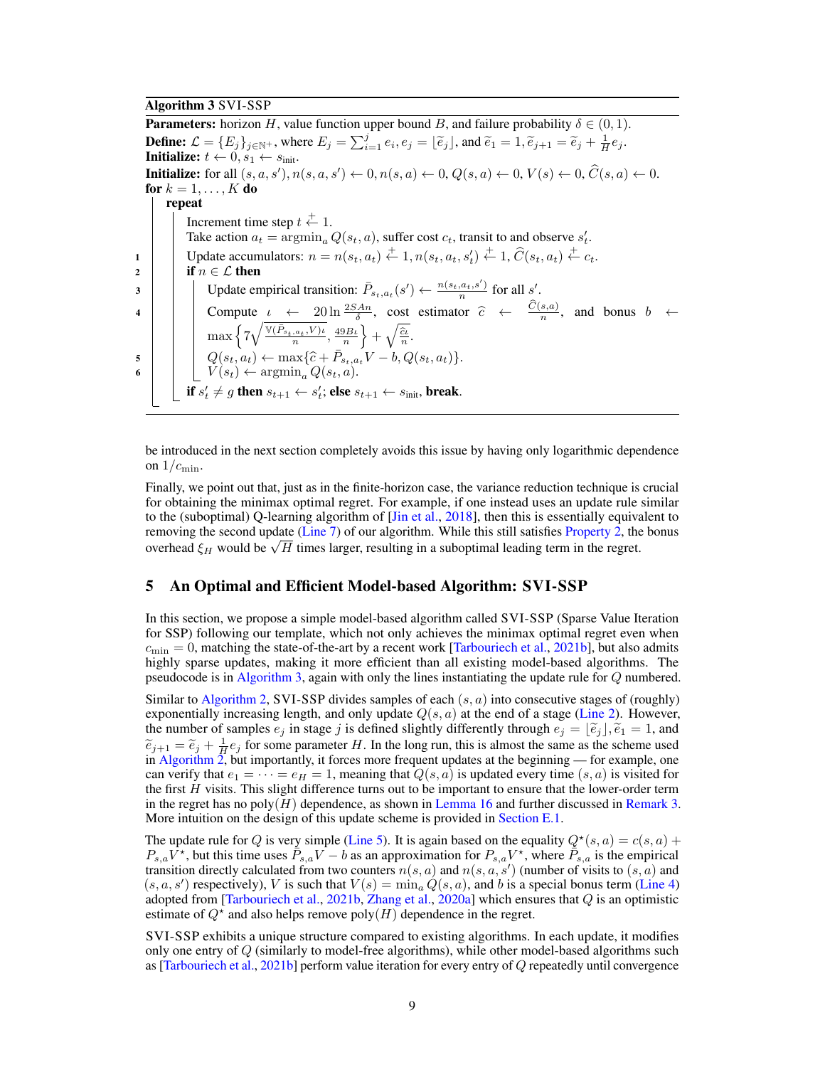**Algorithm 3** SVI-SSP

**Parameters:** horizon $H$, value function upper bound $B$, and failure probability $\delta \in (0, 1)$.

**Define:** $\mathcal{L} = \{E_j\}_{j \in \mathbb{N}^+}$, where $E_j = \sum_{i=1}^{j} e_i, e_j = \lfloor \widetilde{e}_j \rfloor$, and $\widetilde{e}_1 = 1, \widetilde{e}_{j+1} = \widetilde{e}_j + \frac{1}{H} e_j$.

**Initialize:** $t \leftarrow 0, s_1 \leftarrow s_{\text{init}}$.

**Initialize:** for all $(s, a, s'), n(s, a, s') \leftarrow 0, n(s, a) \leftarrow 0, Q(s, a) \leftarrow 0, V(s) \leftarrow 0, \widehat{C}(s, a) \leftarrow 0$.

**for** $k = 1, \ldots, K$ **do**

  **repeat**

    Increment time step $t \overset{+}{\leftarrow} 1$.

    Take action $a_t = \text{argmin}_a Q(s_t, a)$, suffer cost $c_t$, transit to and observe $s'_t$.

1     Update accumulators: $n = n(s_t, a_t) \overset{+}{\leftarrow} 1, n(s_t, a_t, s'_t) \overset{+}{\leftarrow} 1, \widehat{C}(s_t, a_t) \overset{+}{\leftarrow} c_t$.

2     **if** $n \in \mathcal{L}$ **then**

3       Update empirical transition: $\bar{P}_{s_t, a_t}(s') \leftarrow \frac{n(s_t, a_t, s')}{n}$ for all $s'$.

4       Compute $\iota \leftarrow 20 \ln \frac{2SAn}{\delta}$, cost estimator $\widehat{c} \leftarrow \frac{\widehat{C}(s,a)}{n}$, and bonus $b \leftarrow \max\left\{7\sqrt{\frac{\mathbb{V}(\bar{P}_{s_t,a_t}, V)\iota}{n}}, \frac{49B\iota}{n}\right\} + \sqrt{\frac{\widehat{c}\iota}{n}}$.

5       $Q(s_t, a_t) \leftarrow \max\{\widehat{c} + \bar{P}_{s_t, a_t} V - b, Q(s_t, a_t)\}$.

6       $V(s_t) \leftarrow \text{argmin}_a Q(s_t, a)$.

    **if** $s'_t \neq g$ **then** $s_{t+1} \leftarrow s'_t$; **else** $s_{t+1} \leftarrow s_{\text{init}}$, **break**.

be introduced in the next section completely avoids this issue by having only logarithmic dependence on $1/c_{\min}$.

Finally, we point out that, just as in the finite-horizon case, the variance reduction technique is crucial for obtaining the minimax optimal regret. For example, if one instead uses an update rule similar to the (suboptimal) Q-learning algorithm of [Jin et al., 2018], then this is essentially equivalent to removing the second update (Line 7) of our algorithm. While this still satisfies Property 2, the bonus overhead $\xi_H$ would be $\sqrt{H}$ times larger, resulting in a suboptimal leading term in the regret.

## 5 An Optimal and Efficient Model-based Algorithm: SVI-SSP

In this section, we propose a simple model-based algorithm called SVI-SSP (Sparse Value Iteration for SSP) following our template, which not only achieves the minimax optimal regret even when $c_{\min} = 0$, matching the state-of-the-art by a recent work [Tarbouriech et al., 2021b], but also admits highly sparse updates, making it more efficient than all existing model-based algorithms. The pseudocode is in Algorithm 3, again with only the lines instantiating the update rule for $Q$ numbered.

Similar to Algorithm 2, SVI-SSP divides samples of each $(s, a)$ into consecutive stages of (roughly) exponentially increasing length, and only update $Q(s, a)$ at the end of a stage (Line 2). However, the number of samples $e_j$ in stage $j$ is defined slightly differently through $e_j = \lfloor \widetilde{e}_j \rfloor, \widetilde{e}_1 = 1$, and $\widetilde{e}_{j+1} = \widetilde{e}_j + \frac{1}{H} e_j$ for some parameter $H$. In the long run, this is almost the same as the scheme used in Algorithm 2, but importantly, it forces more frequent updates at the beginning — for example, one can verify that $e_1 = \cdots = e_H = 1$, meaning that $Q(s, a)$ is updated every time $(s, a)$ is visited for the first $H$ visits. This slight difference turns out to be important to ensure that the lower-order term in the regret has no poly$(H)$ dependence, as shown in Lemma 16 and further discussed in Remark 3. More intuition on the design of this update scheme is provided in Section E.1.

The update rule for $Q$ is very simple (Line 5). It is again based on the equality $Q^\star(s, a) = c(s, a) + P_{s,a} V^\star$, but this time uses $\bar{P}_{s,a} V - b$ as an approximation for $P_{s,a} V^\star$, where $\bar{P}_{s,a}$ is the empirical transition directly calculated from two counters $n(s, a)$ and $n(s, a, s')$ (number of visits to $(s, a)$ and $(s, a, s')$ respectively), $V$ is such that $V(s) = \min_a Q(s, a)$, and $b$ is a special bonus term (Line 4) adopted from [Tarbouriech et al., 2021b, Zhang et al., 2020a] which ensures that $Q$ is an optimistic estimate of $Q^\star$ and also helps remove poly$(H)$ dependence in the regret.

SVI-SSP exhibits a unique structure compared to existing algorithms. In each update, it modifies only one entry of $Q$ (similarly to model-free algorithms), while other model-based algorithms such as [Tarbouriech et al., 2021b] perform value iteration for every entry of $Q$ repeatedly until convergence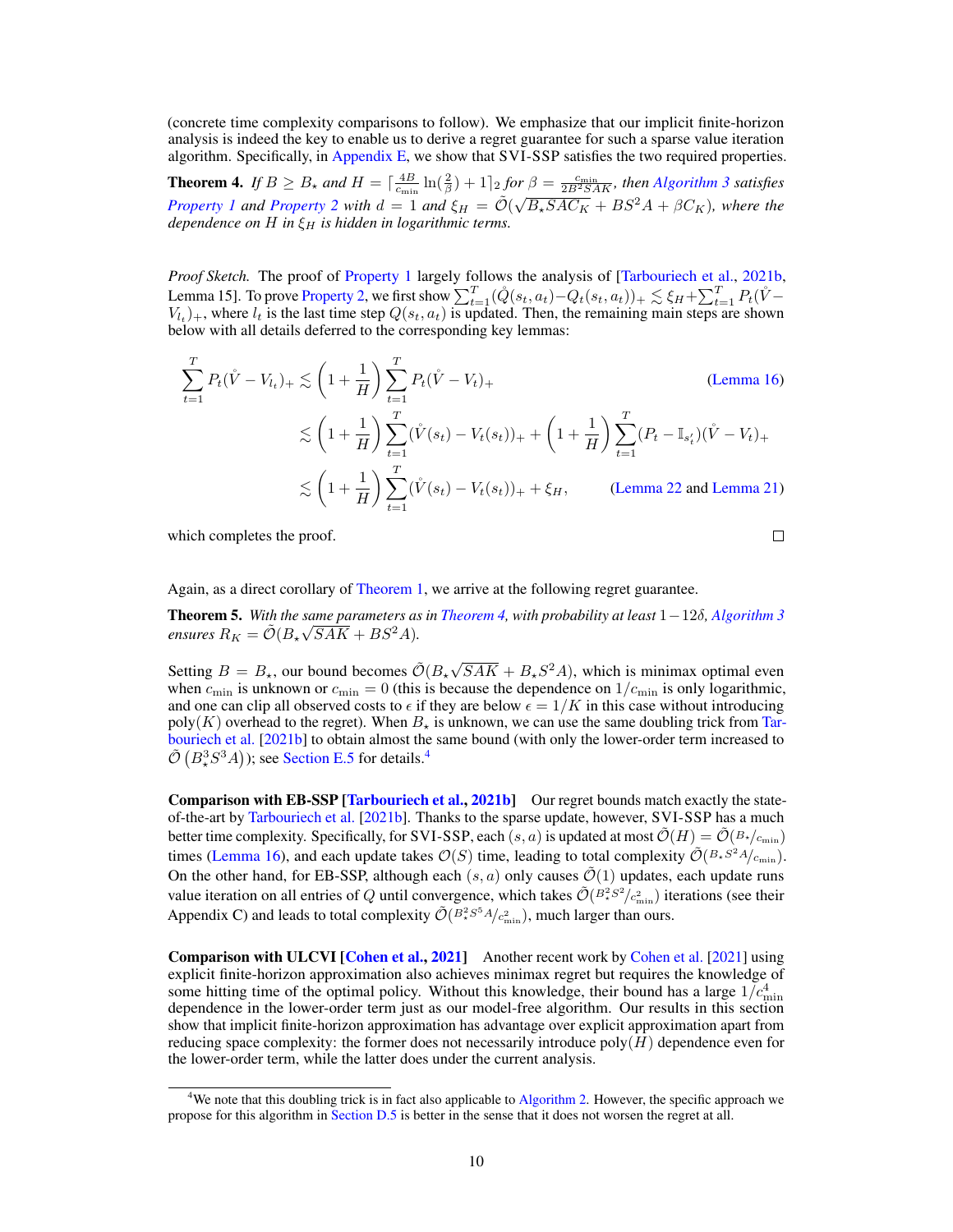(concrete time complexity comparisons to follow). We emphasize that our implicit finite-horizon analysis is indeed the key to enable us to derive a regret guarantee for such a sparse value iteration algorithm. Specifically, in Appendix E, we show that SVI-SSP satisfies the two required properties.

**Theorem 4.** *If $B \geq B_\star$ and $H = \lceil \frac{4B}{c_{\min}} \ln(\frac{2}{\beta}) + 1 \rceil_2$ for $\beta = \frac{c_{\min}}{2B^2SAK}$, then Algorithm 3 satisfies Property 1 and Property 2 with $d = 1$ and $\xi_H = \tilde{\mathcal{O}}(\sqrt{B_\star SAC_K} + BS^2A + \beta C_K)$, where the dependence on $H$ in $\xi_H$ is hidden in logarithmic terms.*

*Proof Sketch.* The proof of Property 1 largely follows the analysis of [Tarbouriech et al., 2021b, Lemma 15]. To prove Property 2, we first show $\sum_{t=1}^T (\mathring{Q}(s_t, a_t) - Q_t(s_t, a_t))_+ \lesssim \xi_H + \sum_{t=1}^T P_t(\mathring{V} - V_{l_t})_+$, where $l_t$ is the last time step $Q(s_t, a_t)$ is updated. Then, the remaining main steps are shown below with all details deferred to the corresponding key lemmas:

$$
\begin{aligned}
\sum_{t=1}^T P_t(\mathring{V} - V_{l_t})_+ &\lesssim \left(1 + \frac{1}{H}\right) \sum_{t=1}^T P_t(\mathring{V} - V_t)_+ && \text{(Lemma 16)} \\
&\lesssim \left(1 + \frac{1}{H}\right) \sum_{t=1}^T (\mathring{V}(s_t) - V_t(s_t))_+ + \left(1 + \frac{1}{H}\right) \sum_{t=1}^T (P_t - \mathbb{I}_{s_t'})(\mathring{V} - V_t)_+ \\
&\lesssim \left(1 + \frac{1}{H}\right) \sum_{t=1}^T (\mathring{V}(s_t) - V_t(s_t))_+ + \xi_H, && \text{(Lemma 22 and Lemma 21)}
\end{aligned}
$$

which completes the proof. □

Again, as a direct corollary of Theorem 1, we arrive at the following regret guarantee.

**Theorem 5.** *With the same parameters as in Theorem 4, with probability at least $1 - 12\delta$, Algorithm 3 ensures $R_K = \tilde{\mathcal{O}}(B_\star \sqrt{SAK} + BS^2A)$.*

Setting $B = B_\star$, our bound becomes $\tilde{\mathcal{O}}(B_\star \sqrt{SAK} + B_\star S^2A)$, which is minimax optimal even when $c_{\min}$ is unknown or $c_{\min} = 0$ (this is because the dependence on $1/c_{\min}$ is only logarithmic, and one can clip all observed costs to $\epsilon$ if they are below $\epsilon = 1/K$ in this case without introducing $\text{poly}(K)$ overhead to the regret). When $B_\star$ is unknown, we can use the same doubling trick from Tarbouriech et al. [2021b] to obtain almost the same bound (with only the lower-order term increased to $\tilde{\mathcal{O}}\left(B_\star^3 S^3 A\right)$); see Section E.5 for details.[4]

**Comparison with EB-SSP [Tarbouriech et al., 2021b]** Our regret bounds match exactly the state-of-the-art by Tarbouriech et al. [2021b]. Thanks to the sparse update, however, SVI-SSP has a much better time complexity. Specifically, for SVI-SSP, each $(s, a)$ is updated at most $\tilde{\mathcal{O}}(H) = \tilde{\mathcal{O}}(B_\star/c_{\min})$ times (Lemma 16), and each update takes $\mathcal{O}(S)$ time, leading to total complexity $\tilde{\mathcal{O}}(B_\star S^2A/c_{\min})$. On the other hand, for EB-SSP, although each $(s, a)$ only causes $\tilde{\mathcal{O}}(1)$ updates, each update runs value iteration on all entries of $Q$ until convergence, which takes $\tilde{\mathcal{O}}(B_\star^2 S^2/c_{\min}^2)$ iterations (see their Appendix C) and leads to total complexity $\tilde{\mathcal{O}}(B_\star^2 S^5 A/c_{\min}^2)$, much larger than ours.

**Comparison with ULCVI [Cohen et al., 2021]** Another recent work by Cohen et al. [2021] using explicit finite-horizon approximation also achieves minimax regret but requires the knowledge of some hitting time of the optimal policy. Without this knowledge, their bound has a large $1/c_{\min}^4$ dependence in the lower-order term just as our model-free algorithm. Our results in this section show that implicit finite-horizon approximation has advantage over explicit approximation apart from reducing space complexity: the former does not necessarily introduce $\text{poly}(H)$ dependence even for the lower-order term, while the latter does under the current analysis.

[4] We note that this doubling trick is in fact also applicable to Algorithm 2. However, the specific approach we propose for this algorithm in Section D.5 is better in the sense that it does not worsen the regret at all.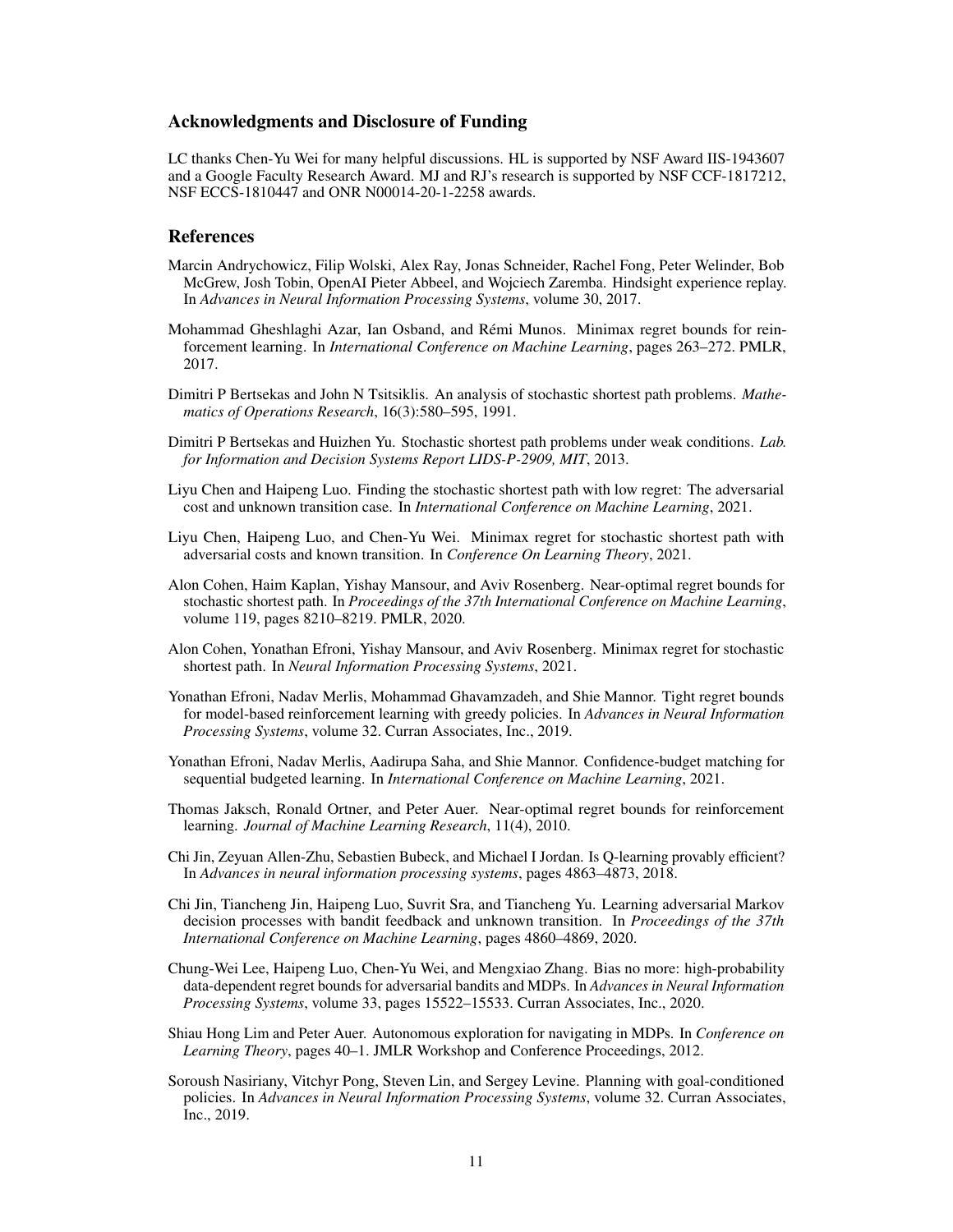## Acknowledgments and Disclosure of Funding

LC thanks Chen-Yu Wei for many helpful discussions. HL is supported by NSF Award IIS-1943607 and a Google Faculty Research Award. MJ and RJ's research is supported by NSF CCF-1817212, NSF ECCS-1810447 and ONR N00014-20-1-2258 awards.

## References

Marcin Andrychowicz, Filip Wolski, Alex Ray, Jonas Schneider, Rachel Fong, Peter Welinder, Bob McGrew, Josh Tobin, OpenAI Pieter Abbeel, and Wojciech Zaremba. Hindsight experience replay. In *Advances in Neural Information Processing Systems*, volume 30, 2017.

Mohammad Gheshlaghi Azar, Ian Osband, and Rémi Munos. Minimax regret bounds for reinforcement learning. In *International Conference on Machine Learning*, pages 263–272. PMLR, 2017.

Dimitri P Bertsekas and John N Tsitsiklis. An analysis of stochastic shortest path problems. *Mathematics of Operations Research*, 16(3):580–595, 1991.

Dimitri P Bertsekas and Huizhen Yu. Stochastic shortest path problems under weak conditions. *Lab. for Information and Decision Systems Report LIDS-P-2909, MIT*, 2013.

Liyu Chen and Haipeng Luo. Finding the stochastic shortest path with low regret: The adversarial cost and unknown transition case. In *International Conference on Machine Learning*, 2021.

Liyu Chen, Haipeng Luo, and Chen-Yu Wei. Minimax regret for stochastic shortest path with adversarial costs and known transition. In *Conference On Learning Theory*, 2021.

Alon Cohen, Haim Kaplan, Yishay Mansour, and Aviv Rosenberg. Near-optimal regret bounds for stochastic shortest path. In *Proceedings of the 37th International Conference on Machine Learning*, volume 119, pages 8210–8219. PMLR, 2020.

Alon Cohen, Yonathan Efroni, Yishay Mansour, and Aviv Rosenberg. Minimax regret for stochastic shortest path. In *Neural Information Processing Systems*, 2021.

Yonathan Efroni, Nadav Merlis, Mohammad Ghavamzadeh, and Shie Mannor. Tight regret bounds for model-based reinforcement learning with greedy policies. In *Advances in Neural Information Processing Systems*, volume 32. Curran Associates, Inc., 2019.

Yonathan Efroni, Nadav Merlis, Aadirupa Saha, and Shie Mannor. Confidence-budget matching for sequential budgeted learning. In *International Conference on Machine Learning*, 2021.

Thomas Jaksch, Ronald Ortner, and Peter Auer. Near-optimal regret bounds for reinforcement learning. *Journal of Machine Learning Research*, 11(4), 2010.

Chi Jin, Zeyuan Allen-Zhu, Sebastien Bubeck, and Michael I Jordan. Is Q-learning provably efficient? In *Advances in neural information processing systems*, pages 4863–4873, 2018.

Chi Jin, Tiancheng Jin, Haipeng Luo, Suvrit Sra, and Tiancheng Yu. Learning adversarial Markov decision processes with bandit feedback and unknown transition. In *Proceedings of the 37th International Conference on Machine Learning*, pages 4860–4869, 2020.

Chung-Wei Lee, Haipeng Luo, Chen-Yu Wei, and Mengxiao Zhang. Bias no more: high-probability data-dependent regret bounds for adversarial bandits and MDPs. In *Advances in Neural Information Processing Systems*, volume 33, pages 15522–15533. Curran Associates, Inc., 2020.

Shiau Hong Lim and Peter Auer. Autonomous exploration for navigating in MDPs. In *Conference on Learning Theory*, pages 40–1. JMLR Workshop and Conference Proceedings, 2012.

Soroush Nasiriany, Vitchyr Pong, Steven Lin, and Sergey Levine. Planning with goal-conditioned policies. In *Advances in Neural Information Processing Systems*, volume 32. Curran Associates, Inc., 2019.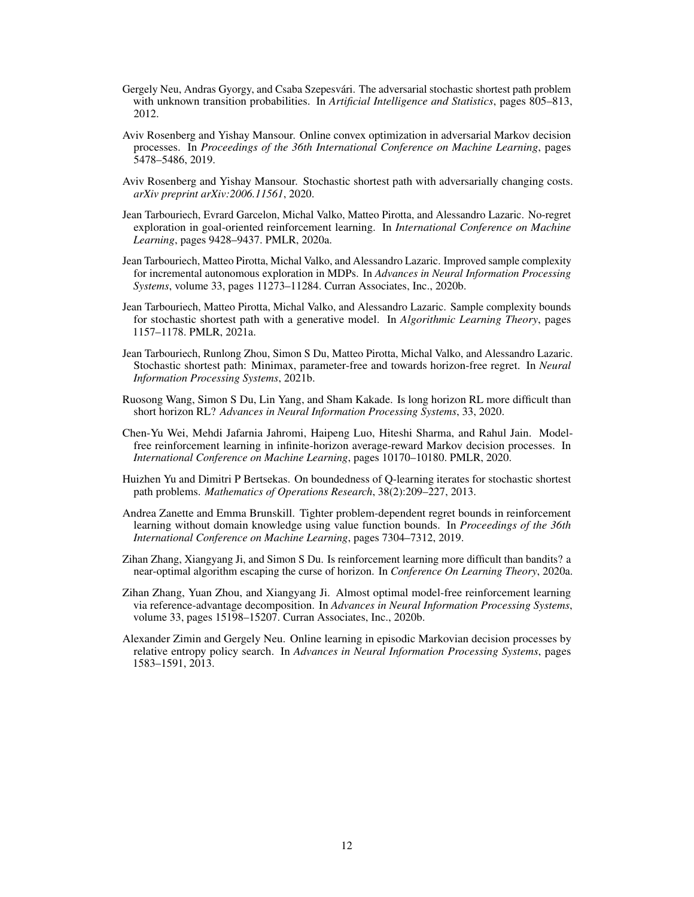Gergely Neu, Andras Gyorgy, and Csaba Szepesvári. The adversarial stochastic shortest path problem with unknown transition probabilities. In *Artificial Intelligence and Statistics*, pages 805–813, 2012.

Aviv Rosenberg and Yishay Mansour. Online convex optimization in adversarial Markov decision processes. In *Proceedings of the 36th International Conference on Machine Learning*, pages 5478–5486, 2019.

Aviv Rosenberg and Yishay Mansour. Stochastic shortest path with adversarially changing costs. *arXiv preprint arXiv:2006.11561*, 2020.

Jean Tarbouriech, Evrard Garcelon, Michal Valko, Matteo Pirotta, and Alessandro Lazaric. No-regret exploration in goal-oriented reinforcement learning. In *International Conference on Machine Learning*, pages 9428–9437. PMLR, 2020a.

Jean Tarbouriech, Matteo Pirotta, Michal Valko, and Alessandro Lazaric. Improved sample complexity for incremental autonomous exploration in MDPs. In *Advances in Neural Information Processing Systems*, volume 33, pages 11273–11284. Curran Associates, Inc., 2020b.

Jean Tarbouriech, Matteo Pirotta, Michal Valko, and Alessandro Lazaric. Sample complexity bounds for stochastic shortest path with a generative model. In *Algorithmic Learning Theory*, pages 1157–1178. PMLR, 2021a.

Jean Tarbouriech, Runlong Zhou, Simon S Du, Matteo Pirotta, Michal Valko, and Alessandro Lazaric. Stochastic shortest path: Minimax, parameter-free and towards horizon-free regret. In *Neural Information Processing Systems*, 2021b.

Ruosong Wang, Simon S Du, Lin Yang, and Sham Kakade. Is long horizon RL more difficult than short horizon RL? *Advances in Neural Information Processing Systems*, 33, 2020.

Chen-Yu Wei, Mehdi Jafarnia Jahromi, Haipeng Luo, Hiteshi Sharma, and Rahul Jain. Model-free reinforcement learning in infinite-horizon average-reward Markov decision processes. In *International Conference on Machine Learning*, pages 10170–10180. PMLR, 2020.

Huizhen Yu and Dimitri P Bertsekas. On boundedness of Q-learning iterates for stochastic shortest path problems. *Mathematics of Operations Research*, 38(2):209–227, 2013.

Andrea Zanette and Emma Brunskill. Tighter problem-dependent regret bounds in reinforcement learning without domain knowledge using value function bounds. In *Proceedings of the 36th International Conference on Machine Learning*, pages 7304–7312, 2019.

Zihan Zhang, Xiangyang Ji, and Simon S Du. Is reinforcement learning more difficult than bandits? a near-optimal algorithm escaping the curse of horizon. In *Conference On Learning Theory*, 2020a.

Zihan Zhang, Yuan Zhou, and Xiangyang Ji. Almost optimal model-free reinforcement learning via reference-advantage decomposition. In *Advances in Neural Information Processing Systems*, volume 33, pages 15198–15207. Curran Associates, Inc., 2020b.

Alexander Zimin and Gergely Neu. Online learning in episodic Markovian decision processes by relative entropy policy search. In *Advances in Neural Information Processing Systems*, pages 1583–1591, 2013.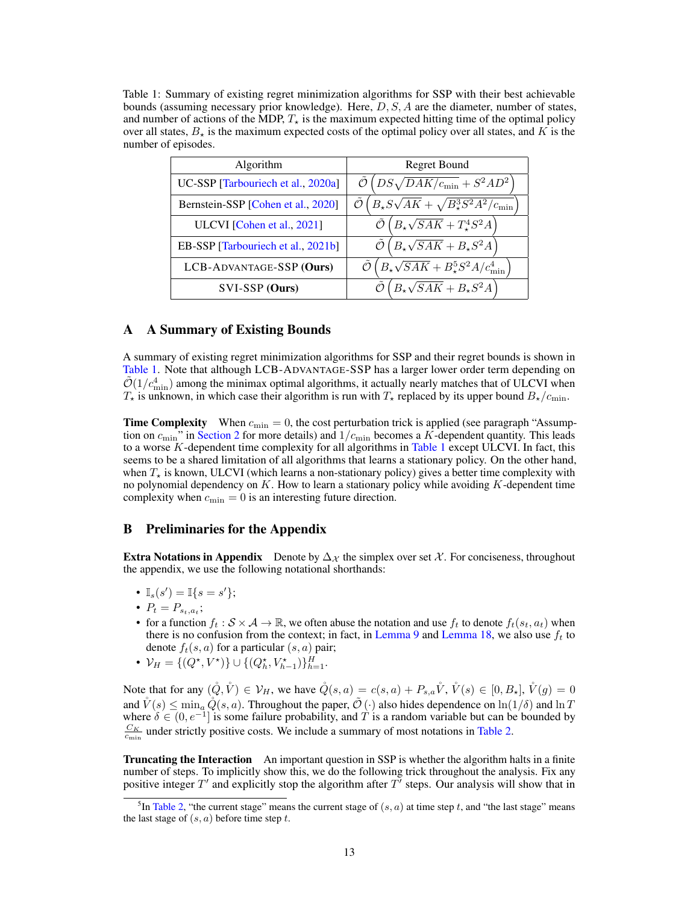Table 1: Summary of existing regret minimization algorithms for SSP with their best achievable bounds (assuming necessary prior knowledge). Here, $D, S, A$ are the diameter, number of states, and number of actions of the MDP, $T_\star$ is the maximum expected hitting time of the optimal policy over all states, $B_\star$ is the maximum expected costs of the optimal policy over all states, and $K$ is the number of episodes.

| Algorithm | Regret Bound |
| --- | --- |
| UC-SSP [Tarbouriech et al., 2020a] | $\tilde{\mathcal{O}}\left(DS\sqrt{DAK/c_{\min}} + S^2AD^2\right)$ |
| Bernstein-SSP [Cohen et al., 2020] | $\tilde{\mathcal{O}}\left(B_\star S\sqrt{AK} + \sqrt{B_\star^3 S^2 A^2/c_{\min}}\right)$ |
| ULCVI [Cohen et al., 2021] | $\tilde{\mathcal{O}}\left(B_\star\sqrt{SAK} + T_\star^4 S^2 A\right)$ |
| EB-SSP [Tarbouriech et al., 2021b] | $\tilde{\mathcal{O}}\left(B_\star\sqrt{SAK} + B_\star S^2 A\right)$ |
| LCB-ADVANTAGE-SSP **(Ours)** | $\tilde{\mathcal{O}}\left(B_\star\sqrt{SAK} + B_\star^5 S^2 A/c_{\min}^4\right)$ |
| SVI-SSP **(Ours)** | $\tilde{\mathcal{O}}\left(B_\star\sqrt{SAK} + B_\star S^2 A\right)$ |

## A A Summary of Existing Bounds

A summary of existing regret minimization algorithms for SSP and their regret bounds is shown in Table 1. Note that although LCB-ADVANTAGE-SSP has a larger lower order term depending on $\tilde{\mathcal{O}}(1/c_{\min}^4)$ among the minimax optimal algorithms, it actually nearly matches that of ULCVI when $T_\star$ is unknown, in which case their algorithm is run with $T_\star$ replaced by its upper bound $B_\star/c_{\min}$.

**Time Complexity** When $c_{\min} = 0$, the cost perturbation trick is applied (see paragraph "Assumption on $c_{\min}$" in Section 2 for more details) and $1/c_{\min}$ becomes a $K$-dependent quantity. This leads to a worse $K$-dependent time complexity for all algorithms in Table 1 except ULCVI. In fact, this seems to be a shared limitation of all algorithms that learns a stationary policy. On the other hand, when $T_\star$ is known, ULCVI (which learns a non-stationary policy) gives a better time complexity with no polynomial dependency on $K$. How to learn a stationary policy while avoiding $K$-dependent time complexity when $c_{\min} = 0$ is an interesting future direction.

## B Preliminaries for the Appendix

**Extra Notations in Appendix** Denote by $\Delta_{\mathcal{X}}$ the simplex over set $\mathcal{X}$. For conciseness, throughout the appendix, we use the following notational shorthands:

- $\mathbb{I}_s(s') = \mathbb{I}\{s = s'\}$;
- $P_t = P_{s_t,a_t}$;
- for a function $f_t : \mathcal{S} \times \mathcal{A} \to \mathbb{R}$, we often abuse the notation and use $f_t$ to denote $f_t(s_t, a_t)$ when there is no confusion from the context; in fact, in Lemma 9 and Lemma 18, we also use $f_t$ to denote $f_t(s, a)$ for a particular $(s, a)$ pair;
- $\mathcal{V}_H = \{(Q^\star, V^\star)\} \cup \{(Q_h^\star, V_{h-1}^\star)\}_{h=1}^H$.

Note that for any $(\mathring{Q}, \mathring{V}) \in \mathcal{V}_H$, we have $\mathring{Q}(s, a) = c(s, a) + P_{s,a}\mathring{V}$, $\mathring{V}(s) \in [0, B_\star]$, $\mathring{V}(g) = 0$ and $\mathring{V}(s) \leq \min_a \mathring{Q}(s, a)$. Throughout the paper, $\tilde{\mathcal{O}}(\cdot)$ also hides dependence on $\ln(1/\delta)$ and $\ln T$ where $\delta \in (0, e^{-1}]$ is some failure probability, and $T$ is a random variable but can be bounded by $\frac{C_K}{c_{\min}}$ under strictly positive costs. We include a summary of most notations in Table 2.

**Truncating the Interaction** An important question in SSP is whether the algorithm halts in a finite number of steps. To implicitly show this, we do the following trick throughout the analysis. Fix any positive integer $T'$ and explicitly stop the algorithm after $T'$ steps. Our analysis will show that in

[5]In Table 2, "the current stage" means the current stage of $(s, a)$ at time step $t$, and "the last stage" means the last stage of $(s, a)$ before time step $t$.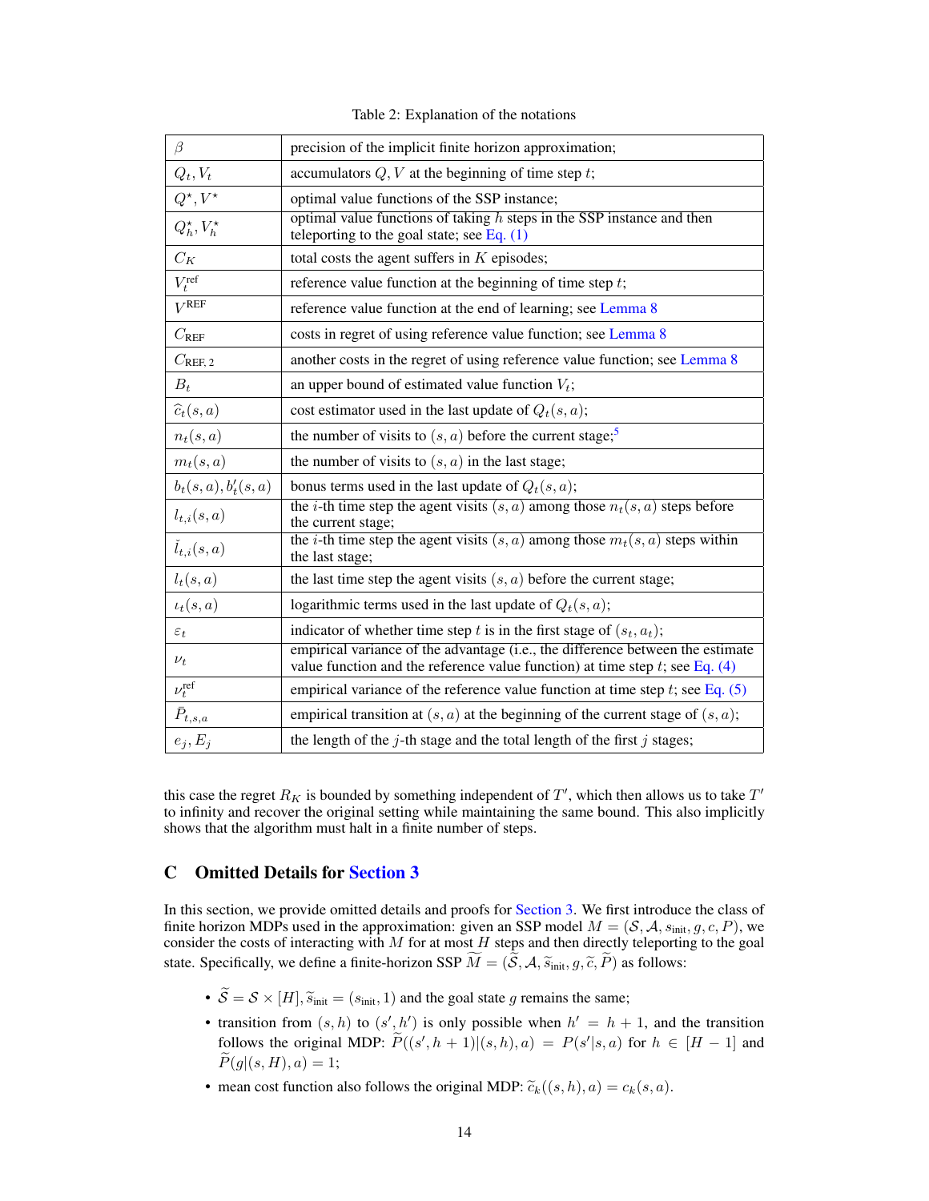Table 2: Explanation of the notations

| | |
|---|---|
| $\beta$ | precision of the implicit finite horizon approximation; |
| $Q_t, V_t$ | accumulators $Q, V$ at the beginning of time step $t$; |
| $Q^\star, V^\star$ | optimal value functions of the SSP instance; |
| $Q^\star_h, V^\star_h$ | optimal value functions of taking $h$ steps in the SSP instance and then teleporting to the goal state; see Eq. (1) |
| $C_K$ | total costs the agent suffers in $K$ episodes; |
| $V^{\text{ref}}_t$ | reference value function at the beginning of time step $t$; |
| $V^{\text{REF}}$ | reference value function at the end of learning; see Lemma 8 |
| $C_{\text{REF}}$ | costs in regret of using reference value function; see Lemma 8 |
| $C_{\text{REF},2}$ | another costs in the regret of using reference value function; see Lemma 8 |
| $B_t$ | an upper bound of estimated value function $V_t$; |
| $\widehat{c}_t(s,a)$ | cost estimator used in the last update of $Q_t(s,a)$; |
| $n_t(s,a)$ | the number of visits to $(s,a)$ before the current stage;[5] |
| $m_t(s,a)$ | the number of visits to $(s,a)$ in the last stage; |
| $b_t(s,a), b'_t(s,a)$ | bonus terms used in the last update of $Q_t(s,a)$; |
| $l_{t,i}(s,a)$ | the $i$-th time step the agent visits $(s,a)$ among those $n_t(s,a)$ steps before the current stage; |
| $\check{l}_{t,i}(s,a)$ | the $i$-th time step the agent visits $(s,a)$ among those $m_t(s,a)$ steps within the last stage; |
| $l_t(s,a)$ | the last time step the agent visits $(s,a)$ before the current stage; |
| $\iota_t(s,a)$ | logarithmic terms used in the last update of $Q_t(s,a)$; |
| $\varepsilon_t$ | indicator of whether time step $t$ is in the first stage of $(s_t,a_t)$; |
| $\nu_t$ | empirical variance of the advantage (i.e., the difference between the estimate value function and the reference value function) at time step $t$; see Eq. (4) |
| $\nu^{\text{ref}}_t$ | empirical variance of the reference value function at time step $t$; see Eq. (5) |
| $\bar{P}_{t,s,a}$ | empirical transition at $(s,a)$ at the beginning of the current stage of $(s,a)$; |
| $e_j, E_j$ | the length of the $j$-th stage and the total length of the first $j$ stages; |

this case the regret $R_K$ is bounded by something independent of $T'$, which then allows us to take $T'$ to infinity and recover the original setting while maintaining the same bound. This also implicitly shows that the algorithm must halt in a finite number of steps.

## C Omitted Details for Section 3

In this section, we provide omitted details and proofs for Section 3. We first introduce the class of finite horizon MDPs used in the approximation: given an SSP model $M = (\mathcal{S}, \mathcal{A}, s_{\text{init}}, g, c, P)$, we consider the costs of interacting with $M$ for at most $H$ steps and then directly teleporting to the goal state. Specifically, we define a finite-horizon SSP $\widetilde{M} = (\widetilde{\mathcal{S}}, \mathcal{A}, \widetilde{s}_{\text{init}}, g, \widetilde{c}, \widetilde{P})$ as follows:

- $\widetilde{\mathcal{S}} = \mathcal{S} \times [H]$, $\widetilde{s}_{\text{init}} = (s_{\text{init}}, 1)$ and the goal state $g$ remains the same;
- transition from $(s,h)$ to $(s',h')$ is only possible when $h' = h+1$, and the transition follows the original MDP: $\widetilde{P}((s',h+1)|(s,h),a) = P(s'|s,a)$ for $h \in [H-1]$ and $\widetilde{P}(g|(s,H),a) = 1$;
- mean cost function also follows the original MDP: $\widetilde{c}_k((s,h),a) = c_k(s,a)$.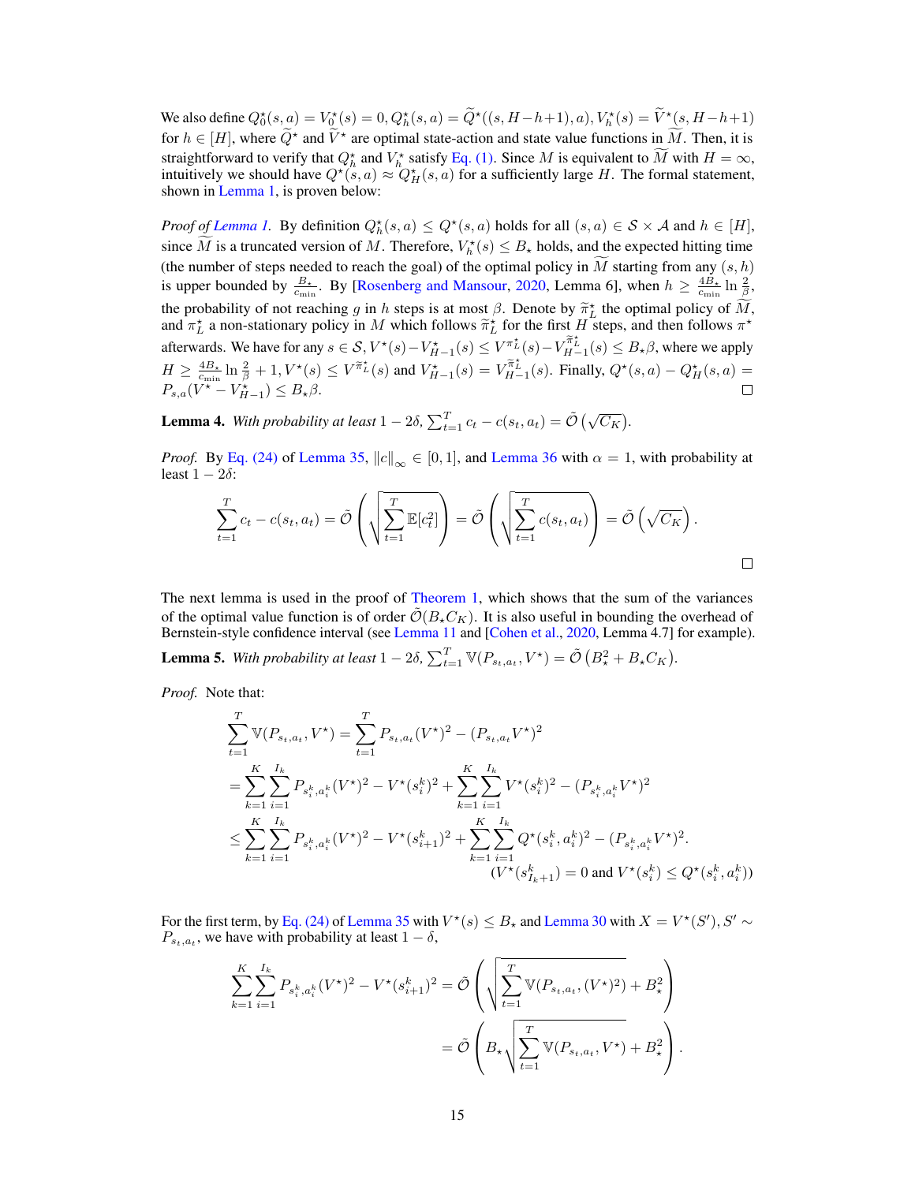We also define $Q^\star_0(s,a) = V^\star_0(s) = 0, Q^\star_h(s,a) = \widetilde{Q}^\star((s, H-h+1), a), V^\star_h(s) = \widetilde{V}^\star(s, H-h+1)$ for $h \in [H]$, where $\widetilde{Q}^\star$ and $\widetilde{V}^\star$ are optimal state-action and state value functions in $\widetilde{M}$. Then, it is straightforward to verify that $Q^\star_h$ and $V^\star_h$ satisfy Eq. (1). Since $M$ is equivalent to $\widetilde{M}$ with $H = \infty$, intuitively we should have $Q^\star(s,a) \approx Q^\star_H(s,a)$ for a sufficiently large $H$. The formal statement, shown in Lemma 1, is proven below:

*Proof of Lemma 1.* By definition $Q^\star_h(s,a) \leq Q^\star(s,a)$ holds for all $(s,a) \in \mathcal{S} \times \mathcal{A}$ and $h \in [H]$, since $\widetilde{M}$ is a truncated version of $M$. Therefore, $V^\star_h(s) \leq B_\star$ holds, and the expected hitting time (the number of steps needed to reach the goal) of the optimal policy in $\widetilde{M}$ starting from any $(s,h)$ is upper bounded by $\frac{B_\star}{c_{\min}}$. By [Rosenberg and Mansour, 2020, Lemma 6], when $h \geq \frac{4B_\star}{c_{\min}} \ln\frac{2}{\beta}$, the probability of not reaching $g$ in $h$ steps is at most $\beta$. Denote by $\widetilde{\pi}^\star_L$ the optimal policy of $\widetilde{M}$, and $\pi^\star_L$ a non-stationary policy in $M$ which follows $\widetilde{\pi}^\star_L$ for the first $H$ steps, and then follows $\pi^\star$ afterwards. We have for any $s \in \mathcal{S}$, $V^\star(s) - V^\star_{H-1}(s) \leq V^{\pi^\star_L}(s) - V^{\widetilde{\pi}^\star_L}_{H-1}(s) \leq B_\star\beta$, where we apply $H \geq \frac{4B_\star}{c_{\min}}\ln\frac{2}{\beta} + 1$, $V^\star(s) \leq V^{\widetilde{\pi}^\star_L}(s)$ and $V^\star_{H-1}(s) = V^{\widetilde{\pi}^\star_L}_{H-1}(s)$. Finally, $Q^\star(s,a) - Q^\star_H(s,a) = P_{s,a}(V^\star - V^\star_{H-1}) \leq B_\star\beta$. □

**Lemma 4.** *With probability at least* $1-2\delta$, $\sum_{t=1}^T c_t - c(s_t,a_t) = \tilde{\mathcal{O}}\left(\sqrt{C_K}\right)$.

*Proof.* By Eq. (24) of Lemma 35, $\left\|c\right\|_\infty \in [0,1]$, and Lemma 36 with $\alpha = 1$, with probability at least $1-2\delta$:

$$\sum_{t=1}^T c_t - c(s_t,a_t) = \tilde{\mathcal{O}}\left(\sqrt{\sum_{t=1}^T \mathbb{E}[c_t^2]}\right) = \tilde{\mathcal{O}}\left(\sqrt{\sum_{t=1}^T c(s_t,a_t)}\right) = \tilde{\mathcal{O}}\left(\sqrt{C_K}\right).$$

□

The next lemma is used in the proof of Theorem 1, which shows that the sum of the variances of the optimal value function is of order $\tilde{\mathcal{O}}(B_\star C_K)$. It is also useful in bounding the overhead of Bernstein-style confidence interval (see Lemma 11 and [Cohen et al., 2020, Lemma 4.7] for example).

**Lemma 5.** *With probability at least* $1-2\delta$, $\sum_{t=1}^T \mathbb{V}(P_{s_t,a_t}, V^\star) = \tilde{\mathcal{O}}\left(B_\star^2 + B_\star C_K\right)$.

*Proof.* Note that:

$$\begin{aligned}
\sum_{t=1}^T \mathbb{V}(P_{s_t,a_t}, V^\star) &= \sum_{t=1}^T P_{s_t,a_t}(V^\star)^2 - (P_{s_t,a_t}V^\star)^2 \\
&= \sum_{k=1}^K\sum_{i=1}^{I_k} P_{s^k_i,a^k_i}(V^\star)^2 - V^\star(s^k_i)^2 + \sum_{k=1}^K\sum_{i=1}^{I_k} V^\star(s^k_i)^2 - (P_{s^k_i,a^k_i}V^\star)^2 \\
&\leq \sum_{k=1}^K\sum_{i=1}^{I_k} P_{s^k_i,a^k_i}(V^\star)^2 - V^\star(s^k_{i+1})^2 + \sum_{k=1}^K\sum_{i=1}^{I_k} Q^\star(s^k_i,a^k_i)^2 - (P_{s^k_i,a^k_i}V^\star)^2. \\
&\qquad\qquad (V^\star(s^k_{I_k+1}) = 0 \text{ and } V^\star(s^k_i) \leq Q^\star(s^k_i,a^k_i))
\end{aligned}$$

For the first term, by Eq. (24) of Lemma 35 with $V^\star(s) \leq B_\star$ and Lemma 30 with $X = V^\star(S')$, $S' \sim P_{s_t,a_t}$, we have with probability at least $1-\delta$,

$$\begin{aligned}
\sum_{k=1}^K\sum_{i=1}^{I_k} P_{s^k_i,a^k_i}(V^\star)^2 - V^\star(s^k_{i+1})^2 &= \tilde{\mathcal{O}}\left(\sqrt{\sum_{t=1}^T \mathbb{V}(P_{s_t,a_t},(V^\star)^2)} + B_\star^2\right) \\
&= \tilde{\mathcal{O}}\left(B_\star\sqrt{\sum_{t=1}^T \mathbb{V}(P_{s_t,a_t},V^\star)} + B_\star^2\right).
\end{aligned}$$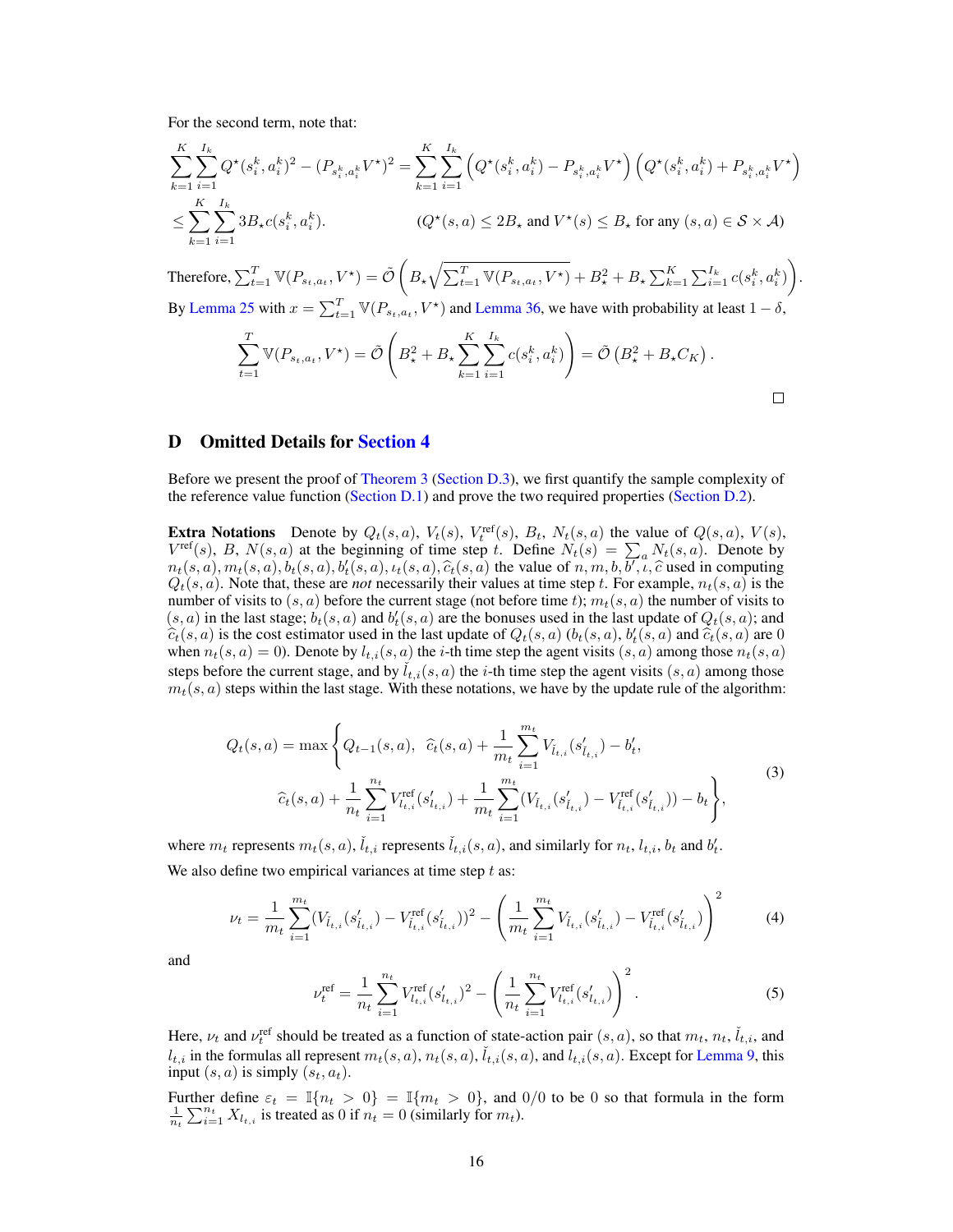For the second term, note that:

$$
\begin{aligned}
\sum_{k=1}^{K}\sum_{i=1}^{I_k} Q^\star(s_i^k,a_i^k)^2 - (P_{s_i^k,a_i^k}V^\star)^2 &= \sum_{k=1}^{K}\sum_{i=1}^{I_k}\left(Q^\star(s_i^k,a_i^k) - P_{s_i^k,a_i^k}V^\star\right)\left(Q^\star(s_i^k,a_i^k) + P_{s_i^k,a_i^k}V^\star\right) \\
&\leq \sum_{k=1}^{K}\sum_{i=1}^{I_k} 3B_\star c(s_i^k,a_i^k). \qquad\qquad (Q^\star(s,a)\leq 2B_\star \text{ and } V^\star(s)\leq B_\star \text{ for any } (s,a)\in\mathcal{S}\times\mathcal{A})
\end{aligned}
$$

Therefore, $\sum_{t=1}^{T}\mathbb{V}(P_{s_t,a_t},V^\star) = \tilde{\mathcal{O}}\left(B_\star\sqrt{\sum_{t=1}^{T}\mathbb{V}(P_{s_t,a_t},V^\star)} + B_\star^2 + B_\star\sum_{k=1}^{K}\sum_{i=1}^{I_k}c(s_i^k,a_i^k)\right)$. By Lemma 25 with $x=\sum_{t=1}^{T}\mathbb{V}(P_{s_t,a_t},V^\star)$ and Lemma 36, we have with probability at least $1-\delta$,

$$
\sum_{t=1}^{T}\mathbb{V}(P_{s_t,a_t},V^\star) = \tilde{\mathcal{O}}\left(B_\star^2 + B_\star\sum_{k=1}^{K}\sum_{i=1}^{I_k}c(s_i^k,a_i^k)\right) = \tilde{\mathcal{O}}\left(B_\star^2 + B_\star C_K\right).
$$

□

# D Omitted Details for Section 4

Before we present the proof of Theorem 3 (Section D.3), we first quantify the sample complexity of the reference value function (Section D.1) and prove the two required properties (Section D.2).

**Extra Notations** Denote by $Q_t(s,a)$, $V_t(s)$, $V_t^{\text{ref}}(s)$, $B_t$, $N_t(s,a)$ the value of $Q(s,a)$, $V(s)$, $V^{\text{ref}}(s)$, $B$, $N(s,a)$ at the beginning of time step $t$. Define $N_t(s) = \sum_a N_t(s,a)$. Denote by $n_t(s,a), m_t(s,a), b_t(s,a), b_t'(s,a), \iota_t(s,a), \widehat{c}_t(s,a)$ the value of $n, m, b, b', \iota, \widehat{c}$ used in computing $Q_t(s,a)$. Note that, these are *not* necessarily their values at time step $t$. For example, $n_t(s,a)$ is the number of visits to $(s,a)$ before the current stage (not before time $t$); $m_t(s,a)$ the number of visits to $(s,a)$ in the last stage; $b_t(s,a)$ and $b_t'(s,a)$ are the bonuses used in the last update of $Q_t(s,a)$; and $\widehat{c}_t(s,a)$ is the cost estimator used in the last update of $Q_t(s,a)$ ($b_t(s,a)$, $b_t'(s,a)$ and $\widehat{c}_t(s,a)$ are 0 when $n_t(s,a)=0$). Denote by $l_{t,i}(s,a)$ the $i$-th time step the agent visits $(s,a)$ among those $n_t(s,a)$ steps before the current stage, and by $\check{l}_{t,i}(s,a)$ the $i$-th time step the agent visits $(s,a)$ among those $m_t(s,a)$ steps within the last stage. With these notations, we have by the update rule of the algorithm:

$$
\begin{aligned}
Q_t(s,a) = \max\Bigg\{ & Q_{t-1}(s,a),\ \ \widehat{c}_t(s,a) + \frac{1}{m_t}\sum_{i=1}^{m_t} V_{\check{l}_{t,i}}(s'_{\check{l}_{t,i}}) - b_t', \\
& \widehat{c}_t(s,a) + \frac{1}{n_t}\sum_{i=1}^{n_t} V^{\text{ref}}_{l_{t,i}}(s'_{l_{t,i}}) + \frac{1}{m_t}\sum_{i=1}^{m_t}(V_{\check{l}_{t,i}}(s'_{\check{l}_{t,i}}) - V^{\text{ref}}_{\check{l}_{t,i}}(s'_{\check{l}_{t,i}})) - b_t \Bigg\},
\end{aligned}
\tag{3}
$$

where $m_t$ represents $m_t(s,a)$, $\check{l}_{t,i}$ represents $\check{l}_{t,i}(s,a)$, and similarly for $n_t$, $l_{t,i}$, $b_t$ and $b_t'$.

We also define two empirical variances at time step $t$ as:

$$
\nu_t = \frac{1}{m_t}\sum_{i=1}^{m_t}(V_{\check{l}_{t,i}}(s'_{\check{l}_{t,i}}) - V^{\text{ref}}_{\check{l}_{t,i}}(s'_{\check{l}_{t,i}}))^2 - \left(\frac{1}{m_t}\sum_{i=1}^{m_t} V_{\check{l}_{t,i}}(s'_{\check{l}_{t,i}}) - V^{\text{ref}}_{\check{l}_{t,i}}(s'_{\check{l}_{t,i}})\right)^2 \tag{4}
$$

and

$$
\nu_t^{\text{ref}} = \frac{1}{n_t}\sum_{i=1}^{n_t} V^{\text{ref}}_{l_{t,i}}(s'_{l_{t,i}})^2 - \left(\frac{1}{n_t}\sum_{i=1}^{n_t} V^{\text{ref}}_{l_{t,i}}(s'_{l_{t,i}})\right)^2. \tag{5}
$$

Here, $\nu_t$ and $\nu_t^{\text{ref}}$ should be treated as a function of state-action pair $(s,a)$, so that $m_t$, $n_t$, $\check{l}_{t,i}$, and $l_{t,i}$ in the formulas all represent $m_t(s,a)$, $n_t(s,a)$, $\check{l}_{t,i}(s,a)$, and $l_{t,i}(s,a)$. Except for Lemma 9, this input $(s,a)$ is simply $(s_t,a_t)$.

Further define $\varepsilon_t = \mathbb{I}\{n_t > 0\} = \mathbb{I}\{m_t > 0\}$, and $0/0$ to be 0 so that formula in the form $\frac{1}{n_t}\sum_{i=1}^{n_t} X_{l_{t,i}}$ is treated as 0 if $n_t = 0$ (similarly for $m_t$).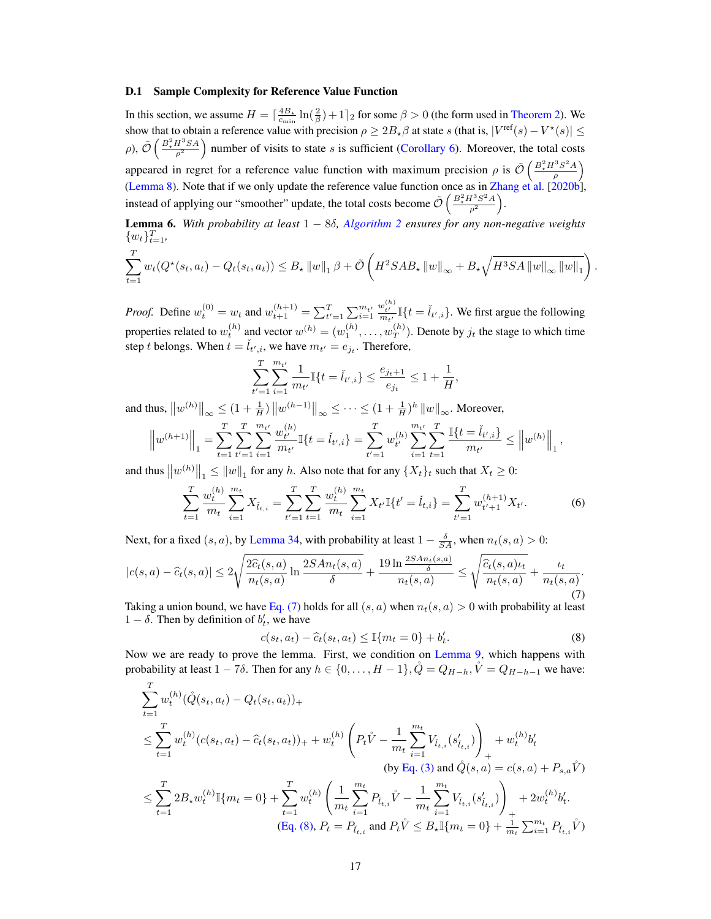### D.1 Sample Complexity for Reference Value Function

In this section, we assume $H = \lceil \frac{4B_\star}{c_{\min}} \ln(\frac{2}{\beta}) + 1 \rceil_2$ for some $\beta > 0$ (the form used in Theorem 2). We show that to obtain a reference value with precision $\rho \geq 2B_\star\beta$ at state $s$ (that is, $|V^{\text{ref}}(s) - V^\star(s)| \leq \rho$), $\tilde{\mathcal{O}}\left(\frac{B_\star^2 H^3 SA}{\rho^2}\right)$ number of visits to state $s$ is sufficient (Corollary 6). Moreover, the total costs appeared in regret for a reference value function with maximum precision $\rho$ is $\tilde{\mathcal{O}}\left(\frac{B_\star^2 H^3 S^2 A}{\rho}\right)$ (Lemma 8). Note that if we only update the reference value function once as in Zhang et al. [2020b], instead of applying our "smoother" update, the total costs become $\tilde{\mathcal{O}}\left(\frac{B_\star^2 H^3 S^2 A}{\rho^2}\right)$.

**Lemma 6.** *With probability at least $1 - 8\delta$, Algorithm 2 ensures for any non-negative weights $\{w_t\}_{t=1}^T$,*

$$\sum_{t=1}^T w_t(Q^\star(s_t, a_t) - Q_t(s_t, a_t)) \leq B_\star \|w\|_1 \beta + \tilde{\mathcal{O}}\left(H^2 SAB_\star \|w\|_\infty + B_\star\sqrt{H^3 SA \|w\|_\infty \|w\|_1}\right).$$

*Proof.* Define $w_t^{(0)} = w_t$ and $w_{t+1}^{(h+1)} = \sum_{t'=1}^T \sum_{i=1}^{m_{t'}} \frac{w_{t'}^{(h)}}{m_{t'}} \mathbb{I}\{t = \check{l}_{t',i}\}$. We first argue the following properties related to $w_t^{(h)}$ and vector $w^{(h)} = (w_1^{(h)}, \ldots, w_T^{(h)})$. Denote by $j_t$ the stage to which time step $t$ belongs. When $t = \check{l}_{t',i}$, we have $m_{t'} = e_{j_t}$. Therefore,

$$\sum_{t'=1}^T \sum_{i=1}^{m_{t'}} \frac{1}{m_{t'}} \mathbb{I}\{t = \check{l}_{t',i}\} \leq \frac{e_{j_t+1}}{e_{j_t}} \leq 1 + \frac{1}{H},$$

and thus, $\left\|w^{(h)}\right\|_\infty \leq (1 + \frac{1}{H}) \left\|w^{(h-1)}\right\|_\infty \leq \cdots \leq (1 + \frac{1}{H})^h \|w\|_\infty$. Moreover,

$$\left\|w^{(h+1)}\right\|_1 = \sum_{t=1}^T \sum_{t'=1}^T \sum_{i=1}^{m_{t'}} \frac{w_{t'}^{(h)}}{m_{t'}} \mathbb{I}\{t = \check{l}_{t',i}\} = \sum_{t'=1}^T w_{t'}^{(h)} \sum_{i=1}^{m_{t'}} \sum_{t=1}^T \frac{\mathbb{I}\{t = \check{l}_{t',i}\}}{m_{t'}} \leq \left\|w^{(h)}\right\|_1,$$

and thus $\left\|w^{(h)}\right\|_1 \leq \|w\|_1$ for any $h$. Also note that for any $\{X_t\}_t$ such that $X_t \geq 0$:

$$\sum_{t=1}^T \frac{w_t^{(h)}}{m_t} \sum_{i=1}^{m_t} X_{\check{l}_{t,i}} = \sum_{t'=1}^T \sum_{t=1}^T \frac{w_t^{(h)}}{m_t} \sum_{i=1}^{m_t} X_{t'} \mathbb{I}\{t' = \check{l}_{t,i}\} = \sum_{t'=1}^T w_{t'+1}^{(h+1)} X_{t'}. \tag{6}$$

Next, for a fixed $(s, a)$, by Lemma 34, with probability at least $1 - \frac{\delta}{SA}$, when $n_t(s, a) > 0$:

$$|c(s, a) - \widehat{c}_t(s, a)| \leq 2\sqrt{\frac{2\widehat{c}_t(s, a)}{n_t(s, a)} \ln \frac{2SAn_t(s, a)}{\delta}} + \frac{19 \ln \frac{2SAn_t(s,a)}{\delta}}{n_t(s, a)} \leq \sqrt{\frac{\widehat{c}_t(s, a)\iota_t}{n_t(s, a)}} + \frac{\iota_t}{n_t(s, a)}. \tag{7}$$

Taking a union bound, we have Eq. (7) holds for all $(s, a)$ when $n_t(s, a) > 0$ with probability at least $1 - \delta$. Then by definition of $b'_t$, we have

$$c(s_t, a_t) - \widehat{c}_t(s_t, a_t) \leq \mathbb{I}\{m_t = 0\} + b'_t. \tag{8}$$

Now we are ready to prove the lemma. First, we condition on Lemma 9, which happens with probability at least $1 - 7\delta$. Then for any $h \in \{0, \ldots, H - 1\}$, $\mathring{Q} = Q_{H-h}$, $\mathring{V} = Q_{H-h-1}$ we have:

$$\begin{aligned}
&\sum_{t=1}^T w_t^{(h)}(\mathring{Q}(s_t, a_t) - Q_t(s_t, a_t))_+ \\
&\leq \sum_{t=1}^T w_t^{(h)}(c(s_t, a_t) - \widehat{c}_t(s_t, a_t))_+ + w_t^{(h)}\left(P_t\mathring{V} - \frac{1}{m_t}\sum_{i=1}^{m_t} V_{\check{l}_{t,i}}(s'_{\check{l}_{t,i}})\right)_+ + w_t^{(h)}b'_t \\
&\hspace{20em} \text{(by Eq. (3) and } \mathring{Q}(s, a) = c(s, a) + P_{s,a}\mathring{V}) \\
&\leq \sum_{t=1}^T 2B_\star w_t^{(h)}\mathbb{I}\{m_t = 0\} + \sum_{t=1}^T w_t^{(h)}\left(\frac{1}{m_t}\sum_{i=1}^{m_t} P_{\check{l}_{t,i}}\mathring{V} - \frac{1}{m_t}\sum_{i=1}^{m_t} V_{\check{l}_{t,i}}(s'_{\check{l}_{t,i}})\right)_+ + 2w_t^{(h)}b'_t. \\
&\hspace{8em} \text{(Eq. (8), } P_t = P_{\check{l}_{t,i}} \text{ and } P_t\mathring{V} \leq B_\star\mathbb{I}\{m_t = 0\} + \tfrac{1}{m_t}\textstyle\sum_{i=1}^{m_t} P_{\check{l}_{t,i}}\mathring{V})
\end{aligned}$$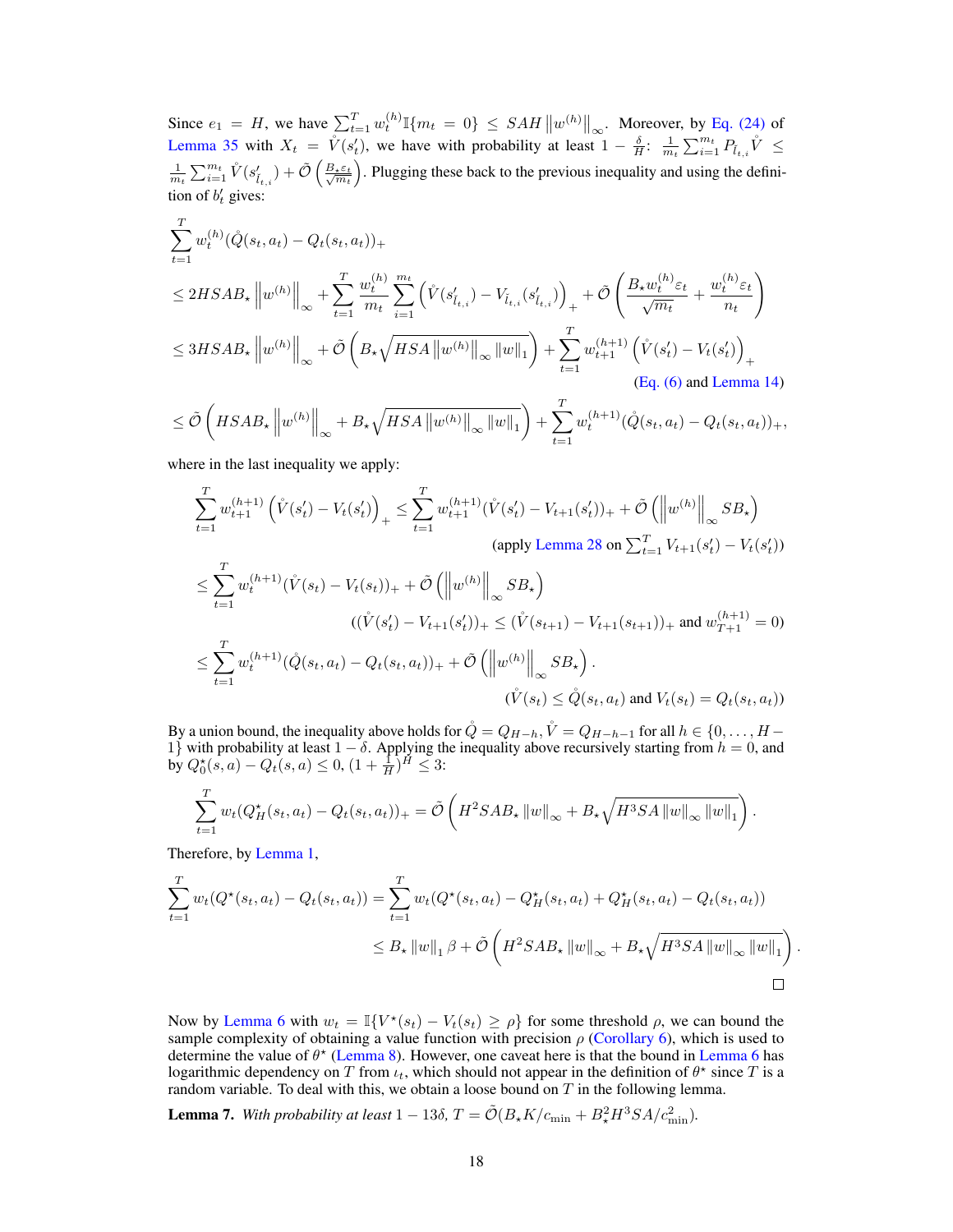Since $e_1 = H$, we have $\sum_{t=1}^T w_t^{(h)} \mathbb{I}\{m_t = 0\} \leq SAH \left\|w^{(h)}\right\|_\infty$. Moreover, by Eq. (24) of Lemma 35 with $X_t = \mathring{V}(s'_t)$, we have with probability at least $1 - \frac{\delta}{H}$: $\frac{1}{m_t}\sum_{i=1}^{m_t} P_{\bar{l}_{t,i}} \mathring{V} \leq \frac{1}{m_t}\sum_{i=1}^{m_t} \mathring{V}(s'_{\bar{l}_{t,i}}) + \tilde{\mathcal{O}}\left(\frac{B_\star \varepsilon_t}{\sqrt{m_t}}\right)$. Plugging these back to the previous inequality and using the definition of $b'_t$ gives:

$$
\begin{aligned}
&\sum_{t=1}^T w_t^{(h)} (\mathring{Q}(s_t, a_t) - Q_t(s_t, a_t))_+ \\
&\leq 2HSAB_\star \left\|w^{(h)}\right\|_\infty + \sum_{t=1}^T \frac{w_t^{(h)}}{m_t} \sum_{i=1}^{m_t} \left(\mathring{V}(s'_{\bar{l}_{t,i}}) - V_{\bar{l}_{t,i}}(s'_{\bar{l}_{t,i}})\right)_+ + \tilde{\mathcal{O}}\left(\frac{B_\star w_t^{(h)} \varepsilon_t}{\sqrt{m_t}} + \frac{w_t^{(h)} \varepsilon_t}{n_t}\right) \\
&\leq 3HSAB_\star \left\|w^{(h)}\right\|_\infty + \tilde{\mathcal{O}}\left(B_\star \sqrt{HSA \left\|w^{(h)}\right\|_\infty \|w\|_1}\right) + \sum_{t=1}^T w_{t+1}^{(h+1)} \left(\mathring{V}(s'_t) - V_t(s'_t)\right)_+ \\
&\hspace{25em} \text{(Eq. (6) and Lemma 14)} \\
&\leq \tilde{\mathcal{O}}\left(HSAB_\star \left\|w^{(h)}\right\|_\infty + B_\star \sqrt{HSA \left\|w^{(h)}\right\|_\infty \|w\|_1}\right) + \sum_{t=1}^T w_t^{(h+1)} (\mathring{Q}(s_t, a_t) - Q_t(s_t, a_t))_+,
\end{aligned}
$$

where in the last inequality we apply:

$$
\begin{aligned}
\sum_{t=1}^T w_{t+1}^{(h+1)} \left(\mathring{V}(s'_t) - V_t(s'_t)\right)_+ &\leq \sum_{t=1}^T w_{t+1}^{(h+1)} (\mathring{V}(s'_t) - V_{t+1}(s'_t))_+ + \tilde{\mathcal{O}}\left(\left\|w^{(h)}\right\|_\infty SB_\star\right) \\
&\hspace{10em} \text{(apply Lemma 28 on } \textstyle\sum_{t=1}^T V_{t+1}(s'_t) - V_t(s'_t)) \\
&\leq \sum_{t=1}^T w_t^{(h+1)} (\mathring{V}(s_t) - V_t(s_t))_+ + \tilde{\mathcal{O}}\left(\left\|w^{(h)}\right\|_\infty SB_\star\right) \\
&\hspace{6em} ((\mathring{V}(s'_t) - V_{t+1}(s'_t))_+ \leq (\mathring{V}(s_{t+1}) - V_{t+1}(s_{t+1}))_+ \text{ and } w_{T+1}^{(h+1)} = 0) \\
&\leq \sum_{t=1}^T w_t^{(h+1)} (\mathring{Q}(s_t, a_t) - Q_t(s_t, a_t))_+ + \tilde{\mathcal{O}}\left(\left\|w^{(h)}\right\|_\infty SB_\star\right). \\
&\hspace{12em} (\mathring{V}(s_t) \leq \mathring{Q}(s_t, a_t) \text{ and } V_t(s_t) = Q_t(s_t, a_t))
\end{aligned}
$$

By a union bound, the inequality above holds for $\mathring{Q} = Q_{H-h}, \mathring{V} = Q_{H-h-1}$ for all $h \in \{0, \ldots, H-1\}$ with probability at least $1 - \delta$. Applying the inequality above recursively starting from $h = 0$, and by $Q_0^\star(s, a) - Q_t(s, a) \leq 0$, $(1 + \frac{1}{H})^H \leq 3$:

$$
\sum_{t=1}^T w_t (Q_H^\star(s_t, a_t) - Q_t(s_t, a_t))_+ = \tilde{\mathcal{O}}\left(H^2 SAB_\star \|w\|_\infty + B_\star \sqrt{H^3 SA \|w\|_\infty \|w\|_1}\right).
$$

Therefore, by Lemma 1,

$$
\begin{aligned}
\sum_{t=1}^T w_t (Q^\star(s_t, a_t) - Q_t(s_t, a_t)) &= \sum_{t=1}^T w_t (Q^\star(s_t, a_t) - Q_H^\star(s_t, a_t) + Q_H^\star(s_t, a_t) - Q_t(s_t, a_t)) \\
&\leq B_\star \|w\|_1 \beta + \tilde{\mathcal{O}}\left(H^2 SAB_\star \|w\|_\infty + B_\star \sqrt{H^3 SA \|w\|_\infty \|w\|_1}\right).
\end{aligned}
$$

□

Now by Lemma 6 with $w_t = \mathbb{I}\{V^\star(s_t) - V_t(s_t) \geq \rho\}$ for some threshold $\rho$, we can bound the sample complexity of obtaining a value function with precision $\rho$ (Corollary 6), which is used to determine the value of $\theta^\star$ (Lemma 8). However, one caveat here is that the bound in Lemma 6 has logarithmic dependency on $T$ from $\iota_t$, which should not appear in the definition of $\theta^\star$ since $T$ is a random variable. To deal with this, we obtain a loose bound on $T$ in the following lemma.

**Lemma 7.** *With probability at least $1 - 13\delta$, $T = \tilde{\mathcal{O}}(B_\star K / c_{\min} + B_\star^2 H^3 SA / c_{\min}^2)$.*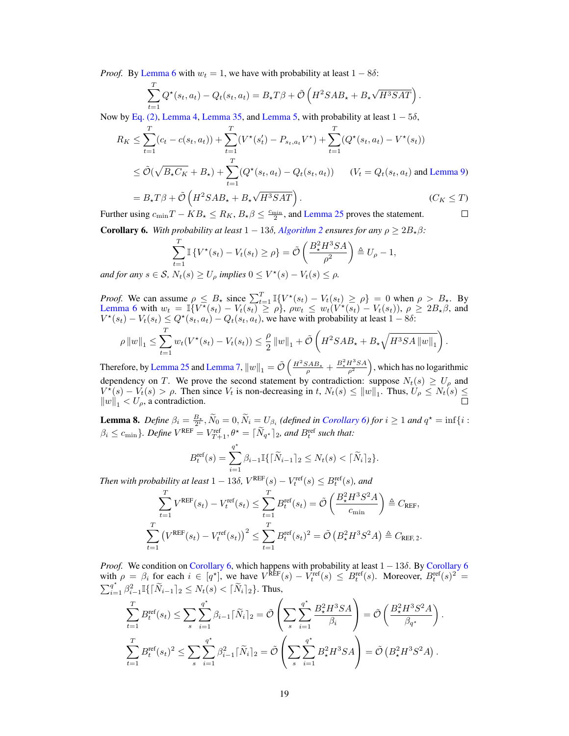*Proof.* By Lemma 6 with $w_t = 1$, we have with probability at least $1 - 8\delta$:

$$\sum_{t=1}^{T} Q^\star(s_t, a_t) - Q_t(s_t, a_t) = B_\star T\beta + \tilde{\mathcal{O}}\left(H^2 SAB_\star + B_\star\sqrt{H^3 SAT}\right).$$

Now by Eq. (2), Lemma 4, Lemma 35, and Lemma 5, with probability at least $1 - 5\delta$,

$$\begin{aligned}
R_K &\leq \sum_{t=1}^{T}(c_t - c(s_t, a_t)) + \sum_{t=1}^{T}(V^\star(s'_t) - P_{s_t,a_t}V^\star) + \sum_{t=1}^{T}(Q^\star(s_t, a_t) - V^\star(s_t)) \\
&\leq \tilde{\mathcal{O}}(\sqrt{B_\star C_K} + B_\star) + \sum_{t=1}^{T}(Q^\star(s_t, a_t) - Q_t(s_t, a_t)) \qquad (V_t = Q_t(s_t, a_t) \text{ and Lemma 9}) \\
&= B_\star T\beta + \tilde{\mathcal{O}}\left(H^2 SAB_\star + B_\star\sqrt{H^3 SAT}\right). \qquad (C_K \leq T)
\end{aligned}$$

Further using $c_{\min}T - KB_\star \leq R_K$, $B_\star\beta \leq \frac{c_{\min}}{2}$, and Lemma 25 proves the statement. $\square$

**Corollary 6.** *With probability at least $1 - 13\delta$, Algorithm 2 ensures for any $\rho \geq 2B_\star\beta$:*

$$\sum_{t=1}^{T}\mathbb{I}\{V^\star(s_t) - V_t(s_t) \geq \rho\} = \tilde{\mathcal{O}}\left(\frac{B_\star^2 H^3 SA}{\rho^2}\right) \triangleq U_\rho - 1,$$

*and for any $s \in \mathcal{S}$, $N_t(s) \geq U_\rho$ implies $0 \leq V^\star(s) - V_t(s) \leq \rho$.*

*Proof.* We can assume $\rho \leq B_\star$ since $\sum_{t=1}^{T}\mathbb{I}\{V^\star(s_t) - V_t(s_t) \geq \rho\} = 0$ when $\rho > B_\star$. By Lemma 6 with $w_t = \mathbb{I}\{V^\star(s_t) - V_t(s_t) \geq \rho\}$, $\rho w_t \leq w_t(V^\star(s_t) - V_t(s_t))$, $\rho \geq 2B_\star\beta$, and $V^\star(s_t) - V_t(s_t) \leq Q^\star(s_t, a_t) - Q_t(s_t, a_t)$, we have with probability at least $1 - 8\delta$:

$$\rho\left\|w\right\|_1 \leq \sum_{t=1}^{T} w_t(V^\star(s_t) - V_t(s_t)) \leq \frac{\rho}{2}\left\|w\right\|_1 + \tilde{\mathcal{O}}\left(H^2 SAB_\star + B_\star\sqrt{H^3 SA\left\|w\right\|_1}\right).$$

Therefore, by Lemma 25 and Lemma 7, $\left\|w\right\|_1 = \tilde{\mathcal{O}}\left(\frac{H^2 SAB_\star}{\rho} + \frac{B_\star^2 H^3 SA}{\rho^2}\right)$, which has no logarithmic dependency on $T$. We prove the second statement by contradiction: suppose $N_t(s) \geq U_\rho$ and $V^\star(s) - V_t(s) > \rho$. Then since $V_t$ is non-decreasing in $t$, $N_t(s) \leq \left\|w\right\|_1$. Thus, $U_\rho \leq N_t(s) \leq \left\|w\right\|_1 < U_\rho$, a contradiction. $\square$

**Lemma 8.** *Define $\beta_i = \frac{B_\star}{2^i}$, $\widetilde{N}_0 = 0$, $\widetilde{N}_i = U_{\beta_i}$ (defined in Corollary 6) for $i \geq 1$ and $q^\star = \inf\{i : \beta_i \leq c_{\min}\}$. Define $V^{\text{REF}} = V^{\text{ref}}_{T+1}$, $\theta^\star = \lceil \widetilde{N}_{q^\star}\rceil_2$, and $B^{\text{ref}}_t$ such that:*

$$B^{\text{ref}}_t(s) = \sum_{i=1}^{q^\star}\beta_{i-1}\mathbb{I}\{\lceil\widetilde{N}_{i-1}\rceil_2 \leq N_t(s) < \lceil\widetilde{N}_i\rceil_2\}.$$

*Then with probability at least $1 - 13\delta$, $V^{\text{REF}}(s) - V^{\text{ref}}_t(s) \leq B^{\text{ref}}_t(s)$, and*

$$\sum_{t=1}^{T} V^{\text{REF}}(s_t) - V^{\text{ref}}_t(s_t) \leq \sum_{t=1}^{T} B^{\text{ref}}_t(s_t) = \tilde{\mathcal{O}}\left(\frac{B_\star^2 H^3 S^2 A}{c_{\min}}\right) \triangleq C_{\text{REF}},$$

$$\sum_{t=1}^{T}\left(V^{\text{REF}}(s_t) - V^{\text{ref}}_t(s_t)\right)^2 \leq \sum_{t=1}^{T} B^{\text{ref}}_t(s_t)^2 = \tilde{\mathcal{O}}\left(B_\star^2 H^3 S^2 A\right) \triangleq C_{\text{REF, 2}}.$$

*Proof.* We condition on Corollary 6, which happens with probability at least $1 - 13\delta$. By Corollary 6 with $\rho = \beta_i$ for each $i \in [q^\star]$, we have $V^{\text{REF}}(s) - V^{\text{ref}}_t(s) \leq B^{\text{ref}}_t(s)$. Moreover, $B^{\text{ref}}_t(s)^2 = \sum_{i=1}^{q^\star}\beta_{i-1}^2\mathbb{I}\{\lceil\widetilde{N}_{i-1}\rceil_2 \leq N_t(s) < \lceil\widetilde{N}_i\rceil_2\}$. Thus,

$$\sum_{t=1}^{T} B^{\text{ref}}_t(s_t) \leq \sum_s\sum_{i=1}^{q^\star}\beta_{i-1}\lceil\widetilde{N}_i\rceil_2 = \tilde{\mathcal{O}}\left(\sum_s\sum_{i=1}^{q^\star}\frac{B_\star^2 H^3 SA}{\beta_i}\right) = \tilde{\mathcal{O}}\left(\frac{B_\star^2 H^3 S^2 A}{\beta_{q^\star}}\right).$$

$$\sum_{t=1}^{T} B^{\text{ref}}_t(s_t)^2 \leq \sum_s\sum_{i=1}^{q^\star}\beta_{i-1}^2\lceil\widetilde{N}_i\rceil_2 = \tilde{\mathcal{O}}\left(\sum_s\sum_{i=1}^{q^\star} B_\star^2 H^3 SA\right) = \tilde{\mathcal{O}}\left(B_\star^2 H^3 S^2 A\right).$$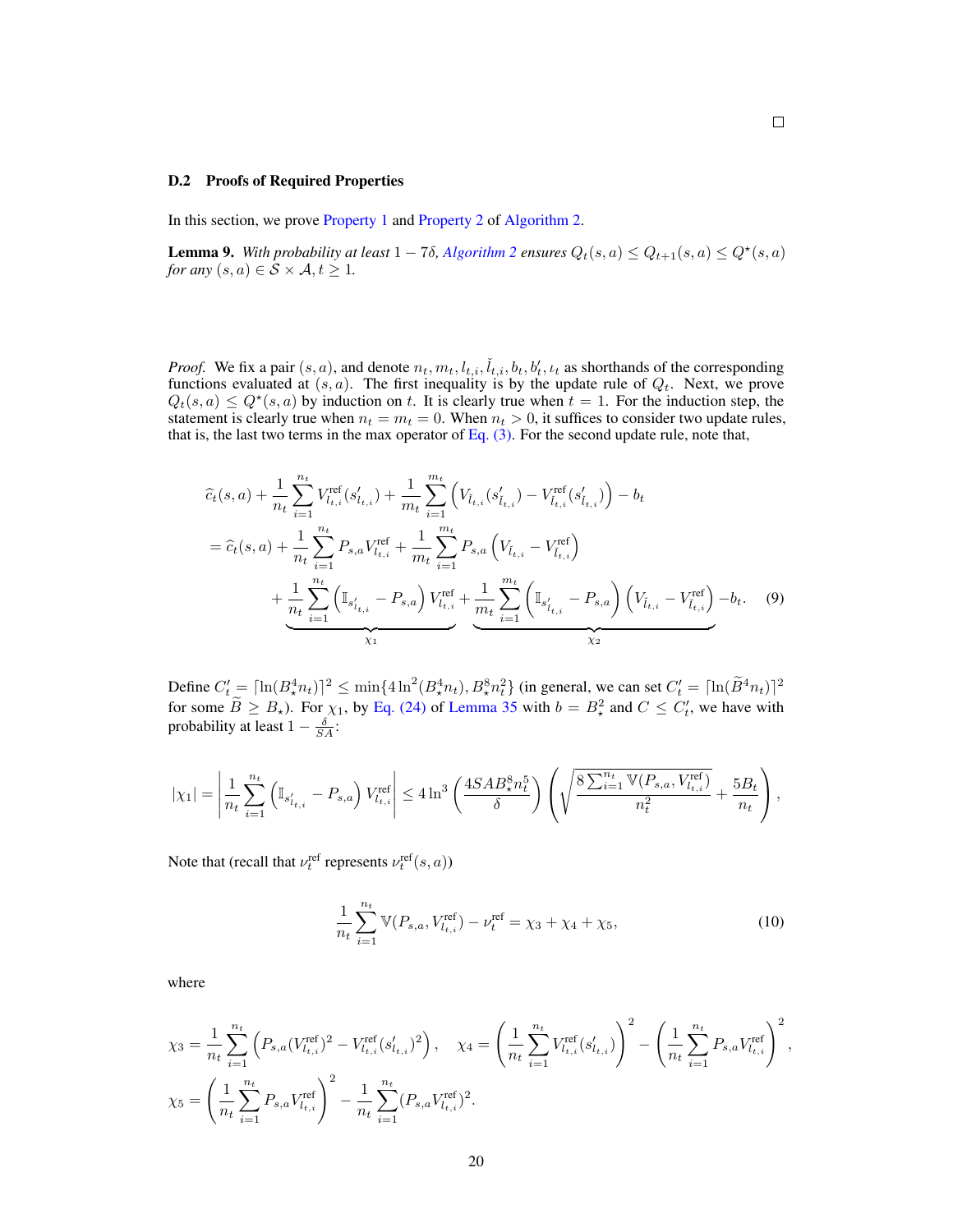□

### D.2 Proofs of Required Properties

In this section, we prove Property 1 and Property 2 of Algorithm 2.

**Lemma 9.** *With probability at least $1 - 7\delta$, Algorithm 2 ensures $Q_t(s,a) \leq Q_{t+1}(s,a) \leq Q^\star(s,a)$ for any $(s,a) \in \mathcal{S} \times \mathcal{A}, t \geq 1$.*

*Proof.* We fix a pair $(s,a)$, and denote $n_t, m_t, l_{t,i}, \check{l}_{t,i}, b_t, b'_t, \iota_t$ as shorthands of the corresponding functions evaluated at $(s,a)$. The first inequality is by the update rule of $Q_t$. Next, we prove $Q_t(s,a) \leq Q^\star(s,a)$ by induction on $t$. It is clearly true when $t = 1$. For the induction step, the statement is clearly true when $n_t = m_t = 0$. When $n_t > 0$, it suffices to consider two update rules, that is, the last two terms in the max operator of Eq. (3). For the second update rule, note that,

$$
\begin{aligned}
&\widehat{c}_t(s,a) + \frac{1}{n_t}\sum_{i=1}^{n_t} V^{\text{ref}}_{l_{t,i}}(s'_{l_{t,i}}) + \frac{1}{m_t}\sum_{i=1}^{m_t}\left(V_{\check{l}_{t,i}}(s'_{\check{l}_{t,i}}) - V^{\text{ref}}_{\check{l}_{t,i}}(s'_{\check{l}_{t,i}})\right) - b_t \\
&= \widehat{c}_t(s,a) + \frac{1}{n_t}\sum_{i=1}^{n_t} P_{s,a}V^{\text{ref}}_{l_{t,i}} + \frac{1}{m_t}\sum_{i=1}^{m_t} P_{s,a}\left(V_{\check{l}_{t,i}} - V^{\text{ref}}_{\check{l}_{t,i}}\right) \\
&\quad + \underbrace{\frac{1}{n_t}\sum_{i=1}^{n_t}\left(\mathbb{I}_{s'_{l_{t,i}}} - P_{s,a}\right)V^{\text{ref}}_{l_{t,i}}}_{\chi_1} + \underbrace{\frac{1}{m_t}\sum_{i=1}^{m_t}\left(\mathbb{I}_{s'_{\check{l}_{t,i}}} - P_{s,a}\right)\left(V_{\check{l}_{t,i}} - V^{\text{ref}}_{\check{l}_{t,i}}\right)}_{\chi_2} - b_t. \qquad (9)
\end{aligned}
$$

Define $C'_t = \lceil \ln(B_\star^4 n_t) \rceil^2 \leq \min\{4\ln^2(B_\star^4 n_t), B_\star^8 n_t^2\}$ (in general, we can set $C'_t = \lceil \ln(\widetilde{B}^4 n_t) \rceil^2$ for some $\widetilde{B} \geq B_\star$). For $\chi_1$, by Eq. (24) of Lemma 35 with $b = B_\star^2$ and $C \leq C'_t$, we have with probability at least $1 - \frac{\delta}{SA}$:

$$
|\chi_1| = \left|\frac{1}{n_t}\sum_{i=1}^{n_t}\left(\mathbb{I}_{s'_{l_{t,i}}} - P_{s,a}\right)V^{\text{ref}}_{l_{t,i}}\right| \leq 4\ln^3\left(\frac{4SAB_\star^8 n_t^5}{\delta}\right)\left(\sqrt{\frac{8\sum_{i=1}^{n_t}\mathbb{V}(P_{s,a}, V^{\text{ref}}_{l_{t,i}})}{n_t^2}} + \frac{5B_t}{n_t}\right),
$$

Note that (recall that $\nu^{\text{ref}}_t$ represents $\nu^{\text{ref}}_t(s,a)$)

$$
\frac{1}{n_t}\sum_{i=1}^{n_t}\mathbb{V}(P_{s,a}, V^{\text{ref}}_{l_{t,i}}) - \nu^{\text{ref}}_t = \chi_3 + \chi_4 + \chi_5, \qquad (10)
$$

where

$$
\chi_3 = \frac{1}{n_t}\sum_{i=1}^{n_t}\left(P_{s,a}(V^{\text{ref}}_{l_{t,i}})^2 - V^{\text{ref}}_{l_{t,i}}(s'_{l_{t,i}})^2\right), \quad \chi_4 = \left(\frac{1}{n_t}\sum_{i=1}^{n_t} V^{\text{ref}}_{l_{t,i}}(s'_{l_{t,i}})\right)^2 - \left(\frac{1}{n_t}\sum_{i=1}^{n_t} P_{s,a}V^{\text{ref}}_{l_{t,i}}\right)^2,
$$

$$
\chi_5 = \left(\frac{1}{n_t}\sum_{i=1}^{n_t} P_{s,a}V^{\text{ref}}_{l_{t,i}}\right)^2 - \frac{1}{n_t}\sum_{i=1}^{n_t}(P_{s,a}V^{\text{ref}}_{l_{t,i}})^2.
$$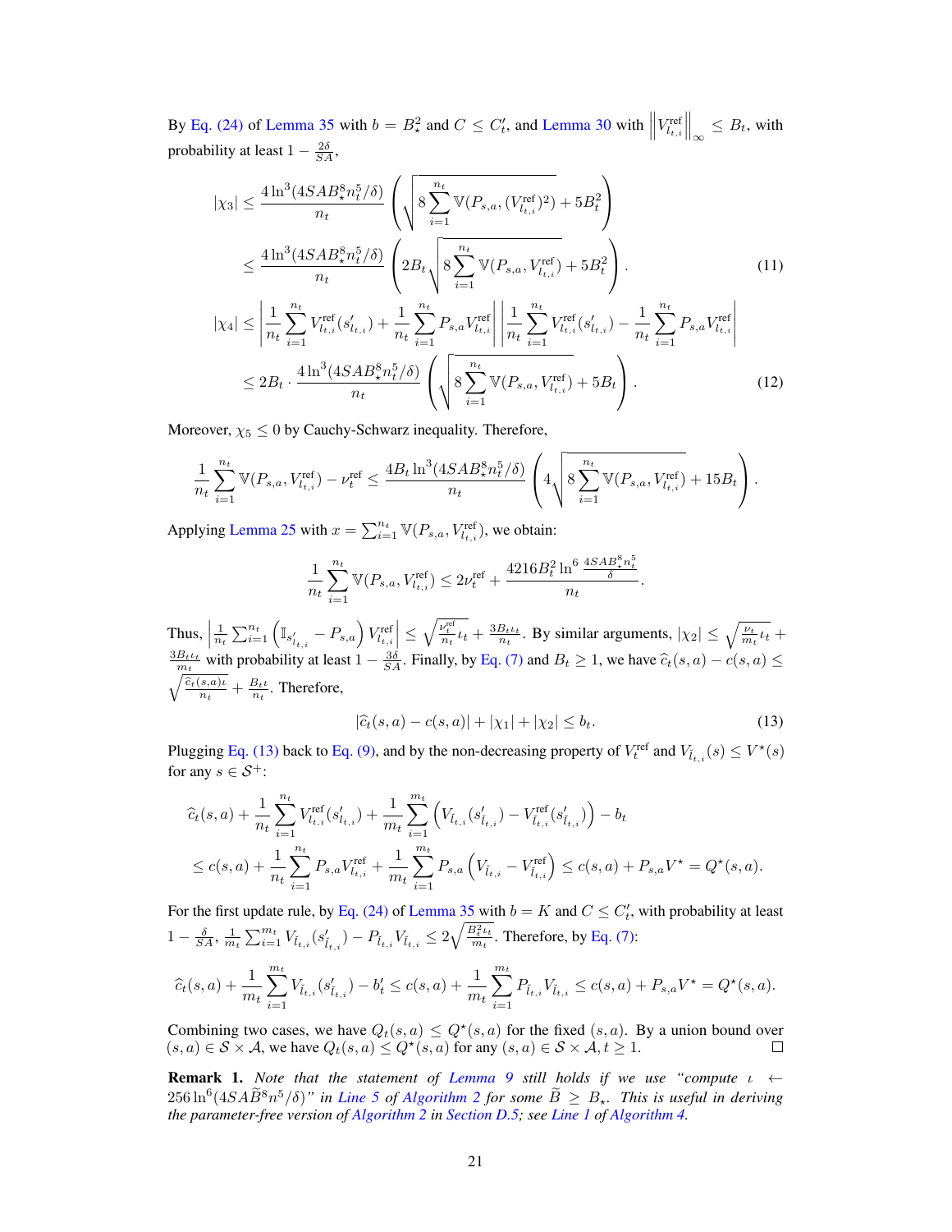By Eq. (24) of Lemma 35 with $b = B_\star^2$ and $C \leq C'_t$, and Lemma 30 with $\left\|V^{\text{ref}}_{l_{t,i}}\right\|_\infty \leq B_t$, with probability at least $1 - \frac{2\delta}{SA}$,

$$
\begin{aligned}
|\chi_3| &\leq \frac{4\ln^3(4SAB_\star^8 n_t^5/\delta)}{n_t}\left(\sqrt{8\sum_{i=1}^{n_t}\mathbb{V}(P_{s,a},(V^{\text{ref}}_{l_{t,i}})^2)} + 5B_t^2\right) \\
&\leq \frac{4\ln^3(4SAB_\star^8 n_t^5/\delta)}{n_t}\left(2B_t\sqrt{8\sum_{i=1}^{n_t}\mathbb{V}(P_{s,a},V^{\text{ref}}_{l_{t,i}})} + 5B_t^2\right). \qquad (11) \\
|\chi_4| &\leq \left|\frac{1}{n_t}\sum_{i=1}^{n_t}V^{\text{ref}}_{l_{t,i}}(s'_{l_{t,i}}) + \frac{1}{n_t}\sum_{i=1}^{n_t}P_{s,a}V^{\text{ref}}_{l_{t,i}}\right|\left|\frac{1}{n_t}\sum_{i=1}^{n_t}V^{\text{ref}}_{l_{t,i}}(s'_{l_{t,i}}) - \frac{1}{n_t}\sum_{i=1}^{n_t}P_{s,a}V^{\text{ref}}_{l_{t,i}}\right| \\
&\leq 2B_t \cdot \frac{4\ln^3(4SAB_\star^8 n_t^5/\delta)}{n_t}\left(\sqrt{8\sum_{i=1}^{n_t}\mathbb{V}(P_{s,a},V^{\text{ref}}_{l_{t,i}})} + 5B_t\right). \qquad (12)
\end{aligned}
$$

Moreover, $\chi_5 \leq 0$ by Cauchy-Schwarz inequality. Therefore,

$$
\frac{1}{n_t}\sum_{i=1}^{n_t}\mathbb{V}(P_{s,a},V^{\text{ref}}_{l_{t,i}}) - \nu^{\text{ref}}_t \leq \frac{4B_t\ln^3(4SAB_\star^8 n_t^5/\delta)}{n_t}\left(4\sqrt{8\sum_{i=1}^{n_t}\mathbb{V}(P_{s,a},V^{\text{ref}}_{l_{t,i}})} + 15B_t\right).
$$

Applying Lemma 25 with $x = \sum_{i=1}^{n_t}\mathbb{V}(P_{s,a},V^{\text{ref}}_{l_{t,i}})$, we obtain:

$$
\frac{1}{n_t}\sum_{i=1}^{n_t}\mathbb{V}(P_{s,a},V^{\text{ref}}_{l_{t,i}}) \leq 2\nu^{\text{ref}}_t + \frac{4216B_t^2\ln^6\frac{4SAB_\star^8 n_t^5}{\delta}}{n_t}.
$$

Thus, $\left|\frac{1}{n_t}\sum_{i=1}^{n_t}\left(\mathbb{I}_{s'_{l_{t,i}}} - P_{s,a}\right)V^{\text{ref}}_{l_{t,i}}\right| \leq \sqrt{\frac{\nu^{\text{ref}}_t}{n_t}\iota_t} + \frac{3B_t\iota_t}{n_t}$. By similar arguments, $|\chi_2| \leq \sqrt{\frac{\nu_t}{m_t}\iota_t} + \frac{3B_t\iota_t}{m_t}$ with probability at least $1 - \frac{3\delta}{SA}$. Finally, by Eq. (7) and $B_t \geq 1$, we have $\widehat{c}_t(s,a) - c(s,a) \leq \sqrt{\frac{\widehat{c}_t(s,a)\iota}{n_t}} + \frac{B_t\iota}{n_t}$. Therefore,

$$
|\widehat{c}_t(s,a) - c(s,a)| + |\chi_1| + |\chi_2| \leq b_t. \qquad (13)
$$

Plugging Eq. (13) back to Eq. (9), and by the non-decreasing property of $V^{\text{ref}}_t$ and $V_{\tilde{l}_{t,i}}(s) \leq V^\star(s)$ for any $s \in \mathcal{S}^+$:

$$
\begin{aligned}
&\widehat{c}_t(s,a) + \frac{1}{n_t}\sum_{i=1}^{n_t}V^{\text{ref}}_{l_{t,i}}(s'_{l_{t,i}}) + \frac{1}{m_t}\sum_{i=1}^{m_t}\left(V_{\tilde{l}_{t,i}}(s'_{\tilde{l}_{t,i}}) - V^{\text{ref}}_{\tilde{l}_{t,i}}(s'_{\tilde{l}_{t,i}})\right) - b_t \\
&\leq c(s,a) + \frac{1}{n_t}\sum_{i=1}^{n_t}P_{s,a}V^{\text{ref}}_{l_{t,i}} + \frac{1}{m_t}\sum_{i=1}^{m_t}P_{s,a}\left(V_{\tilde{l}_{t,i}} - V^{\text{ref}}_{\tilde{l}_{t,i}}\right) \leq c(s,a) + P_{s,a}V^\star = Q^\star(s,a).
\end{aligned}
$$

For the first update rule, by Eq. (24) of Lemma 35 with $b = K$ and $C \leq C'_t$, with probability at least $1 - \frac{\delta}{SA}$, $\frac{1}{m_t}\sum_{i=1}^{m_t}V_{\tilde{l}_{t,i}}(s'_{\tilde{l}_{t,i}}) - P_{\tilde{l}_{t,i}}V_{\tilde{l}_{t,i}} \leq 2\sqrt{\frac{B_t^2\iota_t}{m_t}}$. Therefore, by Eq. (7):

$$
\widehat{c}_t(s,a) + \frac{1}{m_t}\sum_{i=1}^{m_t}V_{\tilde{l}_{t,i}}(s'_{\tilde{l}_{t,i}}) - b'_t \leq c(s,a) + \frac{1}{m_t}\sum_{i=1}^{m_t}P_{\tilde{l}_{t,i}}V_{\tilde{l}_{t,i}} \leq c(s,a) + P_{s,a}V^\star = Q^\star(s,a).
$$

Combining two cases, we have $Q_t(s,a) \leq Q^\star(s,a)$ for the fixed $(s,a)$. By a union bound over $(s,a) \in \mathcal{S} \times \mathcal{A}$, we have $Q_t(s,a) \leq Q^\star(s,a)$ for any $(s,a) \in \mathcal{S} \times \mathcal{A}, t \geq 1$. □

**Remark 1.** *Note that the statement of Lemma 9 still holds if we use "compute $\iota \leftarrow 256\ln^6(4SA\widetilde{B}^8 n^5/\delta)$" in Line 5 of Algorithm 2 for some $\widetilde{B} \geq B_\star$. This is useful in deriving the parameter-free version of Algorithm 2 in Section D.5; see Line 1 of Algorithm 4.*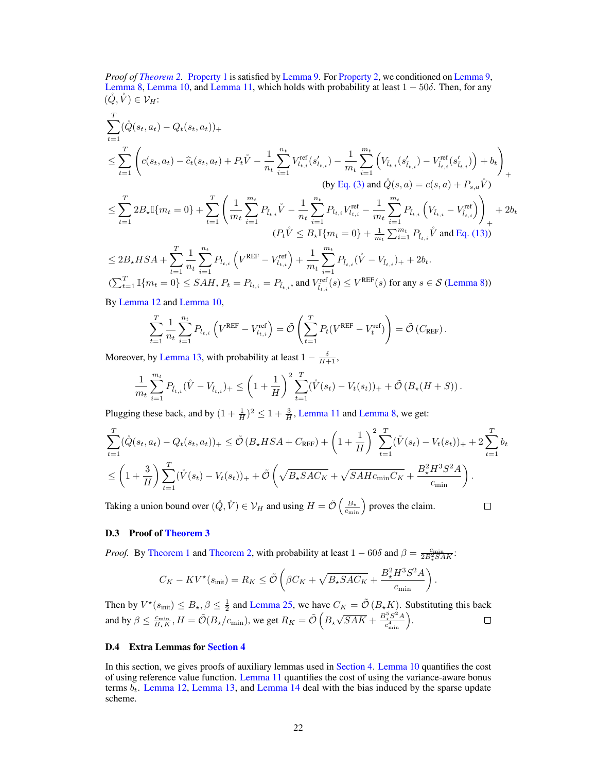*Proof of Theorem 2.* Property 1 is satisfied by Lemma 9. For Property 2, we conditioned on Lemma 9, Lemma 8, Lemma 10, and Lemma 11, which holds with probability at least $1 - 50\delta$. Then, for any $(\mathring{Q}, \mathring{V}) \in \mathcal{V}_H$:

$$
\begin{aligned}
&\sum_{t=1}^{T} (\mathring{Q}(s_t, a_t) - Q_t(s_t, a_t))_+ \\
&\leq \sum_{t=1}^{T} \left( c(s_t, a_t) - \widehat{c}_t(s_t, a_t) + P_t \mathring{V} - \frac{1}{n_t} \sum_{i=1}^{n_t} V^{\text{ref}}_{l_{t,i}}(s'_{l_{t,i}}) - \frac{1}{m_t} \sum_{i=1}^{m_t} \left( V_{\tilde{l}_{t,i}}(s'_{\tilde{l}_{t,i}}) - V^{\text{ref}}_{\tilde{l}_{t,i}}(s'_{\tilde{l}_{t,i}}) \right) + b_t \right)_+ \\
&\hspace{20em} \text{(by Eq. (3) and } \mathring{Q}(s,a) = c(s,a) + P_{s,a}\mathring{V}) \\
&\leq \sum_{t=1}^{T} 2B_\star \mathbb{I}\{m_t = 0\} + \sum_{t=1}^{T} \left( \frac{1}{m_t} \sum_{i=1}^{m_t} P_{\tilde{l}_{t,i}} \mathring{V} - \frac{1}{n_t} \sum_{i=1}^{n_t} P_{l_{t,i}} V^{\text{ref}}_{l_{t,i}} - \frac{1}{m_t} \sum_{i=1}^{m_t} P_{\tilde{l}_{t,i}} \left( V_{\tilde{l}_{t,i}} - V^{\text{ref}}_{\tilde{l}_{t,i}} \right) \right)_+ + 2b_t \\
&\hspace{14em} (P_t \mathring{V} \leq B_\star \mathbb{I}\{m_t = 0\} + \tfrac{1}{m_t} \textstyle\sum_{i=1}^{m_t} P_{\tilde{l}_{t,i}} \mathring{V} \text{ and Eq. (13)}) \\
&\leq 2B_\star HSA + \sum_{t=1}^{T} \frac{1}{n_t} \sum_{i=1}^{n_t} P_{l_{t,i}} \left( V^{\text{REF}} - V^{\text{ref}}_{l_{t,i}} \right) + \frac{1}{m_t} \sum_{i=1}^{m_t} P_{\tilde{l}_{t,i}} (\mathring{V} - V_{\tilde{l}_{t,i}})_+ + 2b_t. \\
&\quad (\textstyle\sum_{t=1}^{T} \mathbb{I}\{m_t = 0\} \leq SAH,\ P_t = P_{l_{t,i}} = P_{\tilde{l}_{t,i}}, \text{ and } V^{\text{ref}}_{\tilde{l}_{t,i}}(s) \leq V^{\text{REF}}(s) \text{ for any } s \in \mathcal{S} \text{ (Lemma 8)})
\end{aligned}
$$

By Lemma 12 and Lemma 10,

$$
\sum_{t=1}^{T} \frac{1}{n_t} \sum_{i=1}^{n_t} P_{l_{t,i}} \left( V^{\text{REF}} - V^{\text{ref}}_{l_{t,i}} \right) = \tilde{\mathcal{O}}\left( \sum_{t=1}^{T} P_t (V^{\text{REF}} - V^{\text{ref}}_t) \right) = \tilde{\mathcal{O}}\left( C_{\text{REF}} \right).
$$

Moreover, by Lemma 13, with probability at least $1 - \frac{\delta}{H+1}$,

$$
\frac{1}{m_t} \sum_{i=1}^{m_t} P_{\tilde{l}_{t,i}} (\mathring{V} - V_{\tilde{l}_{t,i}})_+ \leq \left(1 + \frac{1}{H}\right)^2 \sum_{t=1}^{T} (\mathring{V}(s_t) - V_t(s_t))_+ + \tilde{\mathcal{O}}\left( B_\star (H + S) \right).
$$

Plugging these back, and by $(1 + \frac{1}{H})^2 \leq 1 + \frac{3}{H}$, Lemma 11 and Lemma 8, we get:

$$
\begin{aligned}
&\sum_{t=1}^{T} (\mathring{Q}(s_t, a_t) - Q_t(s_t, a_t))_+ \leq \tilde{\mathcal{O}}\left( B_\star HSA + C_{\text{REF}} \right) + \left(1 + \frac{1}{H}\right)^2 \sum_{t=1}^{T} (\mathring{V}(s_t) - V_t(s_t))_+ + 2\sum_{t=1}^{T} b_t \\
&\leq \left(1 + \frac{3}{H}\right) \sum_{t=1}^{T} (\mathring{V}(s_t) - V_t(s_t))_+ + \tilde{\mathcal{O}}\left( \sqrt{B_\star SAC_K} + \sqrt{SAHc_{\min}C_K} + \frac{B_\star^2 H^3 S^2 A}{c_{\min}} \right).
\end{aligned}
$$

Taking a union bound over $(\mathring{Q}, \mathring{V}) \in \mathcal{V}_H$ and using $H = \tilde{\mathcal{O}}\left(\frac{B_\star}{c_{\min}}\right)$ proves the claim. $\square$

### D.3 Proof of Theorem 3

*Proof.* By Theorem 1 and Theorem 2, with probability at least $1 - 60\delta$ and $\beta = \frac{c_{\min}}{2B_\star^2 SAK}$:

$$
C_K - KV^\star(s_{\text{init}}) = R_K \leq \tilde{\mathcal{O}}\left( \beta C_K + \sqrt{B_\star SAC_K} + \frac{B_\star^2 H^3 S^2 A}{c_{\min}} \right).
$$

Then by $V^\star(s_{\text{init}}) \leq B_\star, \beta \leq \frac{1}{2}$ and Lemma 25, we have $C_K = \tilde{\mathcal{O}}\left(B_\star K\right)$. Substituting this back and by $\beta \leq \frac{c_{\min}}{B_\star K}$, $H = \tilde{\mathcal{O}}(B_\star / c_{\min})$, we get $R_K = \tilde{\mathcal{O}}\left( B_\star \sqrt{SAK} + \frac{B_\star^5 S^2 A}{c_{\min}^4} \right)$. $\square$

### D.4 Extra Lemmas for Section 4

In this section, we gives proofs of auxiliary lemmas used in Section 4. Lemma 10 quantifies the cost of using reference value function. Lemma 11 quantifies the cost of using the variance-aware bonus terms $b_t$. Lemma 12, Lemma 13, and Lemma 14 deal with the bias induced by the sparse update scheme.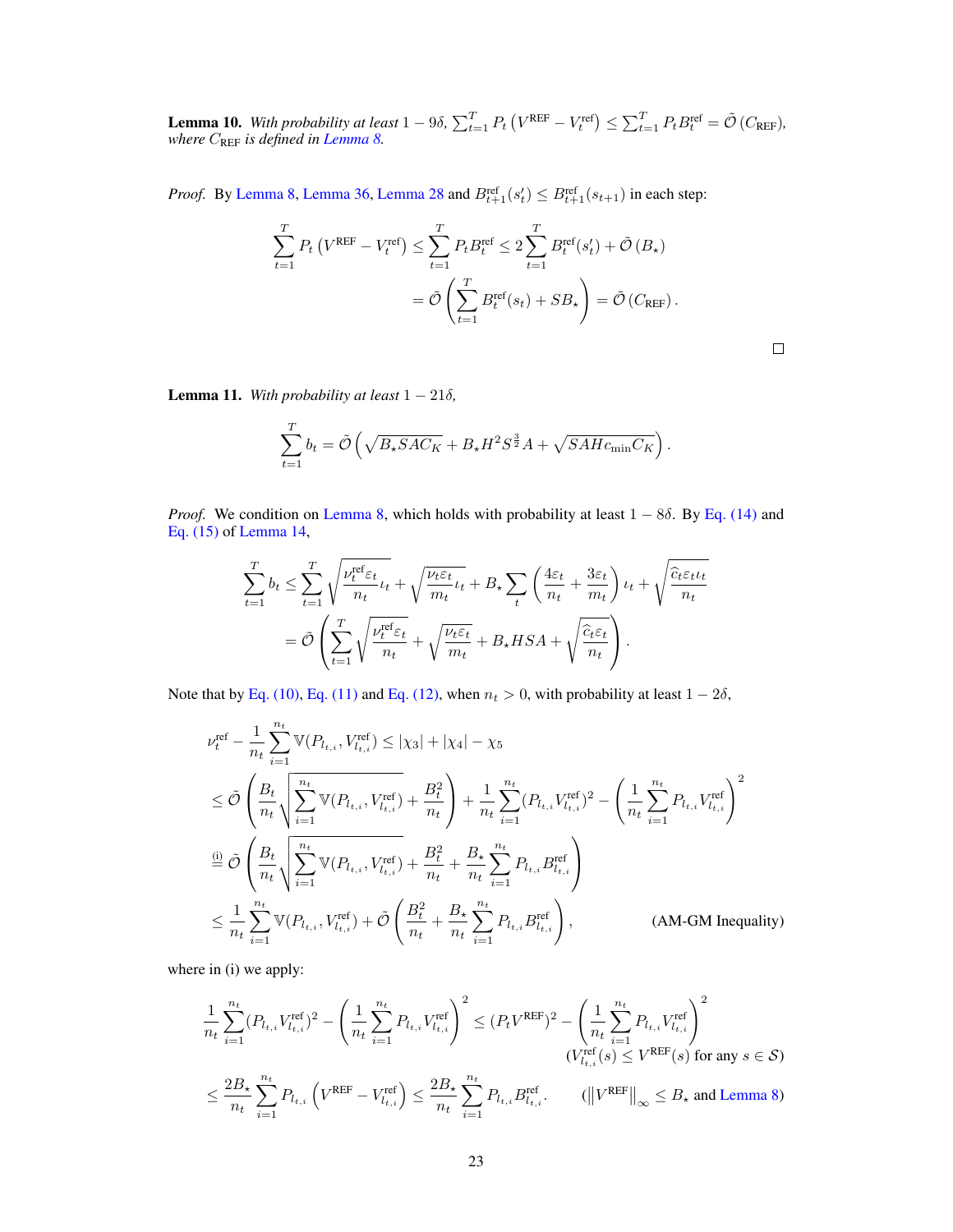**Lemma 10.** *With probability at least $1 - 9\delta$, $\sum_{t=1}^T P_t\left(V^{\text{REF}} - V_t^{\text{ref}}\right) \leq \sum_{t=1}^T P_t B_t^{\text{ref}} = \tilde{\mathcal{O}}\left(C_{\text{REF}}\right)$, where $C_{\text{REF}}$ is defined in Lemma 8.*

*Proof.* By Lemma 8, Lemma 36, Lemma 28 and $B_{t+1}^{\text{ref}}(s_t') \leq B_{t+1}^{\text{ref}}(s_{t+1})$ in each step:

$$\sum_{t=1}^T P_t\left(V^{\text{REF}} - V_t^{\text{ref}}\right) \leq \sum_{t=1}^T P_t B_t^{\text{ref}} \leq 2\sum_{t=1}^T B_t^{\text{ref}}(s_t') + \tilde{\mathcal{O}}\left(B_\star\right)$$
$$= \tilde{\mathcal{O}}\left(\sum_{t=1}^T B_t^{\text{ref}}(s_t) + SB_\star\right) = \tilde{\mathcal{O}}\left(C_{\text{REF}}\right).$$

□

**Lemma 11.** *With probability at least $1 - 21\delta$,*

$$\sum_{t=1}^T b_t = \tilde{\mathcal{O}}\left(\sqrt{B_\star SAC_K} + B_\star H^2 S^{\frac{3}{2}} A + \sqrt{SAHc_{\min}C_K}\right).$$

*Proof.* We condition on Lemma 8, which holds with probability at least $1 - 8\delta$. By Eq. (14) and Eq. (15) of Lemma 14,

$$\sum_{t=1}^T b_t \leq \sum_{t=1}^T \sqrt{\frac{\nu_t^{\text{ref}}\varepsilon_t}{n_t}\iota_t} + \sqrt{\frac{\nu_t\varepsilon_t}{m_t}\iota_t} + B_\star\sum_t\left(\frac{4\varepsilon_t}{n_t} + \frac{3\varepsilon_t}{m_t}\right)\iota_t + \sqrt{\frac{\widehat{c}_t\varepsilon_t\iota_t}{n_t}}$$
$$= \tilde{\mathcal{O}}\left(\sum_{t=1}^T \sqrt{\frac{\nu_t^{\text{ref}}\varepsilon_t}{n_t}} + \sqrt{\frac{\nu_t\varepsilon_t}{m_t}} + B_\star HSA + \sqrt{\frac{\widehat{c}_t\varepsilon_t}{n_t}}\right).$$

Note that by Eq. (10), Eq. (11) and Eq. (12), when $n_t > 0$, with probability at least $1 - 2\delta$,

$$\nu_t^{\text{ref}} - \frac{1}{n_t}\sum_{i=1}^{n_t}\mathbb{V}(P_{l_{t,i}}, V_{l_{t,i}}^{\text{ref}}) \leq |\chi_3| + |\chi_4| - \chi_5$$
$$\leq \tilde{\mathcal{O}}\left(\frac{B_t}{n_t}\sqrt{\sum_{i=1}^{n_t}\mathbb{V}(P_{l_{t,i}}, V_{l_{t,i}}^{\text{ref}})} + \frac{B_t^2}{n_t}\right) + \frac{1}{n_t}\sum_{i=1}^{n_t}(P_{l_{t,i}}V_{l_{t,i}}^{\text{ref}})^2 - \left(\frac{1}{n_t}\sum_{i=1}^{n_t}P_{l_{t,i}}V_{l_{t,i}}^{\text{ref}}\right)^2$$
$$\overset{\text{(i)}}{=} \tilde{\mathcal{O}}\left(\frac{B_t}{n_t}\sqrt{\sum_{i=1}^{n_t}\mathbb{V}(P_{l_{t,i}}, V_{l_{t,i}}^{\text{ref}})} + \frac{B_t^2}{n_t} + \frac{B_\star}{n_t}\sum_{i=1}^{n_t}P_{l_{t,i}}B_{l_{t,i}}^{\text{ref}}\right)$$
$$\leq \frac{1}{n_t}\sum_{i=1}^{n_t}\mathbb{V}(P_{l_{t,i}}, V_{l_{t,i}}^{\text{ref}}) + \tilde{\mathcal{O}}\left(\frac{B_t^2}{n_t} + \frac{B_\star}{n_t}\sum_{i=1}^{n_t}P_{l_{t,i}}B_{l_{t,i}}^{\text{ref}}\right), \qquad \text{(AM-GM Inequality)}$$

where in (i) we apply:

$$\frac{1}{n_t}\sum_{i=1}^{n_t}(P_{l_{t,i}}V_{l_{t,i}}^{\text{ref}})^2 - \left(\frac{1}{n_t}\sum_{i=1}^{n_t}P_{l_{t,i}}V_{l_{t,i}}^{\text{ref}}\right)^2 \leq (P_tV^{\text{REF}})^2 - \left(\frac{1}{n_t}\sum_{i=1}^{n_t}P_{l_{t,i}}V_{l_{t,i}}^{\text{ref}}\right)^2$$
$$(V_{l_{t,i}}^{\text{ref}}(s) \leq V^{\text{REF}}(s) \text{ for any } s \in \mathcal{S})$$
$$\leq \frac{2B_\star}{n_t}\sum_{i=1}^{n_t}P_{l_{t,i}}\left(V^{\text{REF}} - V_{l_{t,i}}^{\text{ref}}\right) \leq \frac{2B_\star}{n_t}\sum_{i=1}^{n_t}P_{l_{t,i}}B_{l_{t,i}}^{\text{ref}}. \qquad (\left\|V^{\text{REF}}\right\|_\infty \leq B_\star \text{ and Lemma 8})$$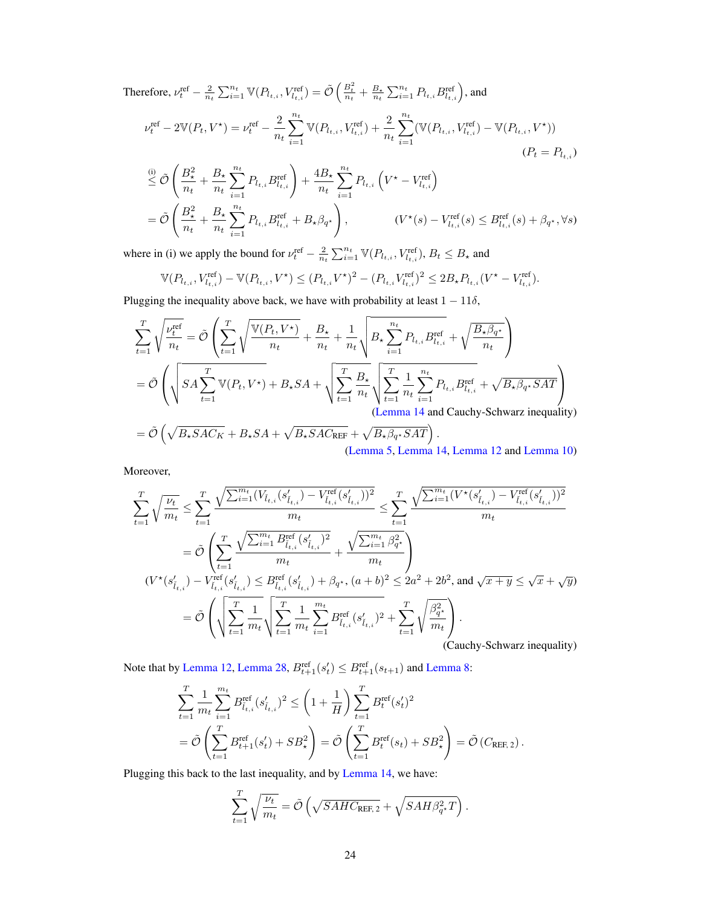Therefore, $\nu_t^{\text{ref}} - \frac{2}{n_t}\sum_{i=1}^{n_t}\mathbb{V}(P_{l_{t,i}}, V_{l_{t,i}}^{\text{ref}}) = \tilde{\mathcal{O}}\left(\frac{B_t^2}{n_t} + \frac{B_\star}{n_t}\sum_{i=1}^{n_t} P_{l_{t,i}} B_{l_{t,i}}^{\text{ref}}\right)$, and

$$
\nu_t^{\text{ref}} - 2\mathbb{V}(P_t, V^\star) = \nu_t^{\text{ref}} - \frac{2}{n_t}\sum_{i=1}^{n_t}\mathbb{V}(P_{l_{t,i}}, V_{l_{t,i}}^{\text{ref}}) + \frac{2}{n_t}\sum_{i=1}^{n_t}(\mathbb{V}(P_{l_{t,i}}, V_{l_{t,i}}^{\text{ref}}) - \mathbb{V}(P_{l_{t,i}}, V^\star)) \qquad (P_t = P_{l_{t,i}})
$$

$$
\overset{\text{(i)}}{\leq} \tilde{\mathcal{O}}\left(\frac{B_\star^2}{n_t} + \frac{B_\star}{n_t}\sum_{i=1}^{n_t} P_{l_{t,i}} B_{l_{t,i}}^{\text{ref}}\right) + \frac{4B_\star}{n_t}\sum_{i=1}^{n_t} P_{l_{t,i}}\left(V^\star - V_{l_{t,i}}^{\text{ref}}\right)
$$

$$
= \tilde{\mathcal{O}}\left(\frac{B_\star^2}{n_t} + \frac{B_\star}{n_t}\sum_{i=1}^{n_t} P_{l_{t,i}} B_{l_{t,i}}^{\text{ref}} + B_\star \beta_{q^\star}\right), \qquad (V^\star(s) - V_{l_{t,i}}^{\text{ref}}(s) \leq B_{l_{t,i}}^{\text{ref}}(s) + \beta_{q^\star}, \forall s)
$$

where in (i) we apply the bound for $\nu_t^{\text{ref}} - \frac{2}{n_t}\sum_{i=1}^{n_t}\mathbb{V}(P_{l_{t,i}}, V_{l_{t,i}}^{\text{ref}})$, $B_t \leq B_\star$ and

$$
\mathbb{V}(P_{l_{t,i}}, V_{l_{t,i}}^{\text{ref}}) - \mathbb{V}(P_{l_{t,i}}, V^\star) \leq (P_{l_{t,i}} V^\star)^2 - (P_{l_{t,i}} V_{l_{t,i}}^{\text{ref}})^2 \leq 2B_\star P_{l_{t,i}}(V^\star - V_{l_{t,i}}^{\text{ref}}).
$$

Plugging the inequality above back, we have with probability at least $1 - 11\delta$,

$$
\sum_{t=1}^T \sqrt{\frac{\nu_t^{\text{ref}}}{n_t}} = \tilde{\mathcal{O}}\left(\sum_{t=1}^T \sqrt{\frac{\mathbb{V}(P_t, V^\star)}{n_t}} + \frac{B_\star}{n_t} + \frac{1}{n_t}\sqrt{B_\star \sum_{i=1}^{n_t} P_{l_{t,i}} B_{l_{t,i}}^{\text{ref}}} + \sqrt{\frac{B_\star \beta_{q^\star}}{n_t}}\right)
$$

$$
= \tilde{\mathcal{O}}\left(\sqrt{SA\sum_{t=1}^T \mathbb{V}(P_t, V^\star)} + B_\star SA + \sqrt{\sum_{t=1}^T \frac{B_\star}{n_t}}\sqrt{\sum_{t=1}^T \frac{1}{n_t}\sum_{i=1}^{n_t} P_{l_{t,i}} B_{l_{t,i}}^{\text{ref}}} + \sqrt{B_\star \beta_{q^\star} SAT}\right)
$$
(Lemma 14 and Cauchy-Schwarz inequality)

$$
= \tilde{\mathcal{O}}\left(\sqrt{B_\star SAC_K} + B_\star SA + \sqrt{B_\star SAC_{\text{REF}}} + \sqrt{B_\star \beta_{q^\star} SAT}\right).
$$
(Lemma 5, Lemma 14, Lemma 12 and Lemma 10)

Moreover,

$$
\sum_{t=1}^T \sqrt{\frac{\nu_t}{m_t}} \leq \sum_{t=1}^T \frac{\sqrt{\sum_{i=1}^{m_t}(V_{\check{l}_{t,i}}(s'_{\check{l}_{t,i}}) - V_{\check{l}_{t,i}}^{\text{ref}}(s'_{\check{l}_{t,i}}))^2}}{m_t} \leq \sum_{t=1}^T \frac{\sqrt{\sum_{i=1}^{m_t}(V^\star(s'_{\check{l}_{t,i}}) - V_{\check{l}_{t,i}}^{\text{ref}}(s'_{\check{l}_{t,i}}))^2}}{m_t}
$$

$$
= \tilde{\mathcal{O}}\left(\sum_{t=1}^T \frac{\sqrt{\sum_{i=1}^{m_t} B_{\check{l}_{t,i}}^{\text{ref}}(s'_{\check{l}_{t,i}})^2}}{m_t} + \frac{\sqrt{\sum_{i=1}^{m_t}\beta_{q^\star}^2}}{m_t}\right)
$$
$(V^\star(s'_{\check{l}_{t,i}}) - V_{\check{l}_{t,i}}^{\text{ref}}(s'_{\check{l}_{t,i}}) \leq B_{\check{l}_{t,i}}^{\text{ref}}(s'_{\check{l}_{t,i}}) + \beta_{q^\star}$, $(a+b)^2 \leq 2a^2 + 2b^2$, and $\sqrt{x+y} \leq \sqrt{x} + \sqrt{y}$)

$$
= \tilde{\mathcal{O}}\left(\sqrt{\sum_{t=1}^T \frac{1}{m_t}}\sqrt{\sum_{t=1}^T \frac{1}{m_t}\sum_{i=1}^{m_t} B_{\check{l}_{t,i}}^{\text{ref}}(s'_{\check{l}_{t,i}})^2} + \sum_{t=1}^T \sqrt{\frac{\beta_{q^\star}^2}{m_t}}\right).
$$
(Cauchy-Schwarz inequality)

Note that by Lemma 12, Lemma 28, $B_{t+1}^{\text{ref}}(s'_t) \leq B_{t+1}^{\text{ref}}(s_{t+1})$ and Lemma 8:

$$
\sum_{t=1}^T \frac{1}{m_t}\sum_{i=1}^{m_t} B_{\check{l}_{t,i}}^{\text{ref}}(s'_{\check{l}_{t,i}})^2 \leq \left(1 + \frac{1}{H}\right)\sum_{t=1}^T B_t^{\text{ref}}(s'_t)^2
$$

$$
= \tilde{\mathcal{O}}\left(\sum_{t=1}^T B_{t+1}^{\text{ref}}(s'_t) + SB_\star^2\right) = \tilde{\mathcal{O}}\left(\sum_{t=1}^T B_t^{\text{ref}}(s_t) + SB_\star^2\right) = \tilde{\mathcal{O}}\left(C_{\text{REF},\,2}\right).
$$

Plugging this back to the last inequality, and by Lemma 14, we have:

$$
\sum_{t=1}^T \sqrt{\frac{\nu_t}{m_t}} = \tilde{\mathcal{O}}\left(\sqrt{SAHC_{\text{REF},\,2}} + \sqrt{SAH\beta_{q^\star}^2 T}\right).
$$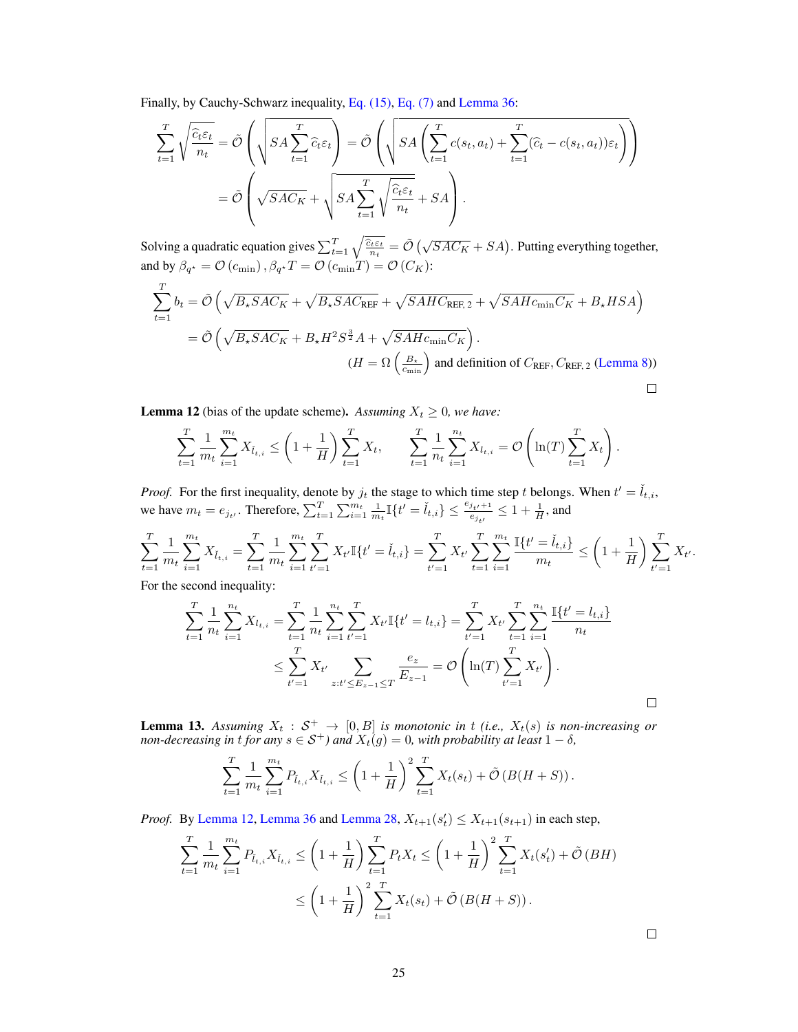Finally, by Cauchy-Schwarz inequality, Eq. (15), Eq. (7) and Lemma 36:

$$\sum_{t=1}^{T}\sqrt{\frac{\widehat{c}_t\varepsilon_t}{n_t}} = \tilde{\mathcal{O}}\left(\sqrt{SA\sum_{t=1}^{T}\widehat{c}_t\varepsilon_t}\right) = \tilde{\mathcal{O}}\left(\sqrt{SA\left(\sum_{t=1}^{T}c(s_t,a_t) + \sum_{t=1}^{T}(\widehat{c}_t - c(s_t,a_t))\varepsilon_t\right)}\right)$$

$$= \tilde{\mathcal{O}}\left(\sqrt{SAC_K} + \sqrt{SA\sum_{t=1}^{T}\sqrt{\frac{\widehat{c}_t\varepsilon_t}{n_t}}} + SA\right).$$

Solving a quadratic equation gives $\sum_{t=1}^{T}\sqrt{\frac{\widehat{c}_t\varepsilon_t}{n_t}} = \tilde{\mathcal{O}}\left(\sqrt{SAC_K} + SA\right)$. Putting everything together, and by $\beta_{q^\star} = \mathcal{O}\left(c_{\min}\right), \beta_{q^\star}T = \mathcal{O}\left(c_{\min}T\right) = \mathcal{O}\left(C_K\right)$:

$$\sum_{t=1}^{T} b_t = \tilde{\mathcal{O}}\left(\sqrt{B_\star SAC_K} + \sqrt{B_\star SAC_{\text{REF}}} + \sqrt{SAHC_{\text{REF, 2}}} + \sqrt{SAHc_{\min}C_K} + B_\star HSA\right)$$

$$= \tilde{\mathcal{O}}\left(\sqrt{B_\star SAC_K} + B_\star H^2 S^{\frac{3}{2}}A + \sqrt{SAHc_{\min}C_K}\right).$$

$\left(H = \Omega\left(\frac{B_\star}{c_{\min}}\right)\right.$ and definition of $C_{\text{REF}}, C_{\text{REF, 2}}$ (Lemma 8))

□

**Lemma 12** (bias of the update scheme). *Assuming $X_t \geq 0$, we have:*

$$\sum_{t=1}^{T}\frac{1}{m_t}\sum_{i=1}^{m_t}X_{\check{l}_{t,i}} \leq \left(1+\frac{1}{H}\right)\sum_{t=1}^{T}X_t, \qquad \sum_{t=1}^{T}\frac{1}{n_t}\sum_{i=1}^{n_t}X_{l_{t,i}} = \mathcal{O}\left(\ln(T)\sum_{t=1}^{T}X_t\right).$$

*Proof.* For the first inequality, denote by $j_t$ the stage to which time step $t$ belongs. When $t' = \check{l}_{t,i}$, we have $m_t = e_{j_{t'}}$. Therefore, $\sum_{t=1}^{T}\sum_{i=1}^{m_t}\frac{1}{m_t}\mathbb{I}\{t' = \check{l}_{t,i}\} \leq \frac{e_{j_{t'}+1}}{e_{j_{t'}}} \leq 1 + \frac{1}{H}$, and

$$\sum_{t=1}^{T}\frac{1}{m_t}\sum_{i=1}^{m_t}X_{\check{l}_{t,i}} = \sum_{t=1}^{T}\frac{1}{m_t}\sum_{i=1}^{m_t}\sum_{t'=1}^{T}X_{t'}\mathbb{I}\{t' = \check{l}_{t,i}\} = \sum_{t'=1}^{T}X_{t'}\sum_{t=1}^{T}\sum_{i=1}^{m_t}\frac{\mathbb{I}\{t' = \check{l}_{t,i}\}}{m_t} \leq \left(1+\frac{1}{H}\right)\sum_{t'=1}^{T}X_{t'}.$$

For the second inequality:

$$\sum_{t=1}^{T}\frac{1}{n_t}\sum_{i=1}^{n_t}X_{l_{t,i}} = \sum_{t=1}^{T}\frac{1}{n_t}\sum_{i=1}^{n_t}\sum_{t'=1}^{T}X_{t'}\mathbb{I}\{t' = l_{t,i}\} = \sum_{t'=1}^{T}X_{t'}\sum_{t=1}^{T}\sum_{i=1}^{n_t}\frac{\mathbb{I}\{t' = l_{t,i}\}}{n_t}$$

$$\leq \sum_{t'=1}^{T}X_{t'}\sum_{z:t'\leq E_{z-1}\leq T}\frac{e_z}{E_{z-1}} = \mathcal{O}\left(\ln(T)\sum_{t'=1}^{T}X_{t'}\right).$$

□

**Lemma 13.** *Assuming $X_t : \mathcal{S}^+ \to [0, B]$ is monotonic in $t$ (i.e., $X_t(s)$ is non-increasing or non-decreasing in $t$ for any $s \in \mathcal{S}^+$) and $X_t(g) = 0$, with probability at least $1-\delta$,*

$$\sum_{t=1}^{T}\frac{1}{m_t}\sum_{i=1}^{m_t}P_{\check{l}_{t,i}}X_{\check{l}_{t,i}} \leq \left(1+\frac{1}{H}\right)^2\sum_{t=1}^{T}X_t(s_t) + \tilde{\mathcal{O}}\left(B(H+S)\right).$$

*Proof.* By Lemma 12, Lemma 36 and Lemma 28, $X_{t+1}(s'_t) \leq X_{t+1}(s_{t+1})$ in each step,

$$\sum_{t=1}^{T}\frac{1}{m_t}\sum_{i=1}^{m_t}P_{\check{l}_{t,i}}X_{\check{l}_{t,i}} \leq \left(1+\frac{1}{H}\right)\sum_{t=1}^{T}P_tX_t \leq \left(1+\frac{1}{H}\right)^2\sum_{t=1}^{T}X_t(s'_t) + \tilde{\mathcal{O}}\left(BH\right)$$

$$\leq \left(1+\frac{1}{H}\right)^2\sum_{t=1}^{T}X_t(s_t) + \tilde{\mathcal{O}}\left(B(H+S)\right).$$

□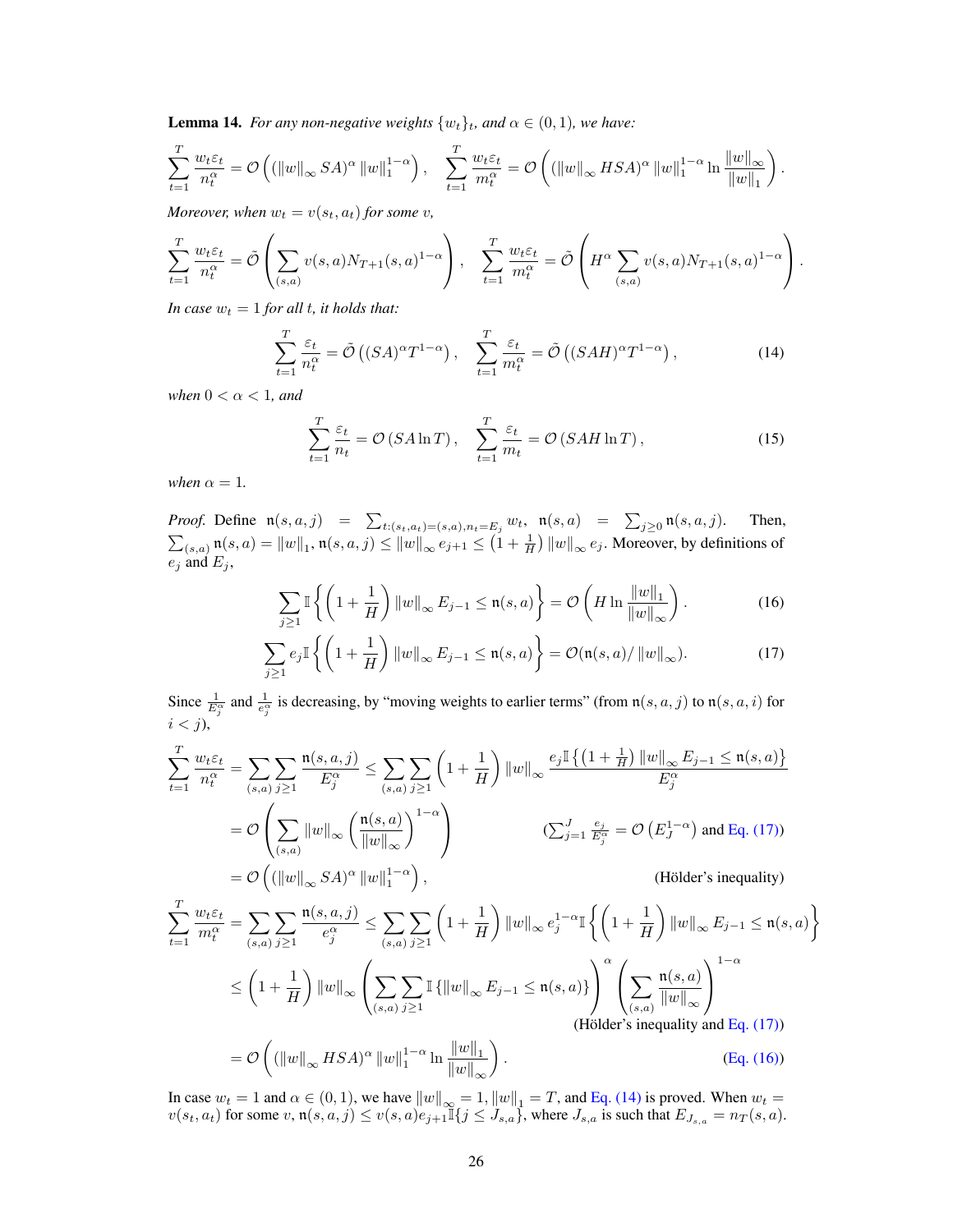**Lemma 14.** *For any non-negative weights $\{w_t\}_t$, and $\alpha \in (0, 1)$, we have:*

$$\sum_{t=1}^{T} \frac{w_t \varepsilon_t}{n_t^\alpha} = \mathcal{O}\left( (\|w\|_\infty SA)^\alpha \|w\|_1^{1-\alpha} \right), \quad \sum_{t=1}^{T} \frac{w_t \varepsilon_t}{m_t^\alpha} = \mathcal{O}\left( (\|w\|_\infty HSA)^\alpha \|w\|_1^{1-\alpha} \ln \frac{\|w\|_\infty}{\|w\|_1} \right).$$

*Moreover, when $w_t = v(s_t, a_t)$ for some $v$,*

$$\sum_{t=1}^{T} \frac{w_t \varepsilon_t}{n_t^\alpha} = \tilde{\mathcal{O}}\left( \sum_{(s,a)} v(s,a) N_{T+1}(s,a)^{1-\alpha} \right), \quad \sum_{t=1}^{T} \frac{w_t \varepsilon_t}{m_t^\alpha} = \tilde{\mathcal{O}}\left( H^\alpha \sum_{(s,a)} v(s,a) N_{T+1}(s,a)^{1-\alpha} \right).$$

*In case $w_t = 1$ for all $t$, it holds that:*

$$\sum_{t=1}^{T} \frac{\varepsilon_t}{n_t^\alpha} = \tilde{\mathcal{O}}\left( (SA)^\alpha T^{1-\alpha} \right), \quad \sum_{t=1}^{T} \frac{\varepsilon_t}{m_t^\alpha} = \tilde{\mathcal{O}}\left( (SAH)^\alpha T^{1-\alpha} \right), \tag{14}$$

*when $0 < \alpha < 1$, and*

$$\sum_{t=1}^{T} \frac{\varepsilon_t}{n_t} = \mathcal{O}\left( SA \ln T \right), \quad \sum_{t=1}^{T} \frac{\varepsilon_t}{m_t} = \mathcal{O}\left( SAH \ln T \right), \tag{15}$$

*when $\alpha = 1$.*

*Proof.* Define $\mathfrak{n}(s,a,j) = \sum_{t:(s_t,a_t)=(s,a), n_t = E_j} w_t$, $\mathfrak{n}(s,a) = \sum_{j \geq 0} \mathfrak{n}(s,a,j)$. Then, $\sum_{(s,a)} \mathfrak{n}(s,a) = \|w\|_1$, $\mathfrak{n}(s,a,j) \leq \|w\|_\infty e_{j+1} \leq \left(1 + \frac{1}{H}\right) \|w\|_\infty e_j$. Moreover, by definitions of $e_j$ and $E_j$,

$$\sum_{j \geq 1} \mathbb{I}\left\{ \left(1 + \frac{1}{H}\right) \|w\|_\infty E_{j-1} \leq \mathfrak{n}(s,a) \right\} = \mathcal{O}\left( H \ln \frac{\|w\|_1}{\|w\|_\infty} \right). \tag{16}$$

$$\sum_{j \geq 1} e_j \mathbb{I}\left\{ \left(1 + \frac{1}{H}\right) \|w\|_\infty E_{j-1} \leq \mathfrak{n}(s,a) \right\} = \mathcal{O}(\mathfrak{n}(s,a) / \|w\|_\infty). \tag{17}$$

Since $\frac{1}{E_j^\alpha}$ and $\frac{1}{e_j^\alpha}$ is decreasing, by "moving weights to earlier terms" (from $\mathfrak{n}(s,a,j)$ to $\mathfrak{n}(s,a,i)$ for $i < j$),

$$\begin{aligned}
\sum_{t=1}^{T} \frac{w_t \varepsilon_t}{n_t^\alpha} &= \sum_{(s,a)} \sum_{j \geq 1} \frac{\mathfrak{n}(s,a,j)}{E_j^\alpha} \leq \sum_{(s,a)} \sum_{j \geq 1} \left(1 + \frac{1}{H}\right) \|w\|_\infty \frac{e_j \mathbb{I}\left\{ \left(1 + \frac{1}{H}\right) \|w\|_\infty E_{j-1} \leq \mathfrak{n}(s,a) \right\}}{E_j^\alpha} \\
&= \mathcal{O}\left( \sum_{(s,a)} \|w\|_\infty \left( \frac{\mathfrak{n}(s,a)}{\|w\|_\infty} \right)^{1-\alpha} \right) \qquad \left(\textstyle\sum_{j=1}^{J} \frac{e_j}{E_j^\alpha} = \mathcal{O}\left(E_J^{1-\alpha}\right) \text{ and Eq. (17)}\right) \\
&= \mathcal{O}\left( (\|w\|_\infty SA)^\alpha \|w\|_1^{1-\alpha} \right), \qquad \text{(Hölder's inequality)}
\end{aligned}$$

$$\begin{aligned}
\sum_{t=1}^{T} \frac{w_t \varepsilon_t}{m_t^\alpha} &= \sum_{(s,a)} \sum_{j \geq 1} \frac{\mathfrak{n}(s,a,j)}{e_j^\alpha} \leq \sum_{(s,a)} \sum_{j \geq 1} \left(1 + \frac{1}{H}\right) \|w\|_\infty e_j^{1-\alpha} \mathbb{I}\left\{ \left(1 + \frac{1}{H}\right) \|w\|_\infty E_{j-1} \leq \mathfrak{n}(s,a) \right\} \\
&\leq \left(1 + \frac{1}{H}\right) \|w\|_\infty \left( \sum_{(s,a)} \sum_{j \geq 1} \mathbb{I}\left\{ \|w\|_\infty E_{j-1} \leq \mathfrak{n}(s,a) \right\} \right)^\alpha \left( \sum_{(s,a)} \frac{\mathfrak{n}(s,a)}{\|w\|_\infty} \right)^{1-\alpha} \\
&\qquad \text{(Hölder's inequality and Eq. (17))} \\
&= \mathcal{O}\left( (\|w\|_\infty HSA)^\alpha \|w\|_1^{1-\alpha} \ln \frac{\|w\|_1}{\|w\|_\infty} \right). \qquad \text{(Eq. (16))}
\end{aligned}$$

In case $w_t = 1$ and $\alpha \in (0, 1)$, we have $\|w\|_\infty = 1$, $\|w\|_1 = T$, and Eq. (14) is proved. When $w_t = v(s_t, a_t)$ for some $v$, $\mathfrak{n}(s,a,j) \leq v(s,a) e_{j+1} \mathbb{I}\{j \leq J_{s,a}\}$, where $J_{s,a}$ is such that $E_{J_{s,a}} = n_T(s,a)$.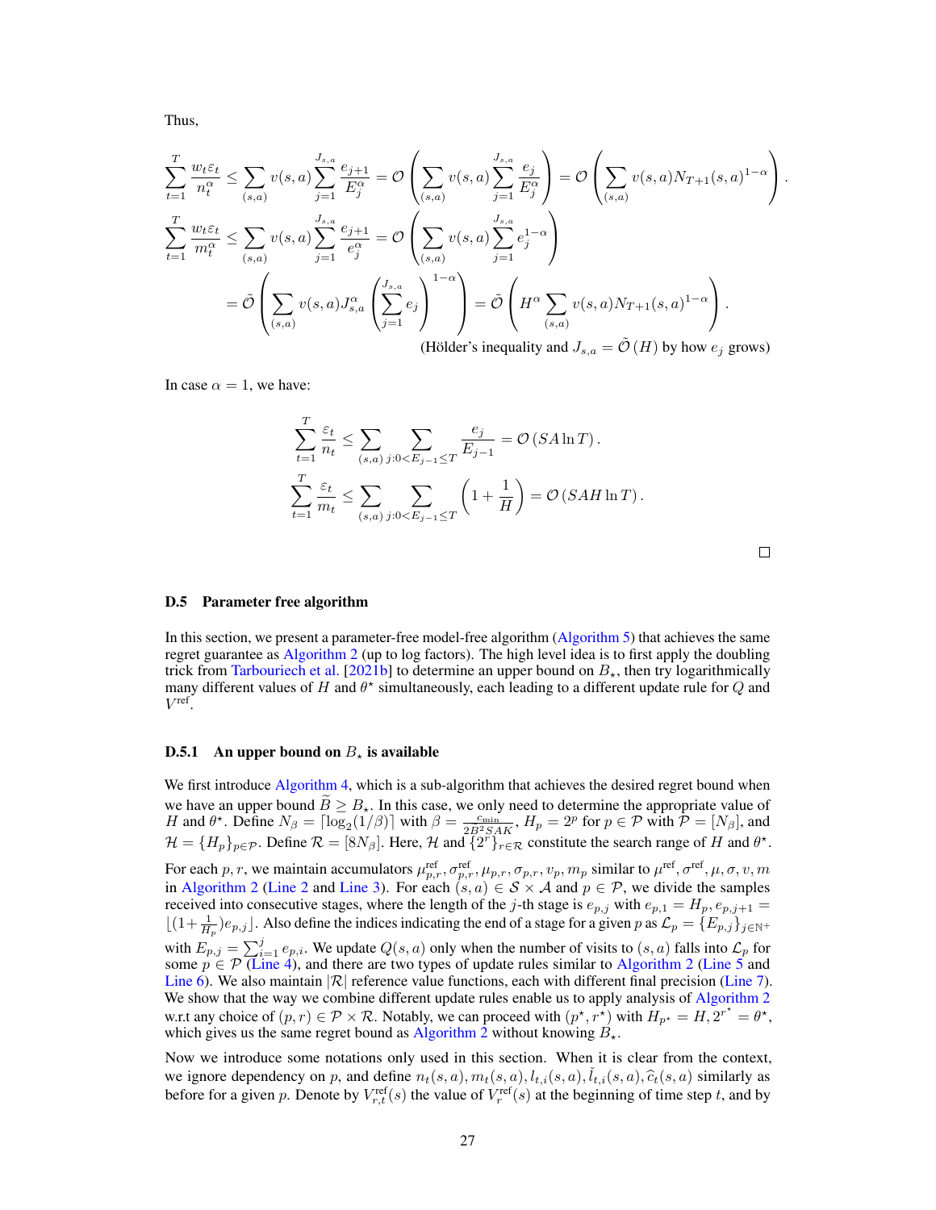Thus,

$$\sum_{t=1}^{T} \frac{w_t \varepsilon_t}{n_t^{\alpha}} \leq \sum_{(s,a)} v(s,a) \sum_{j=1}^{J_{s,a}} \frac{e_{j+1}}{E_j^{\alpha}} = \mathcal{O}\left( \sum_{(s,a)} v(s,a) \sum_{j=1}^{J_{s,a}} \frac{e_j}{E_j^{\alpha}} \right) = \mathcal{O}\left( \sum_{(s,a)} v(s,a) N_{T+1}(s,a)^{1-\alpha} \right).$$

$$\sum_{t=1}^{T} \frac{w_t \varepsilon_t}{m_t^{\alpha}} \leq \sum_{(s,a)} v(s,a) \sum_{j=1}^{J_{s,a}} \frac{e_{j+1}}{e_j^{\alpha}} = \mathcal{O}\left( \sum_{(s,a)} v(s,a) \sum_{j=1}^{J_{s,a}} e_j^{1-\alpha} \right)$$

$$= \tilde{\mathcal{O}}\left( \sum_{(s,a)} v(s,a) J_{s,a}^{\alpha} \left( \sum_{j=1}^{J_{s,a}} e_j \right)^{1-\alpha} \right) = \tilde{\mathcal{O}}\left( H^{\alpha} \sum_{(s,a)} v(s,a) N_{T+1}(s,a)^{1-\alpha} \right).$$

(Hölder's inequality and $J_{s,a} = \tilde{\mathcal{O}}(H)$ by how $e_j$ grows)

In case $\alpha = 1$, we have:

$$\sum_{t=1}^{T} \frac{\varepsilon_t}{n_t} \leq \sum_{(s,a)} \sum_{j:0<E_{j-1}\leq T} \frac{e_j}{E_{j-1}} = \mathcal{O}(SA \ln T).$$

$$\sum_{t=1}^{T} \frac{\varepsilon_t}{m_t} \leq \sum_{(s,a)} \sum_{j:0<E_{j-1}\leq T} \left(1 + \frac{1}{H}\right) = \mathcal{O}(SAH \ln T).$$

□

### D.5 Parameter free algorithm

In this section, we present a parameter-free model-free algorithm (Algorithm 5) that achieves the same regret guarantee as Algorithm 2 (up to log factors). The high level idea is to first apply the doubling trick from Tarbouriech et al. [2021b] to determine an upper bound on $B_\star$, then try logarithmically many different values of $H$ and $\theta^\star$ simultaneously, each leading to a different update rule for $Q$ and $V^{\text{ref}}$.

#### D.5.1 An upper bound on $B_\star$ is available

We first introduce Algorithm 4, which is a sub-algorithm that achieves the desired regret bound when we have an upper bound $\widetilde{B} \geq B_\star$. In this case, we only need to determine the appropriate value of $H$ and $\theta^\star$. Define $N_\beta = \lceil \log_2(1/\beta) \rceil$ with $\beta = \frac{c_{\min}}{2B^2SAK}$, $H_p = 2^p$ for $p \in \mathcal{P}$ with $\mathcal{P} = [N_\beta]$, and $\mathcal{H} = \{H_p\}_{p\in\mathcal{P}}$. Define $\mathcal{R} = [8N_\beta]$. Here, $\mathcal{H}$ and $\{2^r\}_{r\in\mathcal{R}}$ constitute the search range of $H$ and $\theta^\star$.

For each $p, r$, we maintain accumulators $\mu^{\text{ref}}_{p,r}, \sigma^{\text{ref}}_{p,r}, \mu_{p,r}, \sigma_{p,r}, v_p, m_p$ similar to $\mu^{\text{ref}}, \sigma^{\text{ref}}, \mu, \sigma, v, m$ in Algorithm 2 (Line 2 and Line 3). For each $(s,a) \in \mathcal{S} \times \mathcal{A}$ and $p \in \mathcal{P}$, we divide the samples received into consecutive stages, where the length of the $j$-th stage is $e_{p,j}$ with $e_{p,1} = H_p, e_{p,j+1} = \lfloor (1+\frac{1}{H_p}) e_{p,j} \rfloor$. Also define the indices indicating the end of a stage for a given $p$ as $\mathcal{L}_p = \{E_{p,j}\}_{j\in\mathbb{N}^+}$ with $E_{p,j} = \sum_{i=1}^{j} e_{p,i}$. We update $Q(s,a)$ only when the number of visits to $(s,a)$ falls into $\mathcal{L}_p$ for some $p \in \mathcal{P}$ (Line 4), and there are two types of update rules similar to Algorithm 2 (Line 5 and Line 6). We also maintain $|\mathcal{R}|$ reference value functions, each with different final precision (Line 7). We show that the way we combine different update rules enable us to apply analysis of Algorithm 2 w.r.t any choice of $(p,r) \in \mathcal{P} \times \mathcal{R}$. Notably, we can proceed with $(p^\star, r^\star)$ with $H_{p^\star} = H, 2^{r^\star} = \theta^\star$, which gives us the same regret bound as Algorithm 2 without knowing $B_\star$.

Now we introduce some notations only used in this section. When it is clear from the context, we ignore dependency on $p$, and define $n_t(s,a), m_t(s,a), l_{t,i}(s,a), \check{l}_{t,i}(s,a), \widehat{c}_t(s,a)$ similarly as before for a given $p$. Denote by $V^{\text{ref}}_{r,t}(s)$ the value of $V^{\text{ref}}_r(s)$ at the beginning of time step $t$, and by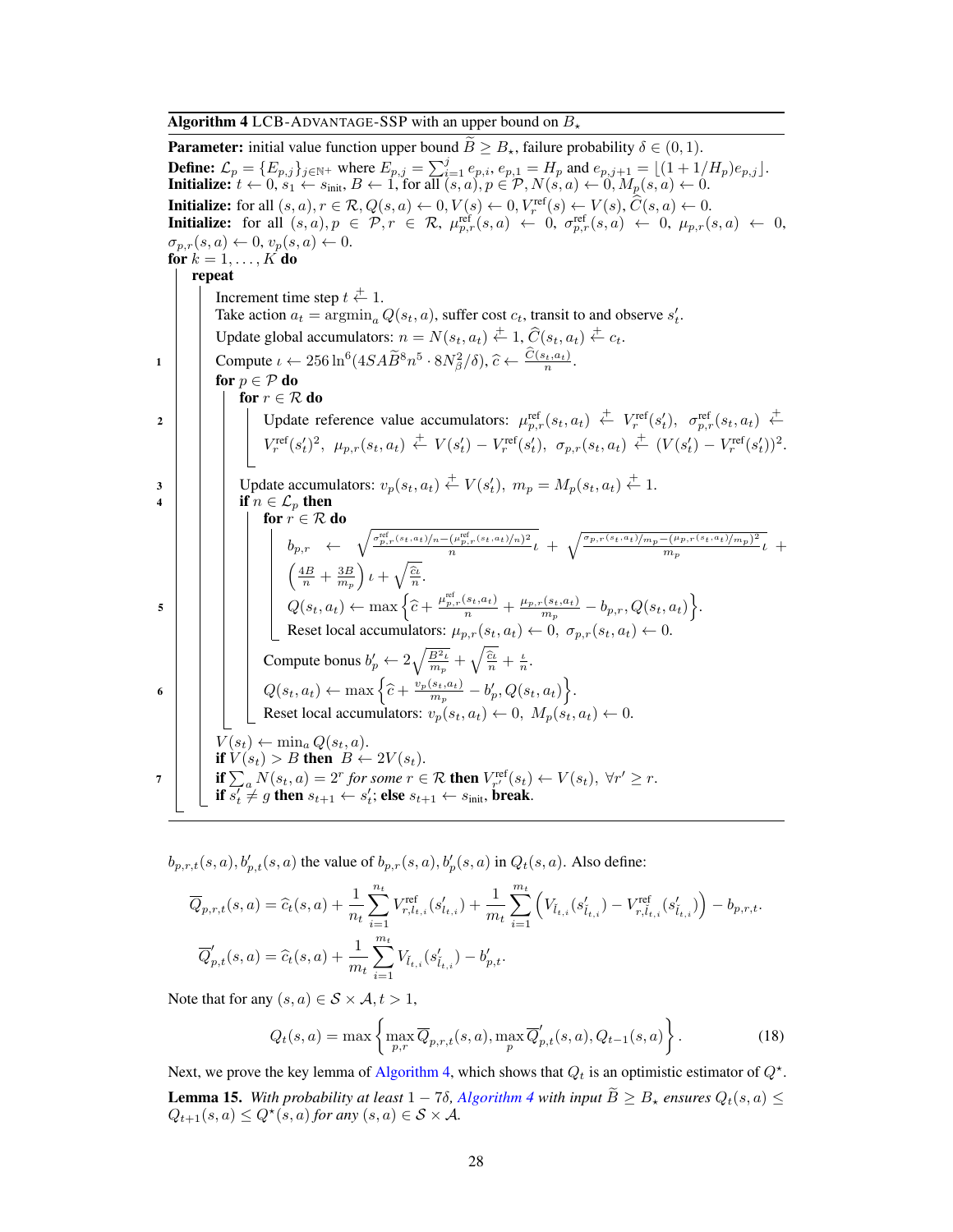**Algorithm 4** LCB-ADVANTAGE-SSP with an upper bound on $B_\star$

**Parameter:** initial value function upper bound $\widetilde{B} \geq B_\star$, failure probability $\delta \in (0, 1)$.

**Define:** $\mathcal{L}_p = \{E_{p,j}\}_{j \in \mathbb{N}^+}$ where $E_{p,j} = \sum_{i=1}^{j} e_{p,i}$, $e_{p,1} = H_p$ and $e_{p,j+1} = \lfloor (1 + 1/H_p) e_{p,j} \rfloor$.

**Initialize:** $t \leftarrow 0$, $s_1 \leftarrow s_{\text{init}}$, $B \leftarrow 1$, for all $(s, a), p \in \mathcal{P}$, $N(s, a) \leftarrow 0$, $M_p(s, a) \leftarrow 0$.

**Initialize:** for all $(s, a), r \in \mathcal{R}$, $Q(s, a) \leftarrow 0$, $V(s) \leftarrow 0$, $V_r^{\text{ref}}(s) \leftarrow V(s)$, $\widehat{C}(s, a) \leftarrow 0$.

**Initialize:** for all $(s, a), p \in \mathcal{P}, r \in \mathcal{R}$, $\mu_{p,r}^{\text{ref}}(s, a) \leftarrow 0$, $\sigma_{p,r}^{\text{ref}}(s, a) \leftarrow 0$, $\mu_{p,r}(s, a) \leftarrow 0$, $\sigma_{p,r}(s, a) \leftarrow 0$, $v_p(s, a) \leftarrow 0$.

**for** $k = 1, \ldots, K$ **do**

- **repeat**
  - Increment time step $t \overset{+}{\leftarrow} 1$.
  - Take action $a_t = \operatorname{argmin}_a Q(s_t, a)$, suffer cost $c_t$, transit to and observe $s'_t$.
  - Update global accumulators: $n = N(s_t, a_t) \overset{+}{\leftarrow} 1$, $\widehat{C}(s_t, a_t) \overset{+}{\leftarrow} c_t$.
  - (1) Compute $\iota \leftarrow 256 \ln^6(4SA\widetilde{B}^8 n^5 \cdot 8N_\beta^2/\delta)$, $\widehat{c} \leftarrow \frac{\widehat{C}(s_t, a_t)}{n}$.
  - **for** $p \in \mathcal{P}$ **do**
    - **for** $r \in \mathcal{R}$ **do**
      - (2) Update reference value accumulators: $\mu_{p,r}^{\text{ref}}(s_t, a_t) \overset{+}{\leftarrow} V_r^{\text{ref}}(s'_t)$, $\sigma_{p,r}^{\text{ref}}(s_t, a_t) \overset{+}{\leftarrow} V_r^{\text{ref}}(s'_t)^2$, $\mu_{p,r}(s_t, a_t) \overset{+}{\leftarrow} V(s'_t) - V_r^{\text{ref}}(s'_t)$, $\sigma_{p,r}(s_t, a_t) \overset{+}{\leftarrow} (V(s'_t) - V_r^{\text{ref}}(s'_t))^2$.
    - (3) Update accumulators: $v_p(s_t, a_t) \overset{+}{\leftarrow} V(s'_t)$, $m_p = M_p(s_t, a_t) \overset{+}{\leftarrow} 1$.
    - (4) **if** $n \in \mathcal{L}_p$ **then**
      - **for** $r \in \mathcal{R}$ **do**
        - $b_{p,r} \leftarrow \sqrt{\frac{\sigma_{p,r}^{\text{ref}}(s_t,a_t)/n - (\mu_{p,r}^{\text{ref}}(s_t,a_t)/n)^2}{n}\iota} + \sqrt{\frac{\sigma_{p,r}(s_t,a_t)/m_p - (\mu_{p,r}(s_t,a_t)/m_p)^2}{m_p}\iota} + \left(\frac{4B}{n} + \frac{3B}{m_p}\right)\iota + \sqrt{\frac{\widehat{c}\iota}{n}}$.
        - (5) $Q(s_t, a_t) \leftarrow \max\left\{\widehat{c} + \frac{\mu_{p,r}^{\text{ref}}(s_t,a_t)}{n} + \frac{\mu_{p,r}(s_t,a_t)}{m_p} - b_{p,r}, Q(s_t, a_t)\right\}$.
        - Reset local accumulators: $\mu_{p,r}(s_t, a_t) \leftarrow 0$, $\sigma_{p,r}(s_t, a_t) \leftarrow 0$.
      - Compute bonus $b'_p \leftarrow 2\sqrt{\frac{B^2\iota}{m_p}} + \sqrt{\frac{\widehat{c}\iota}{n}} + \frac{\iota}{n}$.
      - (6) $Q(s_t, a_t) \leftarrow \max\left\{\widehat{c} + \frac{v_p(s_t,a_t)}{m_p} - b'_p, Q(s_t, a_t)\right\}$.
      - Reset local accumulators: $v_p(s_t, a_t) \leftarrow 0$, $M_p(s_t, a_t) \leftarrow 0$.
  - $V(s_t) \leftarrow \min_a Q(s_t, a)$.
  - **if** $V(s_t) > B$ **then** $B \leftarrow 2V(s_t)$.
  - (7) **if** $\sum_a N(s_t, a) = 2^r$ *for some* $r \in \mathcal{R}$ **then** $V_{r'}^{\text{ref}}(s_t) \leftarrow V(s_t)$, $\forall r' \geq r$.
  - **if** $s'_t \neq g$ **then** $s_{t+1} \leftarrow s'_t$; **else** $s_{t+1} \leftarrow s_{\text{init}}$, **break**.

$b_{p,r,t}(s, a), b'_{p,t}(s, a)$ the value of $b_{p,r}(s, a), b'_p(s, a)$ in $Q_t(s, a)$. Also define:

$$\overline{Q}_{p,r,t}(s, a) = \widehat{c}_t(s, a) + \frac{1}{n_t}\sum_{i=1}^{n_t} V_{r,l_{t,i}}^{\text{ref}}(s'_{l_{t,i}}) + \frac{1}{m_t}\sum_{i=1}^{m_t}\left(V_{\check{l}_{t,i}}(s'_{\check{l}_{t,i}}) - V_{r,\check{l}_{t,i}}^{\text{ref}}(s'_{\check{l}_{t,i}})\right) - b_{p,r,t}.$$

$$\overline{Q}'_{p,t}(s, a) = \widehat{c}_t(s, a) + \frac{1}{m_t}\sum_{i=1}^{m_t} V_{\check{l}_{t,i}}(s'_{\check{l}_{t,i}}) - b'_{p,t}.$$

Note that for any $(s, a) \in \mathcal{S} \times \mathcal{A}, t > 1$,

$$Q_t(s, a) = \max\left\{\max_{p,r} \overline{Q}_{p,r,t}(s, a), \max_p \overline{Q}'_{p,t}(s, a), Q_{t-1}(s, a)\right\}. \tag{18}$$

Next, we prove the key lemma of Algorithm 4, which shows that $Q_t$ is an optimistic estimator of $Q^\star$.

**Lemma 15.** *With probability at least $1 - 7\delta$, Algorithm 4 with input $\widetilde{B} \geq B_\star$ ensures $Q_t(s, a) \leq Q_{t+1}(s, a) \leq Q^\star(s, a)$ for any $(s, a) \in \mathcal{S} \times \mathcal{A}$.*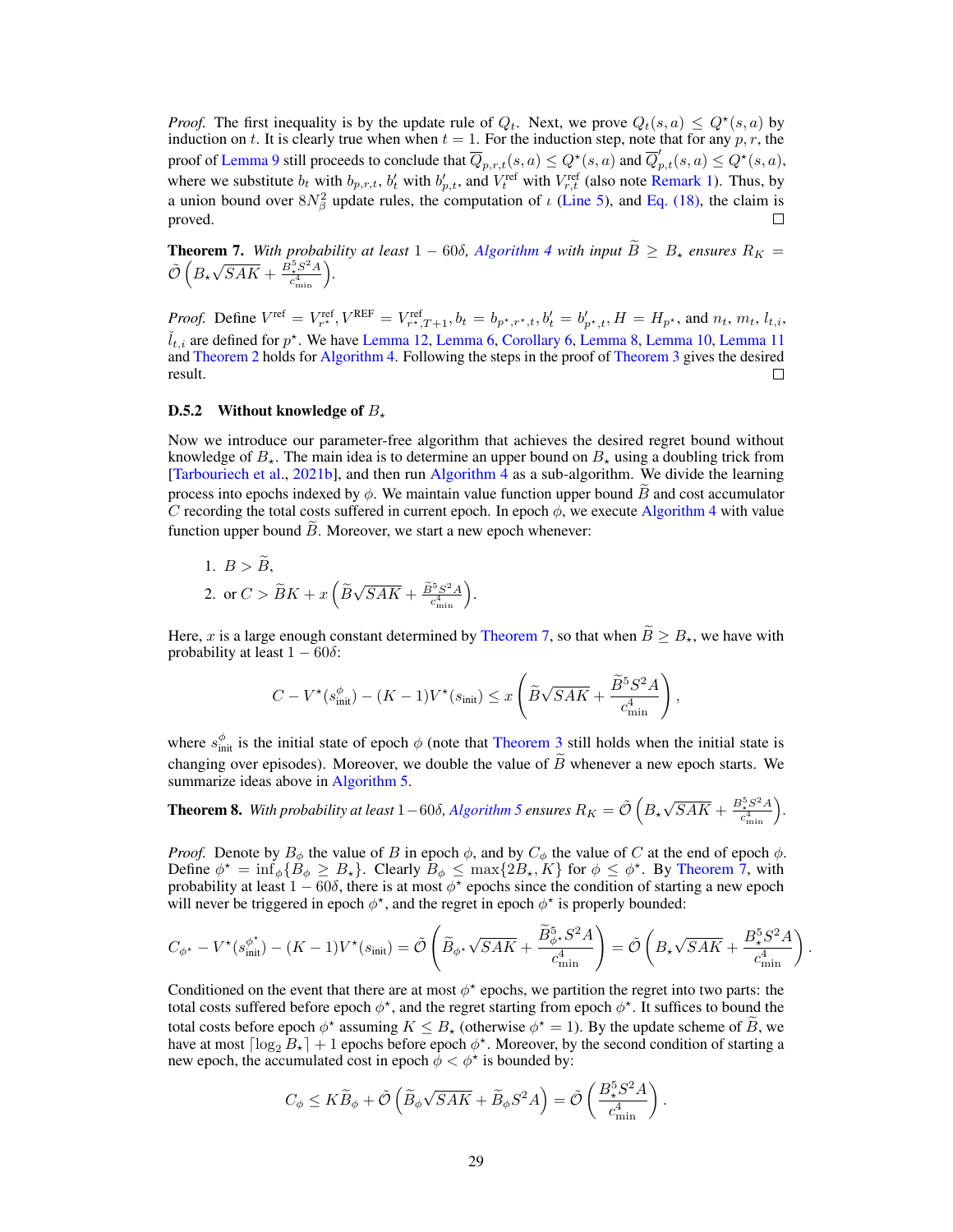*Proof.* The first inequality is by the update rule of $Q_t$. Next, we prove $Q_t(s,a) \leq Q^\star(s,a)$ by induction on $t$. It is clearly true when when $t=1$. For the induction step, note that for any $p, r$, the proof of Lemma 9 still proceeds to conclude that $\overline{Q}_{p,r,t}(s,a) \leq Q^\star(s,a)$ and $\overline{Q}'_{p,t}(s,a) \leq Q^\star(s,a)$, where we substitute $b_t$ with $b_{p,r,t}$, $b'_t$ with $b'_{p,t}$, and $V^{\text{ref}}_t$ with $V^{\text{ref}}_{r,t}$ (also note Remark 1). Thus, by a union bound over $8N_\beta^2$ update rules, the computation of $\iota$ (Line 5), and Eq. (18), the claim is proved. $\square$

**Theorem 7.** *With probability at least $1-60\delta$, Algorithm 4 with input $\widetilde{B} \geq B_\star$ ensures $R_K = \tilde{\mathcal{O}}\left(B_\star\sqrt{SAK} + \frac{B_\star^5 S^2 A}{c_{\min}^4}\right)$.*

*Proof.* Define $V^{\text{ref}} = V^{\text{ref}}_{r^\star}, V^{\text{REF}} = V^{\text{ref}}_{r^\star, T+1}, b_t = b_{p^\star, r^\star, t}, b'_t = b'_{p^\star, t}, H = H_{p^\star}$, and $n_t$, $m_t$, $l_{t,i}$, $\check{l}_{t,i}$ are defined for $p^\star$. We have Lemma 12, Lemma 6, Corollary 6, Lemma 8, Lemma 10, Lemma 11 and Theorem 2 holds for Algorithm 4. Following the steps in the proof of Theorem 3 gives the desired result. $\square$

### D.5.2 Without knowledge of $B_\star$

Now we introduce our parameter-free algorithm that achieves the desired regret bound without knowledge of $B_\star$. The main idea is to determine an upper bound on $B_\star$ using a doubling trick from [Tarbouriech et al., 2021b], and then run Algorithm 4 as a sub-algorithm. We divide the learning process into epochs indexed by $\phi$. We maintain value function upper bound $\widetilde{B}$ and cost accumulator $C$ recording the total costs suffered in current epoch. In epoch $\phi$, we execute Algorithm 4 with value function upper bound $\widetilde{B}$. Moreover, we start a new epoch whenever:

1. $B > \widetilde{B}$,
2. or $C > \widetilde{B}K + x\left(\widetilde{B}\sqrt{SAK} + \frac{\widetilde{B}^5 S^2 A}{c_{\min}^4}\right)$.

Here, $x$ is a large enough constant determined by Theorem 7, so that when $\widetilde{B} \geq B_\star$, we have with probability at least $1-60\delta$:

$$C - V^\star(s^\phi_{\text{init}}) - (K-1)V^\star(s_{\text{init}}) \leq x\left(\widetilde{B}\sqrt{SAK} + \frac{\widetilde{B}^5 S^2 A}{c_{\min}^4}\right),$$

where $s^\phi_{\text{init}}$ is the initial state of epoch $\phi$ (note that Theorem 3 still holds when the initial state is changing over episodes). Moreover, we double the value of $\widetilde{B}$ whenever a new epoch starts. We summarize ideas above in Algorithm 5.

**Theorem 8.** *With probability at least $1-60\delta$, Algorithm 5 ensures $R_K = \tilde{\mathcal{O}}\left(B_\star\sqrt{SAK} + \frac{B_\star^5 S^2 A}{c_{\min}^4}\right)$.*

*Proof.* Denote by $B_\phi$ the value of $B$ in epoch $\phi$, and by $C_\phi$ the value of $C$ at the end of epoch $\phi$. Define $\phi^\star = \inf_\phi\{B_\phi \geq B_\star\}$. Clearly $\widetilde{B}_\phi \leq \max\{2B_\star, K\}$ for $\phi \leq \phi^\star$. By Theorem 7, with probability at least $1-60\delta$, there is at most $\phi^\star$ epochs since the condition of starting a new epoch will never be triggered in epoch $\phi^\star$, and the regret in epoch $\phi^\star$ is properly bounded:

$$C_{\phi^\star} - V^\star(s^{\phi^\star}_{\text{init}}) - (K-1)V^\star(s_{\text{init}}) = \tilde{\mathcal{O}}\left(\widetilde{B}_{\phi^\star}\sqrt{SAK} + \frac{\widetilde{B}^5_{\phi^\star} S^2 A}{c_{\min}^4}\right) = \tilde{\mathcal{O}}\left(B_\star\sqrt{SAK} + \frac{B_\star^5 S^2 A}{c_{\min}^4}\right).$$

Conditioned on the event that there are at most $\phi^\star$ epochs, we partition the regret into two parts: the total costs suffered before epoch $\phi^\star$, and the regret starting from epoch $\phi^\star$. It suffices to bound the total costs before epoch $\phi^\star$ assuming $K \leq B_\star$ (otherwise $\phi^\star = 1$). By the update scheme of $\widetilde{B}$, we have at most $\lceil \log_2 B_\star \rceil + 1$ epochs before epoch $\phi^\star$. Moreover, by the second condition of starting a new epoch, the accumulated cost in epoch $\phi < \phi^\star$ is bounded by:

$$C_\phi \leq K\widetilde{B}_\phi + \tilde{\mathcal{O}}\left(\widetilde{B}_\phi\sqrt{SAK} + \widetilde{B}_\phi S^2 A\right) = \tilde{\mathcal{O}}\left(\frac{B_\star^5 S^2 A}{c_{\min}^4}\right).$$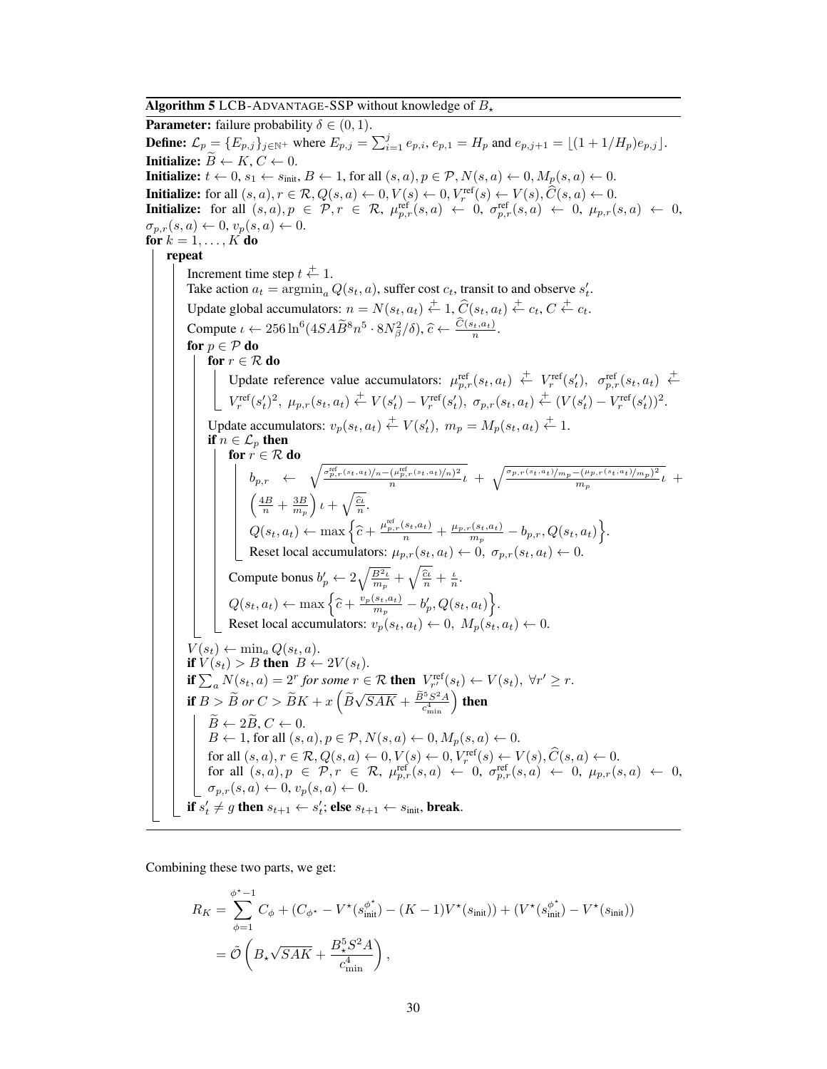**Algorithm 5** LCB-ADVANTAGE-SSP without knowledge of $B_\star$

**Parameter:** failure probability $\delta \in (0, 1)$.

**Define:** $\mathcal{L}_p = \{E_{p,j}\}_{j \in \mathbb{N}^+}$ where $E_{p,j} = \sum_{i=1}^{j} e_{p,i}$, $e_{p,1} = H_p$ and $e_{p,j+1} = \lfloor (1 + 1/H_p) e_{p,j} \rfloor$.

**Initialize:** $\widetilde{B} \leftarrow K$, $C \leftarrow 0$.

**Initialize:** $t \leftarrow 0$, $s_1 \leftarrow s_{\text{init}}$, $B \leftarrow 1$, for all $(s, a), p \in \mathcal{P}$, $N(s, a) \leftarrow 0$, $M_p(s, a) \leftarrow 0$.

**Initialize:** for all $(s, a), r \in \mathcal{R}$, $Q(s, a) \leftarrow 0$, $V(s) \leftarrow 0$, $V_r^{\text{ref}}(s) \leftarrow V(s)$, $\widehat{C}(s, a) \leftarrow 0$.

**Initialize:** for all $(s, a), p \in \mathcal{P}, r \in \mathcal{R}$, $\mu_{p,r}^{\text{ref}}(s, a) \leftarrow 0$, $\sigma_{p,r}^{\text{ref}}(s, a) \leftarrow 0$, $\mu_{p,r}(s, a) \leftarrow 0$, $\sigma_{p,r}(s, a) \leftarrow 0$, $v_p(s, a) \leftarrow 0$.

**for** $k = 1, \ldots, K$ **do**

- **repeat**
  - Increment time step $t \xleftarrow{+} 1$.
  - Take action $a_t = \operatorname{argmin}_a Q(s_t, a)$, suffer cost $c_t$, transit to and observe $s'_t$.
  - Update global accumulators: $n = N(s_t, a_t) \xleftarrow{+} 1$, $\widehat{C}(s_t, a_t) \xleftarrow{+} c_t$, $C \xleftarrow{+} c_t$.
  - Compute $\iota \leftarrow 256 \ln^6(4SA\widetilde{B}^8 n^5 \cdot 8N_\beta^2/\delta)$, $\widehat{c} \leftarrow \frac{\widehat{C}(s_t, a_t)}{n}$.
  - **for** $p \in \mathcal{P}$ **do**
    - **for** $r \in \mathcal{R}$ **do**
      - Update reference value accumulators: $\mu_{p,r}^{\text{ref}}(s_t, a_t) \xleftarrow{+} V_r^{\text{ref}}(s'_t)$, $\sigma_{p,r}^{\text{ref}}(s_t, a_t) \xleftarrow{+} V_r^{\text{ref}}(s'_t)^2$, $\mu_{p,r}(s_t, a_t) \xleftarrow{+} V(s'_t) - V_r^{\text{ref}}(s'_t)$, $\sigma_{p,r}(s_t, a_t) \xleftarrow{+} (V(s'_t) - V_r^{\text{ref}}(s'_t))^2$.
    - Update accumulators: $v_p(s_t, a_t) \xleftarrow{+} V(s'_t)$, $m_p = M_p(s_t, a_t) \xleftarrow{+} 1$.
    - **if** $n \in \mathcal{L}_p$ **then**
      - **for** $r \in \mathcal{R}$ **do**
        - $b_{p,r} \leftarrow \sqrt{\frac{\sigma_{p,r}^{\text{ref}}(s_t,a_t)/n - (\mu_{p,r}^{\text{ref}}(s_t,a_t)/n)^2}{n}\iota} + \sqrt{\frac{\sigma_{p,r}(s_t,a_t)/m_p - (\mu_{p,r}(s_t,a_t)/m_p)^2}{m_p}\iota} + \left(\frac{4B}{n} + \frac{3B}{m_p}\right)\iota + \sqrt{\frac{\widehat{c}\iota}{n}}$.
        - $Q(s_t, a_t) \leftarrow \max\left\{\widehat{c} + \frac{\mu_{p,r}^{\text{ref}}(s_t,a_t)}{n} + \frac{\mu_{p,r}(s_t,a_t)}{m_p} - b_{p,r}, Q(s_t, a_t)\right\}$.
        - Reset local accumulators: $\mu_{p,r}(s_t, a_t) \leftarrow 0$, $\sigma_{p,r}(s_t, a_t) \leftarrow 0$.
      - Compute bonus $b'_p \leftarrow 2\sqrt{\frac{B^2\iota}{m_p}} + \sqrt{\frac{\widehat{c}\iota}{n}} + \frac{\iota}{n}$.
      - $Q(s_t, a_t) \leftarrow \max\left\{\widehat{c} + \frac{v_p(s_t,a_t)}{m_p} - b'_p, Q(s_t, a_t)\right\}$.
      - Reset local accumulators: $v_p(s_t, a_t) \leftarrow 0$, $M_p(s_t, a_t) \leftarrow 0$.
  - $V(s_t) \leftarrow \min_a Q(s_t, a)$.
  - **if** $V(s_t) > B$ **then** $B \leftarrow 2V(s_t)$.
  - **if** $\sum_a N(s_t, a) = 2^r$ *for some* $r \in \mathcal{R}$ **then** $V_{r'}^{\text{ref}}(s_t) \leftarrow V(s_t)$, $\forall r' \geq r$.
  - **if** $B > \widetilde{B}$ *or* $C > \widetilde{B}K + x\left(\widetilde{B}\sqrt{SAK} + \frac{\widetilde{B}^5 S^2 A}{c_{\min}^4}\right)$ **then**
    - $\widetilde{B} \leftarrow 2\widetilde{B}$, $C \leftarrow 0$.
    - $B \leftarrow 1$, for all $(s, a), p \in \mathcal{P}$, $N(s, a) \leftarrow 0$, $M_p(s, a) \leftarrow 0$.
    - for all $(s, a), r \in \mathcal{R}$, $Q(s, a) \leftarrow 0$, $V(s) \leftarrow 0$, $V_r^{\text{ref}}(s) \leftarrow V(s)$, $\widehat{C}(s, a) \leftarrow 0$.
    - for all $(s, a), p \in \mathcal{P}, r \in \mathcal{R}$, $\mu_{p,r}^{\text{ref}}(s, a) \leftarrow 0$, $\sigma_{p,r}^{\text{ref}}(s, a) \leftarrow 0$, $\mu_{p,r}(s, a) \leftarrow 0$, $\sigma_{p,r}(s, a) \leftarrow 0$, $v_p(s, a) \leftarrow 0$.
  - **if** $s'_t \neq g$ **then** $s_{t+1} \leftarrow s'_t$; **else** $s_{t+1} \leftarrow s_{\text{init}}$, **break**.

Combining these two parts, we get:

$$
\begin{aligned}
R_K &= \sum_{\phi=1}^{\phi^\star - 1} C_\phi + (C_{\phi^\star} - V^\star(s_{\text{init}}^{\phi^\star}) - (K-1)V^\star(s_{\text{init}})) + (V^\star(s_{\text{init}}^{\phi^\star}) - V^\star(s_{\text{init}})) \\
&= \tilde{\mathcal{O}}\left(B_\star\sqrt{SAK} + \frac{B_\star^5 S^2 A}{c_{\min}^4}\right),
\end{aligned}
$$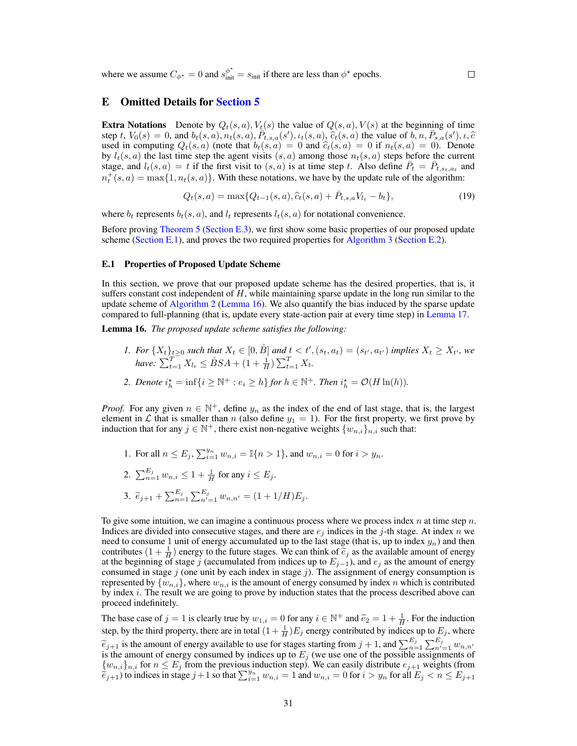where we assume $C_{\phi^\star} = 0$ and $s_{\text{init}}^{\phi^\star} = s_{\text{init}}$ if there are less than $\phi^\star$ epochs. $\square$

# E Omitted Details for Section 5

**Extra Notations** Denote by $Q_t(s,a), V_t(s)$ the value of $Q(s,a), V(s)$ at the beginning of time step $t$, $V_0(s) = 0$, and $b_t(s,a), n_t(s,a), \bar{P}_{t,s,a}(s'), \iota_t(s,a), \widehat{c}_t(s,a)$ the value of $b, n, \bar{P}_{s,a}(s'), \iota, \widehat{c}$ used in computing $Q_t(s,a)$ (note that $b_t(s,a) = 0$ and $\widehat{c}_t(s,a) = 0$ if $n_t(s,a) = 0$). Denote by $l_t(s,a)$ the last time step the agent visits $(s,a)$ among those $n_t(s,a)$ steps before the current stage, and $l_t(s,a) = t$ if the first visit to $(s,a)$ is at time step $t$. Also define $\bar{P}_t = \bar{P}_{t,s_t,a_t}$ and $n_t^+(s,a) = \max\{1, n_t(s,a)\}$. With these notations, we have by the update rule of the algorithm:

$$Q_t(s,a) = \max\{Q_{t-1}(s,a), \widehat{c}_t(s,a) + \bar{P}_{t,s,a} V_{l_t} - b_t\}, \tag{19}$$

where $b_t$ represents $b_t(s,a)$, and $l_t$ represents $l_t(s,a)$ for notational convenience.

Before proving Theorem 5 (Section E.3), we first show some basic properties of our proposed update scheme (Section E.1), and proves the two required properties for Algorithm 3 (Section E.2).

## E.1 Properties of Proposed Update Scheme

In this section, we prove that our proposed update scheme has the desired properties, that is, it suffers constant cost independent of $H$, while maintaining sparse update in the long run similar to the update scheme of Algorithm 2 (Lemma 16). We also quantify the bias induced by the sparse update compared to full-planning (that is, update every state-action pair at every time step) in Lemma 17.

**Lemma 16.** *The proposed update scheme satisfies the following:*

1. *For $\{X_t\}_{t\geq 0}$ such that $X_t \in [0, \mathring{B}]$ and $t < t', (s_t, a_t) = (s_{t'}, a_{t'})$ implies $X_t \geq X_{t'}$, we have: $\sum_{t=1}^T X_{l_t} \leq \mathring{B}SA + (1 + \frac{1}{H})\sum_{t=1}^T X_t$.*
2. *Denote $i_h^\star = \inf\{i \geq \mathbb{N}^+ : e_i \geq h\}$ for $h \in \mathbb{N}^+$. Then $i_h^\star = \mathcal{O}(H\ln(h))$.*

*Proof.* For any given $n \in \mathbb{N}^+$, define $y_n$ as the index of the end of last stage, that is, the largest element in $\mathcal{L}$ that is smaller than $n$ (also define $y_1 = 1$). For the first property, we first prove by induction that for any $j \in \mathbb{N}^+$, there exist non-negative weights $\{w_{n,i}\}_{n,i}$ such that:

1. For all $n \leq E_j$, $\sum_{i=1}^{y_n} w_{n,i} = \mathbb{I}\{n > 1\}$, and $w_{n,i} = 0$ for $i > y_n$.
2. $\sum_{n=1}^{E_j} w_{n,i} \leq 1 + \frac{1}{H}$ for any $i \leq E_j$.
3. $\widetilde{e}_{j+1} + \sum_{n=1}^{E_j}\sum_{n'=1}^{E_j} w_{n,n'} = (1 + 1/H)E_j$.

To give some intuition, we can imagine a continuous process where we process index $n$ at time step $n$. Indices are divided into consecutive stages, and there are $e_j$ indices in the $j$-th stage. At index $n$ we need to consume 1 unit of energy accumulated up to the last stage (that is, up to index $y_n$) and then contributes $(1 + \frac{1}{H})$ energy to the future stages. We can think of $\widetilde{e}_j$ as the available amount of energy at the beginning of stage $j$ (accumulated from indices up to $E_{j-1}$), and $e_j$ as the amount of energy consumed in stage $j$ (one unit by each index in stage $j$). The assignment of energy consumption is represented by $\{w_{n,i}\}$, where $w_{n,i}$ is the amount of energy consumed by index $n$ which is contributed by index $i$. The result we are going to prove by induction states that the process described above can proceed indefinitely.

The base case of $j = 1$ is clearly true by $w_{1,i} = 0$ for any $i \in \mathbb{N}^+$ and $\widetilde{e}_2 = 1 + \frac{1}{H}$. For the induction step, by the third property, there are in total $(1 + \frac{1}{H})E_j$ energy contributed by indices up to $E_j$, where $\widetilde{e}_{j+1}$ is the amount of energy available to use for stages starting from $j + 1$, and $\sum_{n=1}^{E_j}\sum_{n'=1}^{E_j} w_{n,n'}$ is the amount of energy consumed by indices up to $E_j$ (we use one of the possible assignments of $\{w_{n,i}\}_{n,i}$ for $n \leq E_j$ from the previous induction step). We can easily distribute $e_{j+1}$ weights (from $\widetilde{e}_{j+1}$) to indices in stage $j+1$ so that $\sum_{i=1}^{y_n} w_{n,i} = 1$ and $w_{n,i} = 0$ for $i > y_n$ for all $E_j < n \leq E_{j+1}$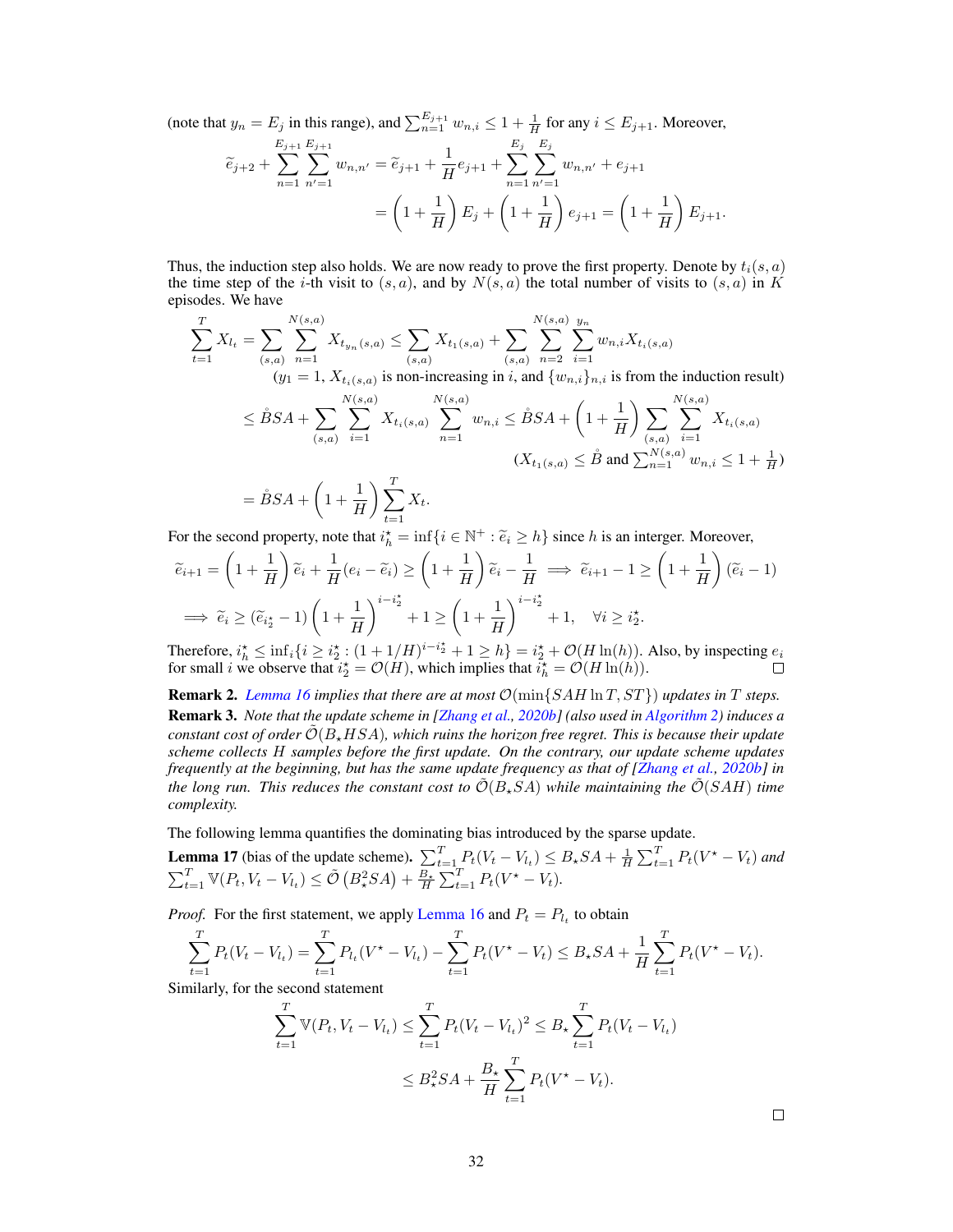(note that $y_n = E_j$ in this range), and $\sum_{n=1}^{E_{j+1}} w_{n,i} \leq 1 + \frac{1}{H}$ for any $i \leq E_{j+1}$. Moreover,

$$\widetilde{e}_{j+2} + \sum_{n=1}^{E_{j+1}} \sum_{n'=1}^{E_{j+1}} w_{n,n'} = \widetilde{e}_{j+1} + \frac{1}{H} e_{j+1} + \sum_{n=1}^{E_j} \sum_{n'=1}^{E_j} w_{n,n'} + e_{j+1}$$

$$= \left(1 + \frac{1}{H}\right) E_j + \left(1 + \frac{1}{H}\right) e_{j+1} = \left(1 + \frac{1}{H}\right) E_{j+1}.$$

Thus, the induction step also holds. We are now ready to prove the first property. Denote by $t_i(s,a)$ the time step of the $i$-th visit to $(s,a)$, and by $N(s,a)$ the total number of visits to $(s,a)$ in $K$ episodes. We have

$$\sum_{t=1}^{T} X_{l_t} = \sum_{(s,a)} \sum_{n=1}^{N(s,a)} X_{t_{y_n}(s,a)} \leq \sum_{(s,a)} X_{t_1(s,a)} + \sum_{(s,a)} \sum_{n=2}^{N(s,a)} \sum_{i=1}^{y_n} w_{n,i} X_{t_i(s,a)}$$

($y_1 = 1$, $X_{t_i(s,a)}$ is non-increasing in $i$, and $\{w_{n,i}\}_{n,i}$ is from the induction result)

$$\leq \mathring{B} SA + \sum_{(s,a)} \sum_{i=1}^{N(s,a)} X_{t_i(s,a)} \sum_{n=1}^{N(s,a)} w_{n,i} \leq \mathring{B} SA + \left(1 + \frac{1}{H}\right) \sum_{(s,a)} \sum_{i=1}^{N(s,a)} X_{t_i(s,a)}$$

($X_{t_1(s,a)} \leq \mathring{B}$ and $\sum_{n=1}^{N(s,a)} w_{n,i} \leq 1 + \frac{1}{H}$)

$$= \mathring{B} SA + \left(1 + \frac{1}{H}\right) \sum_{t=1}^{T} X_t.$$

For the second property, note that $i_h^\star = \inf\{i \in \mathbb{N}^+ : \widetilde{e}_i \geq h\}$ since $h$ is an interger. Moreover,

$$\widetilde{e}_{i+1} = \left(1 + \frac{1}{H}\right) \widetilde{e}_i + \frac{1}{H}(e_i - \widetilde{e}_i) \geq \left(1 + \frac{1}{H}\right) \widetilde{e}_i - \frac{1}{H} \implies \widetilde{e}_{i+1} - 1 \geq \left(1 + \frac{1}{H}\right)(\widetilde{e}_i - 1)$$

$$\implies \widetilde{e}_i \geq (\widetilde{e}_{i_2^\star} - 1)\left(1 + \frac{1}{H}\right)^{i - i_2^\star} + 1 \geq \left(1 + \frac{1}{H}\right)^{i - i_2^\star} + 1, \quad \forall i \geq i_2^\star.$$

Therefore, $i_h^\star \leq \inf_i\{i \geq i_2^\star : (1 + 1/H)^{i - i_2^\star} + 1 \geq h\} = i_2^\star + \mathcal{O}(H \ln(h))$. Also, by inspecting $e_i$ for small $i$ we observe that $i_2^\star = \mathcal{O}(H)$, which implies that $i_h^\star = \mathcal{O}(H \ln(h))$. □

**Remark 2.** *Lemma 16 implies that there are at most $\mathcal{O}(\min\{SAH \ln T, ST\})$ updates in $T$ steps.*

**Remark 3.** *Note that the update scheme in [Zhang et al., 2020b] (also used in Algorithm 2) induces a constant cost of order $\tilde{\mathcal{O}}(B_\star HSA)$, which ruins the horizon free regret. This is because their update scheme collects $H$ samples before the first update. On the contrary, our update scheme updates frequently at the beginning, but has the same update frequency as that of [Zhang et al., 2020b] in the long run. This reduces the constant cost to $\tilde{\mathcal{O}}(B_\star SA)$ while maintaining the $\tilde{\mathcal{O}}(SAH)$ time complexity.*

The following lemma quantifies the dominating bias introduced by the sparse update.

**Lemma 17** (bias of the update scheme). *$\sum_{t=1}^{T} P_t(V_t - V_{l_t}) \leq B_\star SA + \frac{1}{H} \sum_{t=1}^{T} P_t(V^\star - V_t)$ and $\sum_{t=1}^{T} \mathbb{V}(P_t, V_t - V_{l_t}) \leq \tilde{\mathcal{O}}\left(B_\star^2 SA\right) + \frac{B_\star}{H} \sum_{t=1}^{T} P_t(V^\star - V_t)$.*

*Proof.* For the first statement, we apply Lemma 16 and $P_t = P_{l_t}$ to obtain

$$\sum_{t=1}^{T} P_t(V_t - V_{l_t}) = \sum_{t=1}^{T} P_{l_t}(V^\star - V_{l_t}) - \sum_{t=1}^{T} P_t(V^\star - V_t) \leq B_\star SA + \frac{1}{H} \sum_{t=1}^{T} P_t(V^\star - V_t).$$

Similarly, for the second statement

$$\sum_{t=1}^{T} \mathbb{V}(P_t, V_t - V_{l_t}) \leq \sum_{t=1}^{T} P_t(V_t - V_{l_t})^2 \leq B_\star \sum_{t=1}^{T} P_t(V_t - V_{l_t})$$

$$\leq B_\star^2 SA + \frac{B_\star}{H} \sum_{t=1}^{T} P_t(V^\star - V_t).$$

□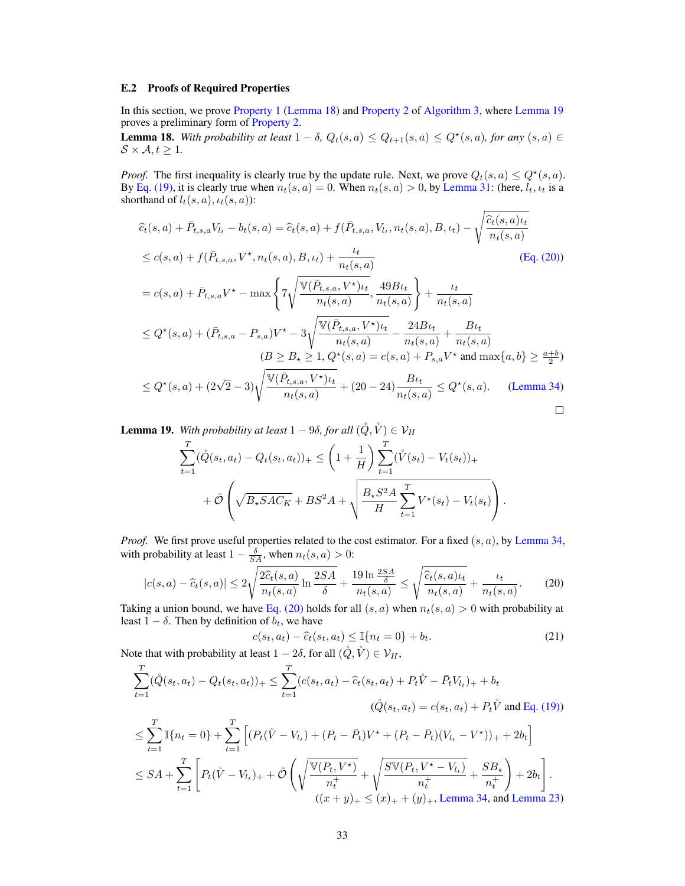### E.2 Proofs of Required Properties

In this section, we prove Property 1 (Lemma 18) and Property 2 of Algorithm 3, where Lemma 19 proves a preliminary form of Property 2.

**Lemma 18.** *With probability at least $1-\delta$, $Q_t(s,a) \leq Q_{t+1}(s,a) \leq Q^\star(s,a)$, for any $(s,a) \in \mathcal{S}\times\mathcal{A}, t \geq 1$.*

*Proof.* The first inequality is clearly true by the update rule. Next, we prove $Q_t(s,a) \leq Q^\star(s,a)$. By Eq. (19), it is clearly true when $n_t(s,a) = 0$. When $n_t(s,a) > 0$, by Lemma 31: (here, $l_t, \iota_t$ is a shorthand of $l_t(s,a), \iota_t(s,a)$):

$$
\begin{aligned}
&\widehat{c}_t(s,a) + \bar{P}_{t,s,a}V_{l_t} - b_t(s,a) = \widehat{c}_t(s,a) + f(\bar{P}_{t,s,a}, V_{l_t}, n_t(s,a), B, \iota_t) - \sqrt{\frac{\widehat{c}_t(s,a)\iota_t}{n_t(s,a)}}\\
&\leq c(s,a) + f(\bar{P}_{t,s,a}, V^\star, n_t(s,a), B, \iota_t) + \frac{\iota_t}{n_t(s,a)} \qquad \text{(Eq. (20))}\\
&= c(s,a) + \bar{P}_{t,s,a}V^\star - \max\left\{7\sqrt{\frac{\mathbb{V}(\bar{P}_{t,s,a}, V^\star)\iota_t}{n_t(s,a)}}, \frac{49B\iota_t}{n_t(s,a)}\right\} + \frac{\iota_t}{n_t(s,a)}\\
&\leq Q^\star(s,a) + (\bar{P}_{t,s,a} - P_{s,a})V^\star - 3\sqrt{\frac{\mathbb{V}(\bar{P}_{t,s,a}, V^\star)\iota_t}{n_t(s,a)}} - \frac{24B\iota_t}{n_t(s,a)} + \frac{B\iota_t}{n_t(s,a)}\\
&\qquad\qquad (B \geq B_\star \geq 1, Q^\star(s,a) = c(s,a) + P_{s,a}V^\star \text{ and } \max\{a,b\} \geq \tfrac{a+b}{2})\\
&\leq Q^\star(s,a) + (2\sqrt{2} - 3)\sqrt{\frac{\mathbb{V}(\bar{P}_{t,s,a}, V^\star)\iota_t}{n_t(s,a)}} + (20-24)\frac{B\iota_t}{n_t(s,a)} \leq Q^\star(s,a). \qquad \text{(Lemma 34)}
\end{aligned}
$$

□

**Lemma 19.** *With probability at least $1-9\delta$, for all $(\mathring{Q}, \mathring{V}) \in \mathcal{V}_H$*

$$
\begin{aligned}
\sum_{t=1}^T (\mathring{Q}(s_t,a_t) - Q_t(s_t,a_t))_+ &\leq \left(1 + \frac{1}{H}\right)\sum_{t=1}^T (\mathring{V}(s_t) - V_t(s_t))_+\\
&+ \tilde{\mathcal{O}}\left(\sqrt{B_\star SAC_K} + BS^2A + \sqrt{\frac{B_\star S^2 A}{H}\sum_{t=1}^T V^\star(s_t) - V_t(s_t)}\right).
\end{aligned}
$$

*Proof.* We first prove useful properties related to the cost estimator. For a fixed $(s,a)$, by Lemma 34, with probability at least $1 - \frac{\delta}{SA}$, when $n_t(s,a) > 0$:

$$
|c(s,a) - \widehat{c}_t(s,a)| \leq 2\sqrt{\frac{2\widehat{c}_t(s,a)}{n_t(s,a)}\ln\frac{2SA}{\delta}} + \frac{19\ln\frac{2SA}{\delta}}{n_t(s,a)} \leq \sqrt{\frac{\widehat{c}_t(s,a)\iota_t}{n_t(s,a)}} + \frac{\iota_t}{n_t(s,a)}. \tag{20}
$$

Taking a union bound, we have Eq. (20) holds for all $(s,a)$ when $n_t(s,a) > 0$ with probability at least $1-\delta$. Then by definition of $b_t$, we have

$$
c(s_t,a_t) - \widehat{c}_t(s_t,a_t) \leq \mathbb{I}\{n_t = 0\} + b_t. \tag{21}
$$

Note that with probability at least $1-2\delta$, for all $(\mathring{Q}, \mathring{V}) \in \mathcal{V}_H$,

$$
\begin{aligned}
&\sum_{t=1}^T (\mathring{Q}(s_t,a_t) - Q_t(s_t,a_t))_+ \leq \sum_{t=1}^T (c(s_t,a_t) - \widehat{c}_t(s_t,a_t) + P_t\mathring{V} - \bar{P}_tV_{l_t})_+ + b_t\\
&\qquad\qquad (\mathring{Q}(s_t,a_t) = c(s_t,a_t) + P_t\mathring{V} \text{ and Eq. (19)})\\
&\leq \sum_{t=1}^T \mathbb{I}\{n_t = 0\} + \sum_{t=1}^T \left[(P_t(\mathring{V} - V_{l_t}) + (P_t - \bar{P}_t)V^\star + (P_t - \bar{P}_t)(V_{l_t} - V^\star))_+ + 2b_t\right]\\
&\leq SA + \sum_{t=1}^T \left[P_t(\mathring{V} - V_{l_t})_+ + \tilde{\mathcal{O}}\left(\sqrt{\frac{\mathbb{V}(P_t, V^\star)}{n_t^+}} + \sqrt{\frac{S\mathbb{V}(P_t, V^\star - V_{l_t})}{n_t^+}} + \frac{SB_\star}{n_t^+}\right) + 2b_t\right].\\
&\qquad\qquad ((x+y)_+ \leq (x)_+ + (y)_+, \text{ Lemma 34, and Lemma 23})
\end{aligned}
$$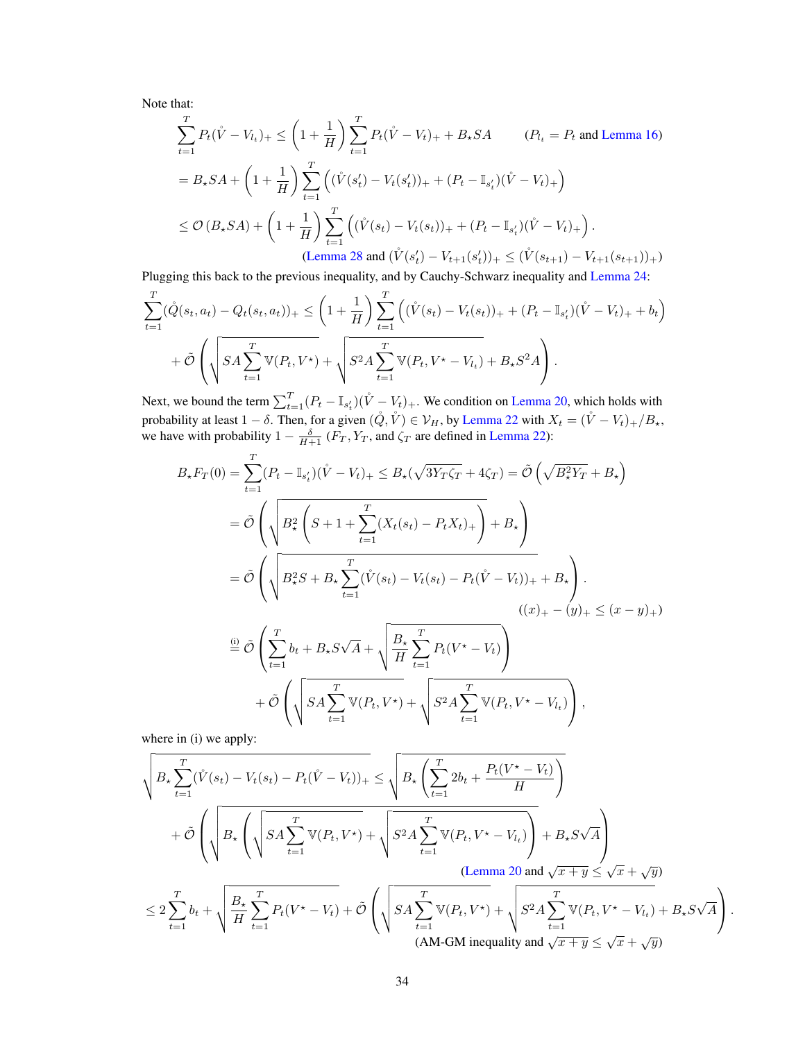Note that:

$$
\begin{aligned}
\sum_{t=1}^T P_t(\mathring{V} - V_{l_t})_+ &\leq \left(1 + \frac{1}{H}\right)\sum_{t=1}^T P_t(\mathring{V} - V_t)_+ + B_\star SA \qquad (P_{l_t} = P_t \text{ and Lemma 16})\\
&= B_\star SA + \left(1 + \frac{1}{H}\right)\sum_{t=1}^T \left((\mathring{V}(s'_t) - V_t(s'_t))_+ + (P_t - \mathbb{I}_{s'_t})(\mathring{V} - V_t)_+\right)\\
&\leq \mathcal{O}\left(B_\star SA\right) + \left(1 + \frac{1}{H}\right)\sum_{t=1}^T \left((\mathring{V}(s_t) - V_t(s_t))_+ + (P_t - \mathbb{I}_{s'_t})(\mathring{V} - V_t)_+\right).\\
&\qquad\qquad (\text{Lemma 28 and } (\mathring{V}(s'_t) - V_{t+1}(s'_t))_+ \leq (\mathring{V}(s_{t+1}) - V_{t+1}(s_{t+1}))_+)
\end{aligned}
$$

Plugging this back to the previous inequality, and by Cauchy-Schwarz inequality and Lemma 24:

$$
\begin{aligned}
\sum_{t=1}^T (\mathring{Q}(s_t, a_t) - Q_t(s_t, a_t))_+ &\leq \left(1 + \frac{1}{H}\right)\sum_{t=1}^T \left((\mathring{V}(s_t) - V_t(s_t))_+ + (P_t - \mathbb{I}_{s'_t})(\mathring{V} - V_t)_+ + b_t\right)\\
&+ \tilde{\mathcal{O}}\left(\sqrt{SA\sum_{t=1}^T \mathbb{V}(P_t, V^\star)} + \sqrt{S^2A\sum_{t=1}^T \mathbb{V}(P_t, V^\star - V_{l_t})} + B_\star S^2 A\right).
\end{aligned}
$$

Next, we bound the term $\sum_{t=1}^T (P_t - \mathbb{I}_{s'_t})(\mathring{V} - V_t)_+$. We condition on Lemma 20, which holds with probability at least $1 - \delta$. Then, for a given $(\mathring{Q}, \mathring{V}) \in \mathcal{V}_H$, by Lemma 22 with $X_t = (\mathring{V} - V_t)_+/B_\star$, we have with probability $1 - \frac{\delta}{H+1}$ ($F_T, Y_T$, and $\zeta_T$ are defined in Lemma 22):

$$
\begin{aligned}
B_\star F_T(0) &= \sum_{t=1}^T (P_t - \mathbb{I}_{s'_t})(\mathring{V} - V_t)_+ \leq B_\star(\sqrt{3Y_T\zeta_T} + 4\zeta_T) = \tilde{\mathcal{O}}\left(\sqrt{B_\star^2 Y_T} + B_\star\right)\\
&= \tilde{\mathcal{O}}\left(\sqrt{B_\star^2\left(S + 1 + \sum_{t=1}^T (X_t(s_t) - P_t X_t)_+\right)} + B_\star\right)\\
&= \tilde{\mathcal{O}}\left(\sqrt{B_\star^2 S + B_\star\sum_{t=1}^T (\mathring{V}(s_t) - V_t(s_t) - P_t(\mathring{V} - V_t))_+} + B_\star\right).\\
&\qquad\qquad ((x)_+ - (y)_+ \leq (x - y)_+)\\
&\overset{\text{(i)}}{=} \tilde{\mathcal{O}}\left(\sum_{t=1}^T b_t + B_\star S\sqrt{A} + \sqrt{\frac{B_\star}{H}\sum_{t=1}^T P_t(V^\star - V_t)}\right)\\
&\quad + \tilde{\mathcal{O}}\left(\sqrt{SA\sum_{t=1}^T \mathbb{V}(P_t, V^\star)} + \sqrt{S^2A\sum_{t=1}^T \mathbb{V}(P_t, V^\star - V_{l_t})}\right),
\end{aligned}
$$

where in (i) we apply:

$$
\begin{aligned}
\sqrt{B_\star\sum_{t=1}^T (\mathring{V}(s_t) - V_t(s_t) - P_t(\mathring{V} - V_t))_+} &\leq \sqrt{B_\star\left(\sum_{t=1}^T 2b_t + \frac{P_t(V^\star - V_t)}{H}\right)}\\
&+ \tilde{\mathcal{O}}\left(\sqrt{B_\star\left(\sqrt{SA\sum_{t=1}^T \mathbb{V}(P_t, V^\star)} + \sqrt{S^2A\sum_{t=1}^T \mathbb{V}(P_t, V^\star - V_{l_t})}\right)} + B_\star S\sqrt{A}\right)\\
&\qquad\qquad (\text{Lemma 20 and } \sqrt{x + y} \leq \sqrt{x} + \sqrt{y})\\
&\leq 2\sum_{t=1}^T b_t + \sqrt{\frac{B_\star}{H}\sum_{t=1}^T P_t(V^\star - V_t)} + \tilde{\mathcal{O}}\left(\sqrt{SA\sum_{t=1}^T \mathbb{V}(P_t, V^\star)} + \sqrt{S^2A\sum_{t=1}^T \mathbb{V}(P_t, V^\star - V_{l_t})} + B_\star S\sqrt{A}\right).\\
&\qquad\qquad (\text{AM-GM inequality and } \sqrt{x + y} \leq \sqrt{x} + \sqrt{y})
\end{aligned}
$$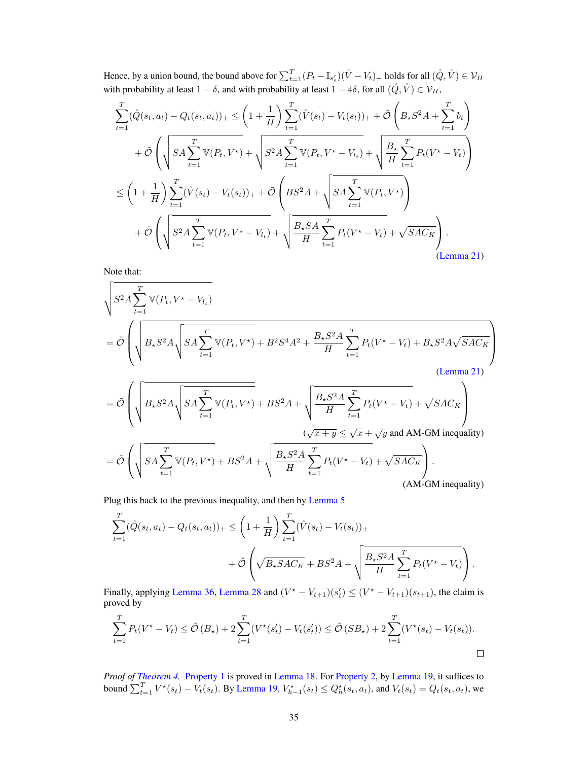Hence, by a union bound, the bound above for $\sum_{t=1}^{T}(P_t - \mathbb{I}_{s'_t})(\mathring{V} - V_t)_+$ holds for all $(\mathring{Q}, \mathring{V}) \in \mathcal{V}_H$ with probability at least $1-\delta$, and with probability at least $1-4\delta$, for all $(\mathring{Q}, \mathring{V}) \in \mathcal{V}_H$,

$$
\begin{aligned}
\sum_{t=1}^{T}(\mathring{Q}(s_t,a_t) - Q_t(s_t,a_t))_+ &\leq \left(1+\frac{1}{H}\right)\sum_{t=1}^{T}(\mathring{V}(s_t) - V_t(s_t))_+ + \tilde{\mathcal{O}}\left(B_\star S^2 A + \sum_{t=1}^{T} b_t\right) \\
&\quad + \tilde{\mathcal{O}}\left(\sqrt{SA\sum_{t=1}^{T}\mathbb{V}(P_t, V^\star)} + \sqrt{S^2A\sum_{t=1}^{T}\mathbb{V}(P_t, V^\star - V_{l_t})} + \sqrt{\frac{B_\star}{H}\sum_{t=1}^{T}P_t(V^\star - V_t)}\right) \\
&\leq \left(1+\frac{1}{H}\right)\sum_{t=1}^{T}(\mathring{V}(s_t) - V_t(s_t))_+ + \tilde{\mathcal{O}}\left(BS^2A + \sqrt{SA\sum_{t=1}^{T}\mathbb{V}(P_t, V^\star)}\right) \\
&\quad + \tilde{\mathcal{O}}\left(\sqrt{S^2A\sum_{t=1}^{T}\mathbb{V}(P_t, V^\star - V_{l_t})} + \sqrt{\frac{B_\star SA}{H}\sum_{t=1}^{T}P_t(V^\star - V_t)} + \sqrt{SAC_K}\right).
\end{aligned}
$$

(Lemma 21)

Note that:

$$
\begin{aligned}
&\sqrt{S^2A\sum_{t=1}^{T}\mathbb{V}(P_t, V^\star - V_{l_t})} \\
&= \tilde{\mathcal{O}}\left(\sqrt{B_\star S^2 A\sqrt{SA\sum_{t=1}^{T}\mathbb{V}(P_t, V^\star)} + B^2S^4A^2 + \frac{B_\star S^2A}{H}\sum_{t=1}^{T}P_t(V^\star - V_t) + B_\star S^2A\sqrt{SAC_K}}\right) \quad \text{(Lemma 21)} \\
&= \tilde{\mathcal{O}}\left(\sqrt{B_\star S^2A\sqrt{SA\sum_{t=1}^{T}\mathbb{V}(P_t, V^\star)}} + BS^2A + \sqrt{\frac{B_\star S^2A}{H}\sum_{t=1}^{T}P_t(V^\star - V_t)} + \sqrt{SAC_K}\right) \\
&\qquad\qquad (\sqrt{x+y} \leq \sqrt{x} + \sqrt{y} \text{ and AM-GM inequality}) \\
&= \tilde{\mathcal{O}}\left(\sqrt{SA\sum_{t=1}^{T}\mathbb{V}(P_t, V^\star)} + BS^2A + \sqrt{\frac{B_\star S^2A}{H}\sum_{t=1}^{T}P_t(V^\star - V_t)} + \sqrt{SAC_K}\right). \quad \text{(AM-GM inequality)}
\end{aligned}
$$

Plug this back to the previous inequality, and then by Lemma 5

$$
\begin{aligned}
\sum_{t=1}^{T}(\mathring{Q}(s_t,a_t) - Q_t(s_t,a_t))_+ &\leq \left(1+\frac{1}{H}\right)\sum_{t=1}^{T}(\mathring{V}(s_t) - V_t(s_t))_+ \\
&\quad + \tilde{\mathcal{O}}\left(\sqrt{B_\star SAC_K} + BS^2A + \sqrt{\frac{B_\star S^2A}{H}\sum_{t=1}^{T}P_t(V^\star - V_t)}\right).
\end{aligned}
$$

Finally, applying Lemma 36, Lemma 28 and $(V^\star - V_{t+1})(s'_t) \leq (V^\star - V_{t+1})(s_{t+1})$, the claim is proved by

$$
\sum_{t=1}^{T}P_t(V^\star - V_t) \leq \tilde{\mathcal{O}}(B_\star) + 2\sum_{t=1}^{T}(V^\star(s'_t) - V_t(s'_t)) \leq \tilde{\mathcal{O}}(SB_\star) + 2\sum_{t=1}^{T}(V^\star(s_t) - V_t(s_t)).
$$

□

*Proof of Theorem 4.* Property 1 is proved in Lemma 18. For Property 2, by Lemma 19, it suffices to bound $\sum_{t=1}^{T}V^\star(s_t) - V_t(s_t)$. By Lemma 19, $V^\star_{h-1}(s_t) \leq Q^\star_h(s_t,a_t)$, and $V_t(s_t) = Q_t(s_t,a_t)$, we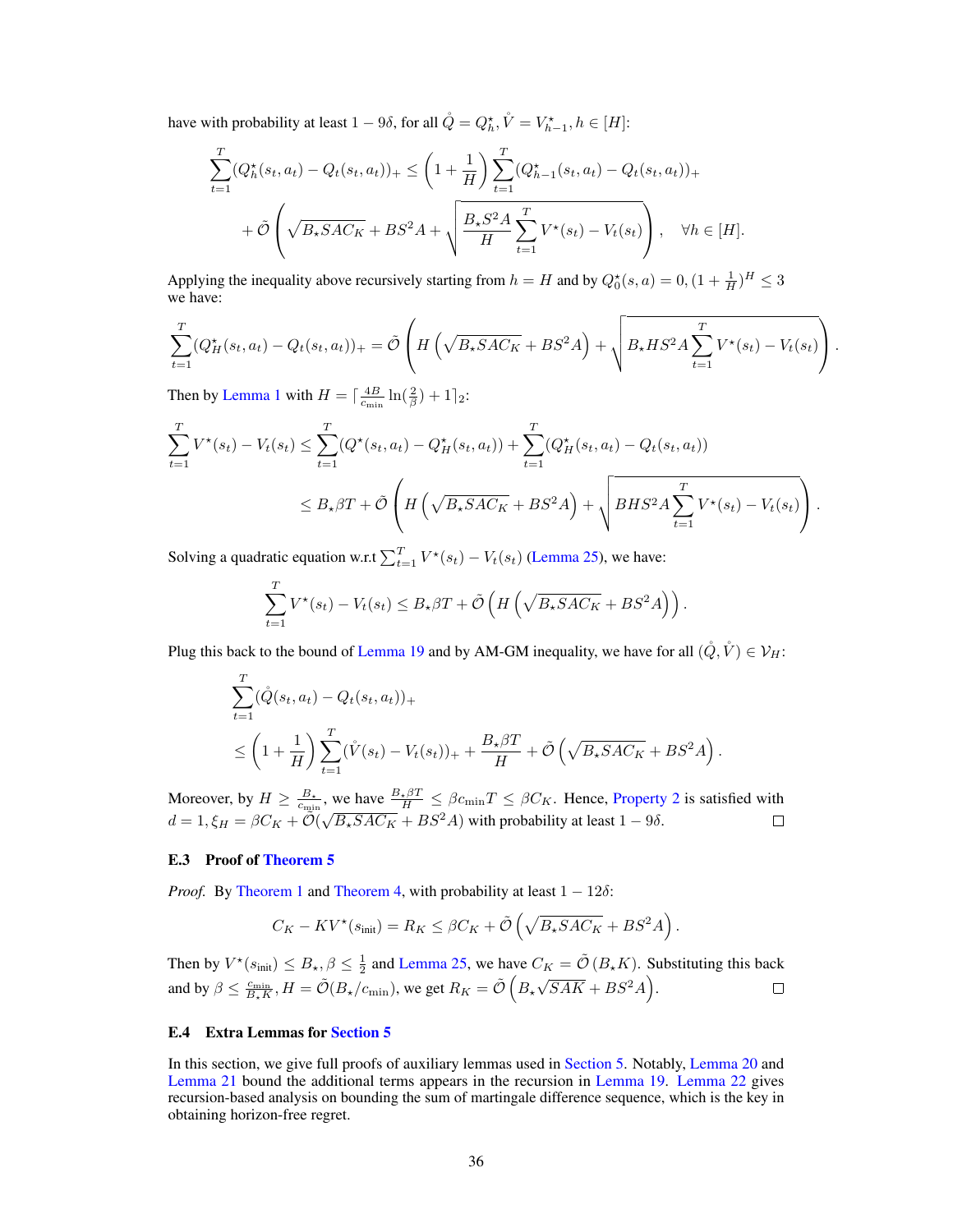have with probability at least $1-9\delta$, for all $\mathring{Q} = Q^\star_h, \mathring{V} = V^\star_{h-1}, h \in [H]$:

$$\sum_{t=1}^{T}(Q^\star_h(s_t,a_t) - Q_t(s_t,a_t))_+ \leq \left(1+\frac{1}{H}\right)\sum_{t=1}^{T}(Q^\star_{h-1}(s_t,a_t) - Q_t(s_t,a_t))_+$$

$$+\tilde{\mathcal{O}}\left(\sqrt{B_\star SAC_K} + BS^2A + \sqrt{\frac{B_\star S^2 A}{H}\sum_{t=1}^{T} V^\star(s_t) - V_t(s_t)}\right), \quad \forall h\in[H].$$

Applying the inequality above recursively starting from $h=H$ and by $Q^\star_0(s,a)=0, (1+\frac{1}{H})^H \leq 3$ we have:

$$\sum_{t=1}^{T}(Q^\star_H(s_t,a_t) - Q_t(s_t,a_t))_+ = \tilde{\mathcal{O}}\left(H\left(\sqrt{B_\star SAC_K} + BS^2A\right) + \sqrt{B_\star HS^2A\sum_{t=1}^{T}V^\star(s_t) - V_t(s_t)}\right).$$

Then by Lemma 1 with $H = \lceil \frac{4B}{c_{\min}}\ln(\frac{2}{\beta}) + 1\rceil_2$:

$$\sum_{t=1}^{T}V^\star(s_t) - V_t(s_t) \leq \sum_{t=1}^{T}(Q^\star(s_t,a_t) - Q^\star_H(s_t,a_t)) + \sum_{t=1}^{T}(Q^\star_H(s_t,a_t) - Q_t(s_t,a_t))$$

$$\leq B_\star\beta T + \tilde{\mathcal{O}}\left(H\left(\sqrt{B_\star SAC_K} + BS^2A\right) + \sqrt{BHS^2A\sum_{t=1}^{T}V^\star(s_t) - V_t(s_t)}\right).$$

Solving a quadratic equation w.r.t $\sum_{t=1}^{T}V^\star(s_t) - V_t(s_t)$ (Lemma 25), we have:

$$\sum_{t=1}^{T}V^\star(s_t) - V_t(s_t) \leq B_\star\beta T + \tilde{\mathcal{O}}\left(H\left(\sqrt{B_\star SAC_K} + BS^2A\right)\right).$$

Plug this back to the bound of Lemma 19 and by AM-GM inequality, we have for all $(\mathring{Q},\mathring{V})\in\mathcal{V}_H$:

$$\sum_{t=1}^{T}(\mathring{Q}(s_t,a_t) - Q_t(s_t,a_t))_+$$

$$\leq \left(1+\frac{1}{H}\right)\sum_{t=1}^{T}(\mathring{V}(s_t) - V_t(s_t))_+ + \frac{B_\star\beta T}{H} + \tilde{\mathcal{O}}\left(\sqrt{B_\star SAC_K} + BS^2A\right).$$

Moreover, by $H \geq \frac{B_\star}{c_{\min}}$, we have $\frac{B_\star\beta T}{H} \leq \beta c_{\min}T \leq \beta C_K$. Hence, Property 2 is satisfied with $d=1, \xi_H = \beta C_K + \tilde{\mathcal{O}}(\sqrt{B_\star SAC_K} + BS^2A)$ with probability at least $1-9\delta$. □

### E.3 Proof of Theorem 5

*Proof.* By Theorem 1 and Theorem 4, with probability at least $1-12\delta$:

$$C_K - KV^\star(s_{\text{init}}) = R_K \leq \beta C_K + \tilde{\mathcal{O}}\left(\sqrt{B_\star SAC_K} + BS^2A\right).$$

Then by $V^\star(s_{\text{init}}) \leq B_\star, \beta \leq \frac{1}{2}$ and Lemma 25, we have $C_K = \tilde{\mathcal{O}}(B_\star K)$. Substituting this back and by $\beta \leq \frac{c_{\min}}{B_\star K}, H = \tilde{\mathcal{O}}(B_\star/c_{\min})$, we get $R_K = \tilde{\mathcal{O}}\left(B_\star\sqrt{SAK} + BS^2A\right)$. □

### E.4 Extra Lemmas for Section 5

In this section, we give full proofs of auxiliary lemmas used in Section 5. Notably, Lemma 20 and Lemma 21 bound the additional terms appears in the recursion in Lemma 19. Lemma 22 gives recursion-based analysis on bounding the sum of martingale difference sequence, which is the key in obtaining horizon-free regret.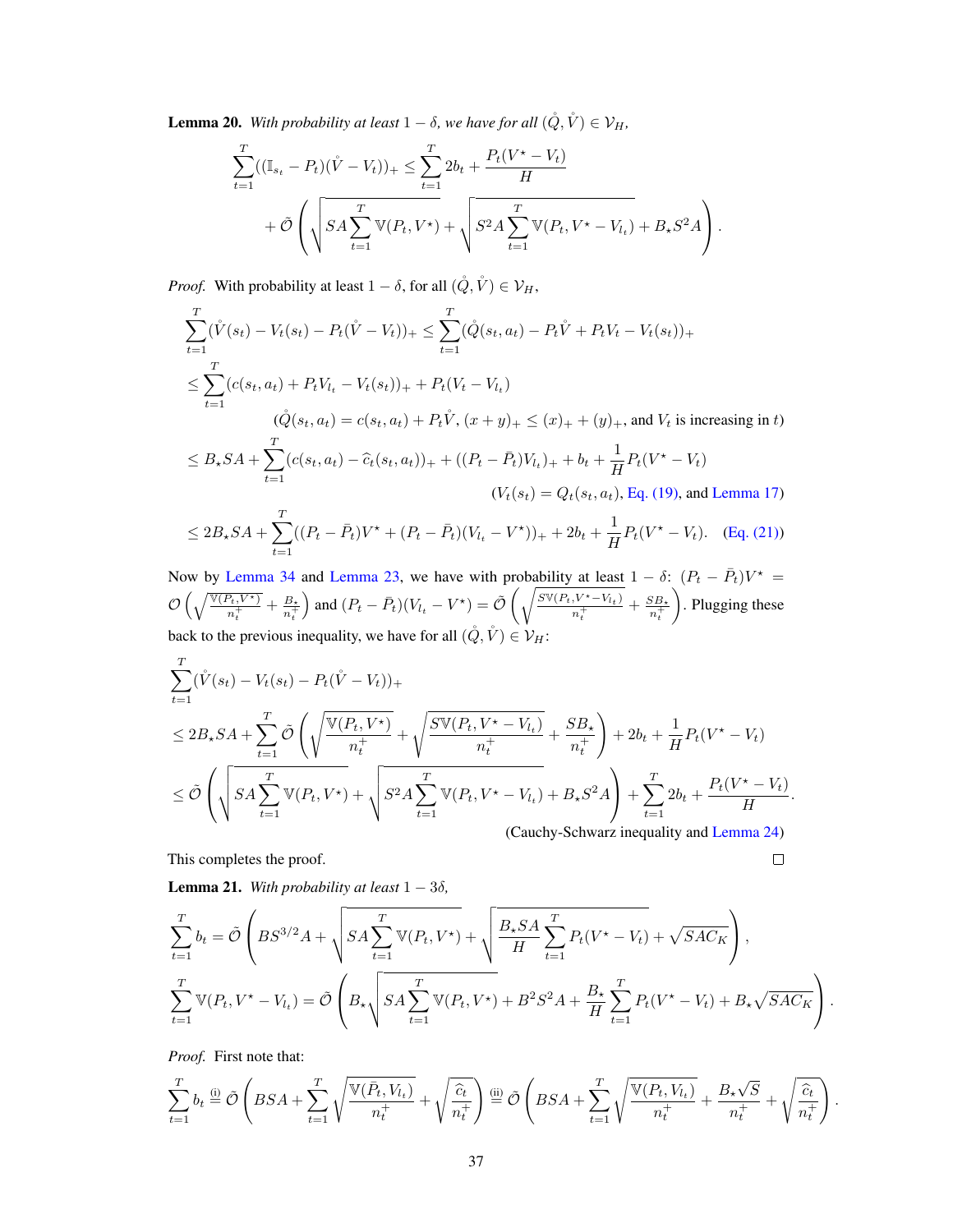**Lemma 20.** *With probability at least $1-\delta$, we have for all $(\mathring{Q}, \mathring{V}) \in \mathcal{V}_H$,*

$$\sum_{t=1}^{T}((\mathbb{I}_{s_t} - P_t)(\mathring{V} - V_t))_+ \leq \sum_{t=1}^{T} 2b_t + \frac{P_t(V^\star - V_t)}{H} + \tilde{\mathcal{O}}\left(\sqrt{SA\sum_{t=1}^{T}\mathbb{V}(P_t, V^\star)} + \sqrt{S^2A\sum_{t=1}^{T}\mathbb{V}(P_t, V^\star - V_{l_t})} + B_\star S^2 A\right).$$

*Proof.* With probability at least $1-\delta$, for all $(\mathring{Q}, \mathring{V}) \in \mathcal{V}_H$,

$$\sum_{t=1}^{T}(\mathring{V}(s_t) - V_t(s_t) - P_t(\mathring{V} - V_t))_+ \leq \sum_{t=1}^{T}(\mathring{Q}(s_t, a_t) - P_t\mathring{V} + P_tV_t - V_t(s_t))_+$$

$$\leq \sum_{t=1}^{T}(c(s_t, a_t) + P_tV_{l_t} - V_t(s_t))_+ + P_t(V_t - V_{l_t})$$

($\mathring{Q}(s_t, a_t) = c(s_t, a_t) + P_t\mathring{V}$, $(x+y)_+ \leq (x)_+ + (y)_+$, and $V_t$ is increasing in $t$)

$$\leq B_\star SA + \sum_{t=1}^{T}(c(s_t, a_t) - \widehat{c}_t(s_t, a_t))_+ + ((P_t - \bar{P}_t)V_{l_t})_+ + b_t + \frac{1}{H}P_t(V^\star - V_t)$$

($V_t(s_t) = Q_t(s_t, a_t)$, Eq. (19), and Lemma 17)

$$\leq 2B_\star SA + \sum_{t=1}^{T}((P_t - \bar{P}_t)V^\star + (P_t - \bar{P}_t)(V_{l_t} - V^\star))_+ + 2b_t + \frac{1}{H}P_t(V^\star - V_t). \quad \text{(Eq. (21))}$$

Now by Lemma 34 and Lemma 23, we have with probability at least $1-\delta$: $(P_t - \bar{P}_t)V^\star = \mathcal{O}\left(\sqrt{\frac{\mathbb{V}(P_t, V^\star)}{n_t^+}} + \frac{B_\star}{n_t^+}\right)$ and $(P_t - \bar{P}_t)(V_{l_t} - V^\star) = \tilde{\mathcal{O}}\left(\sqrt{\frac{S\mathbb{V}(P_t, V^\star - V_{l_t})}{n_t^+}} + \frac{SB_\star}{n_t^+}\right)$. Plugging these back to the previous inequality, we have for all $(\mathring{Q}, \mathring{V}) \in \mathcal{V}_H$:

$$\sum_{t=1}^{T}(\mathring{V}(s_t) - V_t(s_t) - P_t(\mathring{V} - V_t))_+$$

$$\leq 2B_\star SA + \sum_{t=1}^{T}\tilde{\mathcal{O}}\left(\sqrt{\frac{\mathbb{V}(P_t, V^\star)}{n_t^+}} + \sqrt{\frac{S\mathbb{V}(P_t, V^\star - V_{l_t})}{n_t^+}} + \frac{SB_\star}{n_t^+}\right) + 2b_t + \frac{1}{H}P_t(V^\star - V_t)$$

$$\leq \tilde{\mathcal{O}}\left(\sqrt{SA\sum_{t=1}^{T}\mathbb{V}(P_t, V^\star)} + \sqrt{S^2A\sum_{t=1}^{T}\mathbb{V}(P_t, V^\star - V_{l_t})} + B_\star S^2A\right) + \sum_{t=1}^{T}2b_t + \frac{P_t(V^\star - V_t)}{H}.$$

(Cauchy-Schwarz inequality and Lemma 24)

This completes the proof. ∎

**Lemma 21.** *With probability at least $1-3\delta$,*

$$\sum_{t=1}^{T}b_t = \tilde{\mathcal{O}}\left(BS^{3/2}A + \sqrt{SA\sum_{t=1}^{T}\mathbb{V}(P_t, V^\star)} + \sqrt{\frac{B_\star SA}{H}\sum_{t=1}^{T}P_t(V^\star - V_t)} + \sqrt{SAC_K}\right),$$

$$\sum_{t=1}^{T}\mathbb{V}(P_t, V^\star - V_{l_t}) = \tilde{\mathcal{O}}\left(B_\star\sqrt{SA\sum_{t=1}^{T}\mathbb{V}(P_t, V^\star)} + B^2S^2A + \frac{B_\star}{H}\sum_{t=1}^{T}P_t(V^\star - V_t) + B_\star\sqrt{SAC_K}\right).$$

*Proof.* First note that:

$$\sum_{t=1}^{T}b_t \overset{\text{(i)}}{=} \tilde{\mathcal{O}}\left(BSA + \sum_{t=1}^{T}\sqrt{\frac{\mathbb{V}(\bar{P}_t, V_{l_t})}{n_t^+}} + \sqrt{\frac{\widehat{c}_t}{n_t^+}}\right) \overset{\text{(ii)}}{=} \tilde{\mathcal{O}}\left(BSA + \sum_{t=1}^{T}\sqrt{\frac{\mathbb{V}(P_t, V_{l_t})}{n_t^+}} + \frac{B_\star\sqrt{S}}{n_t^+} + \sqrt{\frac{\widehat{c}_t}{n_t^+}}\right).$$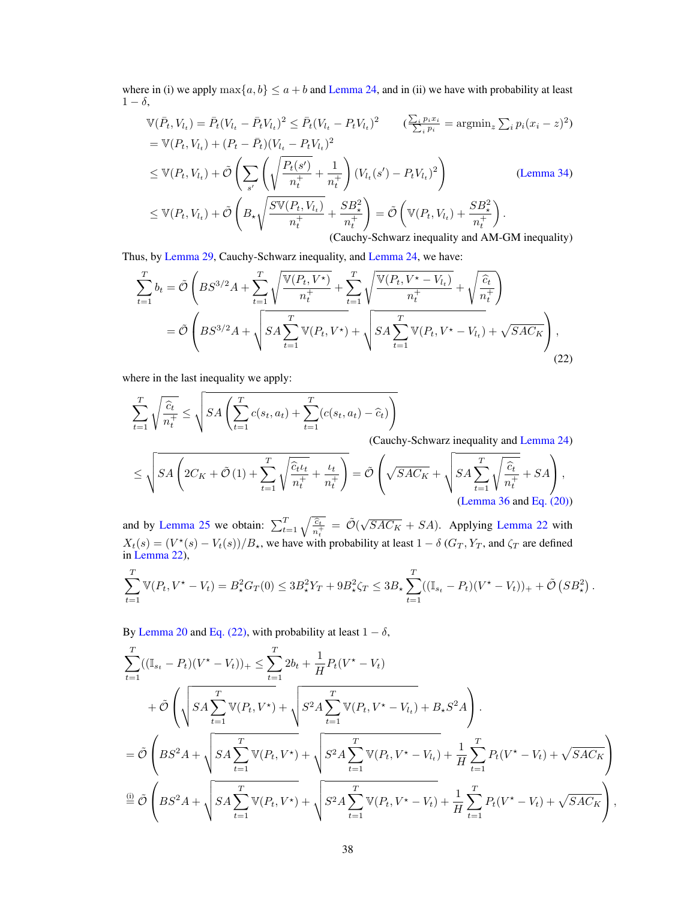where in (i) we apply $\max\{a,b\} \le a+b$ and Lemma 24, and in (ii) we have with probability at least $1-\delta$,

$$
\begin{aligned}
\mathbb{V}(\bar{P}_t, V_{l_t}) &= \bar{P}_t(V_{l_t} - \bar{P}_t V_{l_t})^2 \le \bar{P}_t(V_{l_t} - P_t V_{l_t})^2 \qquad \left(\tfrac{\sum_i p_i x_i}{\sum_i p_i} = \mathrm{argmin}_z \textstyle\sum_i p_i (x_i - z)^2\right) \\
&= \mathbb{V}(P_t, V_{l_t}) + (P_t - \bar{P}_t)(V_{l_t} - P_t V_{l_t})^2 \\
&\le \mathbb{V}(P_t, V_{l_t}) + \tilde{\mathcal{O}}\left( \sum_{s'} \left( \sqrt{\frac{P_t(s')}{n_t^+}} + \frac{1}{n_t^+} \right) (V_{l_t}(s') - P_t V_{l_t})^2 \right) \qquad \text{(Lemma 34)} \\
&\le \mathbb{V}(P_t, V_{l_t}) + \tilde{\mathcal{O}}\left( B_\star \sqrt{\frac{S\mathbb{V}(P_t, V_{l_t})}{n_t^+}} + \frac{SB_\star^2}{n_t^+} \right) = \tilde{\mathcal{O}}\left( \mathbb{V}(P_t, V_{l_t}) + \frac{SB_\star^2}{n_t^+} \right).
\end{aligned}
$$

(Cauchy-Schwarz inequality and AM-GM inequality)

Thus, by Lemma 29, Cauchy-Schwarz inequality, and Lemma 24, we have:

$$
\begin{aligned}
\sum_{t=1}^T b_t &= \tilde{\mathcal{O}}\left( BS^{3/2}A + \sum_{t=1}^T \sqrt{\frac{\mathbb{V}(P_t, V^\star)}{n_t^+}} + \sum_{t=1}^T \sqrt{\frac{\mathbb{V}(P_t, V^\star - V_{l_t})}{n_t^+}} + \sqrt{\frac{\widehat{c}_t}{n_t^+}} \right) \\
&= \tilde{\mathcal{O}}\left( BS^{3/2}A + \sqrt{SA\sum_{t=1}^T \mathbb{V}(P_t, V^\star)} + \sqrt{SA\sum_{t=1}^T \mathbb{V}(P_t, V^\star - V_{l_t})} + \sqrt{SAC_K} \right),
\end{aligned} \tag{22}
$$

where in the last inequality we apply:

$$
\begin{aligned}
\sum_{t=1}^T \sqrt{\frac{\widehat{c}_t}{n_t^+}} &\le \sqrt{SA\left( \sum_{t=1}^T c(s_t,a_t) + \sum_{t=1}^T (c(s_t,a_t) - \widehat{c}_t) \right)} \qquad \text{(Cauchy-Schwarz inequality and Lemma 24)} \\
&\le \sqrt{SA\left( 2C_K + \tilde{\mathcal{O}}(1) + \sum_{t=1}^T \sqrt{\frac{\widehat{c}_t \iota_t}{n_t^+}} + \frac{\iota_t}{n_t^+} \right)} = \tilde{\mathcal{O}}\left( \sqrt{SAC_K} + \sqrt{SA\sum_{t=1}^T \sqrt{\frac{\widehat{c}_t}{n_t^+}}} + SA \right),
\end{aligned}
$$

(Lemma 36 and Eq. (20))

and by Lemma 25 we obtain: $\sum_{t=1}^T \sqrt{\frac{\widehat{c}_t}{n_t^+}} = \tilde{\mathcal{O}}(\sqrt{SAC_K} + SA)$. Applying Lemma 22 with $X_t(s) = (V^\star(s) - V_t(s))/B_\star$, we have with probability at least $1-\delta$ ($G_T$, $Y_T$, and $\zeta_T$ are defined in Lemma 22),

$$
\sum_{t=1}^T \mathbb{V}(P_t, V^\star - V_t) = B_\star^2 G_T(0) \le 3B_\star^2 Y_T + 9B_\star^2 \zeta_T \le 3B_\star \sum_{t=1}^T ((\mathbb{I}_{s_t} - P_t)(V^\star - V_t))_+ + \tilde{\mathcal{O}}\left(SB_\star^2\right).
$$

By Lemma 20 and Eq. (22), with probability at least $1-\delta$,

$$
\begin{aligned}
\sum_{t=1}^T ((\mathbb{I}_{s_t} - P_t)(V^\star - V_t))_+ &\le \sum_{t=1}^T 2b_t + \frac{1}{H} P_t(V^\star - V_t) \\
&\quad + \tilde{\mathcal{O}}\left( \sqrt{SA\sum_{t=1}^T \mathbb{V}(P_t, V^\star)} + \sqrt{S^2A\sum_{t=1}^T \mathbb{V}(P_t, V^\star - V_{l_t})} + B_\star S^2 A \right). \\
&= \tilde{\mathcal{O}}\left( BS^2A + \sqrt{SA\sum_{t=1}^T \mathbb{V}(P_t, V^\star)} + \sqrt{S^2A\sum_{t=1}^T \mathbb{V}(P_t, V^\star - V_{l_t})} + \frac{1}{H}\sum_{t=1}^T P_t(V^\star - V_t) + \sqrt{SAC_K} \right) \\
&\overset{\text{(i)}}{=} \tilde{\mathcal{O}}\left( BS^2A + \sqrt{SA\sum_{t=1}^T \mathbb{V}(P_t, V^\star)} + \sqrt{S^2A\sum_{t=1}^T \mathbb{V}(P_t, V^\star - V_t)} + \frac{1}{H}\sum_{t=1}^T P_t(V^\star - V_t) + \sqrt{SAC_K} \right),
\end{aligned}
$$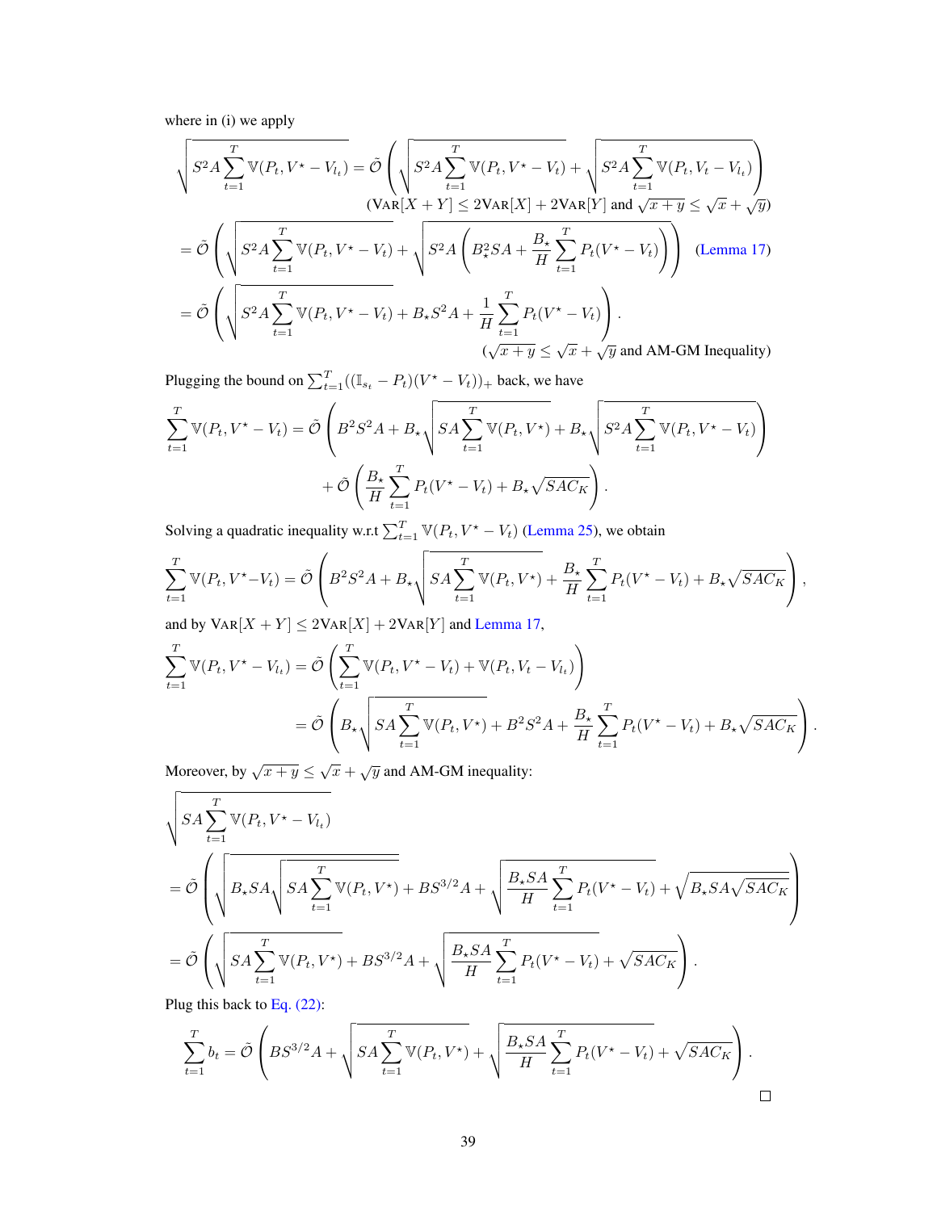where in (i) we apply

$$
\begin{aligned}
\sqrt{S^2A\sum_{t=1}^{T}\mathbb{V}(P_t, V^\star - V_{l_t})} &= \tilde{O}\left(\sqrt{S^2A\sum_{t=1}^{T}\mathbb{V}(P_t, V^\star - V_t)} + \sqrt{S^2A\sum_{t=1}^{T}\mathbb{V}(P_t, V_t - V_{l_t})}\right) \\
&\qquad (\textsc{Var}[X+Y] \le 2\textsc{Var}[X] + 2\textsc{Var}[Y] \text{ and } \sqrt{x+y} \le \sqrt{x} + \sqrt{y}) \\
&= \tilde{O}\left(\sqrt{S^2A\sum_{t=1}^{T}\mathbb{V}(P_t, V^\star - V_t)} + \sqrt{S^2A\left(B_\star^2 SA + \frac{B_\star}{H}\sum_{t=1}^{T}P_t(V^\star - V_t)\right)}\right) \quad \text{(Lemma 17)} \\
&= \tilde{O}\left(\sqrt{S^2A\sum_{t=1}^{T}\mathbb{V}(P_t, V^\star - V_t)} + B_\star S^2 A + \frac{1}{H}\sum_{t=1}^{T}P_t(V^\star - V_t)\right). \\
&\qquad (\sqrt{x+y} \le \sqrt{x} + \sqrt{y} \text{ and AM-GM Inequality})
\end{aligned}
$$

Plugging the bound on $\sum_{t=1}^{T}((\mathbb{I}_{s_t} - P_t)(V^\star - V_t))_+$ back, we have

$$
\begin{aligned}
\sum_{t=1}^{T}\mathbb{V}(P_t, V^\star - V_t) = \tilde{O}&\left(B^2S^2A + B_\star\sqrt{SA\sum_{t=1}^{T}\mathbb{V}(P_t, V^\star)} + B_\star\sqrt{S^2A\sum_{t=1}^{T}\mathbb{V}(P_t, V^\star - V_t)}\right) \\
&+ \tilde{O}\left(\frac{B_\star}{H}\sum_{t=1}^{T}P_t(V^\star - V_t) + B_\star\sqrt{SAC_K}\right).
\end{aligned}
$$

Solving a quadratic inequality w.r.t $\sum_{t=1}^{T}\mathbb{V}(P_t, V^\star - V_t)$ (Lemma 25), we obtain

$$
\sum_{t=1}^{T}\mathbb{V}(P_t, V^\star - V_t) = \tilde{O}\left(B^2S^2A + B_\star\sqrt{SA\sum_{t=1}^{T}\mathbb{V}(P_t, V^\star)} + \frac{B_\star}{H}\sum_{t=1}^{T}P_t(V^\star - V_t) + B_\star\sqrt{SAC_K}\right),
$$

and by $\textsc{Var}[X+Y] \le 2\textsc{Var}[X] + 2\textsc{Var}[Y]$ and Lemma 17,

$$
\begin{aligned}
\sum_{t=1}^{T}\mathbb{V}(P_t, V^\star - V_{l_t}) &= \tilde{O}\left(\sum_{t=1}^{T}\mathbb{V}(P_t, V^\star - V_t) + \mathbb{V}(P_t, V_t - V_{l_t})\right) \\
&= \tilde{O}\left(B_\star\sqrt{SA\sum_{t=1}^{T}\mathbb{V}(P_t, V^\star)} + B^2S^2A + \frac{B_\star}{H}\sum_{t=1}^{T}P_t(V^\star - V_t) + B_\star\sqrt{SAC_K}\right).
\end{aligned}
$$

Moreover, by $\sqrt{x+y} \le \sqrt{x} + \sqrt{y}$ and AM-GM inequality:

$$
\begin{aligned}
&\sqrt{SA\sum_{t=1}^{T}\mathbb{V}(P_t, V^\star - V_{l_t})} \\
&= \tilde{O}\left(\sqrt{B_\star SA\sqrt{SA\sum_{t=1}^{T}\mathbb{V}(P_t, V^\star)}} + BS^{3/2}A + \sqrt{\frac{B_\star SA}{H}\sum_{t=1}^{T}P_t(V^\star - V_t)} + \sqrt{B_\star SA\sqrt{SAC_K}}\right) \\
&= \tilde{O}\left(\sqrt{SA\sum_{t=1}^{T}\mathbb{V}(P_t, V^\star)} + BS^{3/2}A + \sqrt{\frac{B_\star SA}{H}\sum_{t=1}^{T}P_t(V^\star - V_t)} + \sqrt{SAC_K}\right).
\end{aligned}
$$

Plug this back to Eq. (22):

$$
\sum_{t=1}^{T}b_t = \tilde{O}\left(BS^{3/2}A + \sqrt{SA\sum_{t=1}^{T}\mathbb{V}(P_t, V^\star)} + \sqrt{\frac{B_\star SA}{H}\sum_{t=1}^{T}P_t(V^\star - V_t)} + \sqrt{SAC_K}\right).
$$

□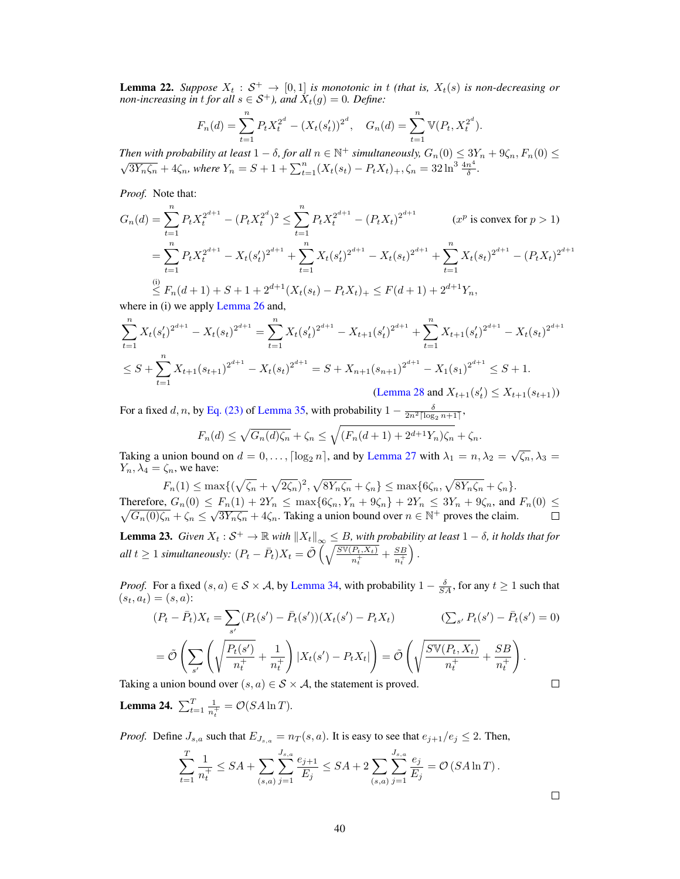**Lemma 22.** *Suppose $X_t : \mathcal{S}^+ \to [0,1]$ is monotonic in $t$ (that is, $X_t(s)$ is non-decreasing or non-increasing in $t$ for all $s \in \mathcal{S}^+$), and $X_t(g) = 0$. Define:*

$$F_n(d) = \sum_{t=1}^n P_t X_t^{2^d} - (X_t(s_t'))^{2^d}, \quad G_n(d) = \sum_{t=1}^n \mathbb{V}(P_t, X_t^{2^d}).$$

*Then with probability at least $1-\delta$, for all $n \in \mathbb{N}^+$ simultaneously, $G_n(0) \le 3Y_n + 9\zeta_n$, $F_n(0) \le \sqrt{3Y_n\zeta_n} + 4\zeta_n$, where $Y_n = S + 1 + \sum_{t=1}^n (X_t(s_t) - P_t X_t)_+$, $\zeta_n = 32\ln^3 \frac{4n^4}{\delta}$.*

*Proof.* Note that:

$$\begin{aligned}
G_n(d) &= \sum_{t=1}^n P_t X_t^{2^{d+1}} - (P_t X_t^{2^d})^2 \le \sum_{t=1}^n P_t X_t^{2^{d+1}} - (P_t X_t)^{2^{d+1}} \qquad (x^p \text{ is convex for } p > 1)\\
&= \sum_{t=1}^n P_t X_t^{2^{d+1}} - X_t(s_t')^{2^{d+1}} + \sum_{t=1}^n X_t(s_t')^{2^{d+1}} - X_t(s_t)^{2^{d+1}} + \sum_{t=1}^n X_t(s_t)^{2^{d+1}} - (P_t X_t)^{2^{d+1}}\\
&\overset{\text{(i)}}{\le} F_n(d+1) + S + 1 + 2^{d+1}(X_t(s_t) - P_t X_t)_+ \le F(d+1) + 2^{d+1} Y_n,
\end{aligned}$$

where in (i) we apply Lemma 26 and,

$$\begin{aligned}
&\sum_{t=1}^n X_t(s_t')^{2^{d+1}} - X_t(s_t)^{2^{d+1}} = \sum_{t=1}^n X_t(s_t')^{2^{d+1}} - X_{t+1}(s_t')^{2^{d+1}} + \sum_{t=1}^n X_{t+1}(s_t')^{2^{d+1}} - X_t(s_t)^{2^{d+1}}\\
&\le S + \sum_{t=1}^n X_{t+1}(s_{t+1})^{2^{d+1}} - X_t(s_t)^{2^{d+1}} = S + X_{n+1}(s_{n+1})^{2^{d+1}} - X_1(s_1)^{2^{d+1}} \le S + 1.\\
&\hfill (\text{Lemma 28 and } X_{t+1}(s_t') \le X_{t+1}(s_{t+1}))
\end{aligned}$$

For a fixed $d, n$, by Eq. (23) of Lemma 35, with probability $1 - \frac{\delta}{2n^2\lceil \log_2 n + 1\rceil}$,

$$F_n(d) \le \sqrt{G_n(d)\zeta_n} + \zeta_n \le \sqrt{(F_n(d+1) + 2^{d+1}Y_n)\zeta_n} + \zeta_n.$$

Taking a union bound on $d = 0, \ldots, \lceil \log_2 n \rceil$, and by Lemma 27 with $\lambda_1 = n, \lambda_2 = \sqrt{\zeta_n}, \lambda_3 = Y_n, \lambda_4 = \zeta_n$, we have:

$$F_n(1) \le \max\{(\sqrt{\zeta_n} + \sqrt{2\zeta_n})^2, \sqrt{8Y_n\zeta_n} + \zeta_n\} \le \max\{6\zeta_n, \sqrt{8Y_n\zeta_n} + \zeta_n\}.$$

Therefore, $G_n(0) \le F_n(1) + 2Y_n \le \max\{6\zeta_n, Y_n + 9\zeta_n\} + 2Y_n \le 3Y_n + 9\zeta_n$, and $F_n(0) \le \sqrt{G_n(0)\zeta_n} + \zeta_n \le \sqrt{3Y_n\zeta_n} + 4\zeta_n$. Taking a union bound over $n \in \mathbb{N}^+$ proves the claim. $\square$

**Lemma 23.** *Given $X_t : \mathcal{S}^+ \to \mathbb{R}$ with $\|X_t\|_\infty \le B$, with probability at least $1-\delta$, it holds that for all $t \ge 1$ simultaneously: $(P_t - \bar{P}_t)X_t = \tilde{\mathcal{O}}\left(\sqrt{\frac{S\mathbb{V}(P_t, X_t)}{n_t^+}} + \frac{SB}{n_t^+}\right)$.*

*Proof.* For a fixed $(s,a) \in \mathcal{S} \times \mathcal{A}$, by Lemma 34, with probability $1 - \frac{\delta}{SA}$, for any $t \ge 1$ such that $(s_t, a_t) = (s,a)$:

$$\begin{aligned}
(P_t - \bar{P}_t)X_t &= \sum_{s'} (P_t(s') - \bar{P}_t(s'))(X_t(s') - P_t X_t) \qquad \left(\textstyle\sum_{s'} P_t(s') - \bar{P}_t(s') = 0\right)\\
&= \tilde{\mathcal{O}}\left(\sum_{s'}\left(\sqrt{\frac{P_t(s')}{n_t^+}} + \frac{1}{n_t^+}\right)\left|X_t(s') - P_t X_t\right|\right) = \tilde{\mathcal{O}}\left(\sqrt{\frac{S\mathbb{V}(P_t, X_t)}{n_t^+}} + \frac{SB}{n_t^+}\right).
\end{aligned}$$

Taking a union bound over $(s,a) \in \mathcal{S} \times \mathcal{A}$, the statement is proved. $\square$

**Lemma 24.** $\sum_{t=1}^T \frac{1}{n_t^+} = \mathcal{O}(SA \ln T)$.

*Proof.* Define $J_{s,a}$ such that $E_{J_{s,a}} = n_T(s,a)$. It is easy to see that $e_{j+1}/e_j \le 2$. Then,

$$\sum_{t=1}^T \frac{1}{n_t^+} \le SA + \sum_{(s,a)} \sum_{j=1}^{J_{s,a}} \frac{e_{j+1}}{E_j} \le SA + 2\sum_{(s,a)} \sum_{j=1}^{J_{s,a}} \frac{e_j}{E_j} = \mathcal{O}(SA \ln T).$$

$\square$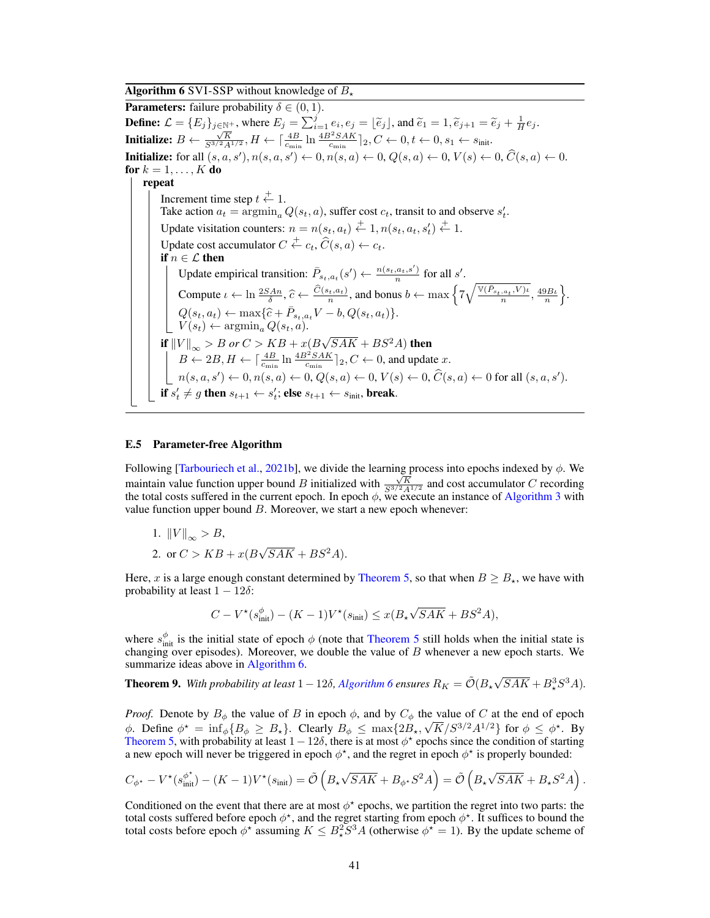**Algorithm 6** SVI-SSP without knowledge of $B_\star$

**Parameters:** failure probability $\delta \in (0, 1)$.
**Define:** $\mathcal{L} = \{E_j\}_{j \in \mathbb{N}^+}$, where $E_j = \sum_{i=1}^{j} e_i, e_j = \lfloor \widetilde{e}_j \rfloor$, and $\widetilde{e}_1 = 1, \widetilde{e}_{j+1} = \widetilde{e}_j + \frac{1}{H} e_j$.
**Initialize:** $B \leftarrow \frac{\sqrt{K}}{S^{3/2}A^{1/2}}, H \leftarrow \lceil \frac{4B}{c_{\min}} \ln \frac{4B^2SAK}{c_{\min}} \rceil_2, C \leftarrow 0, t \leftarrow 0, s_1 \leftarrow s_{\text{init}}$.
**Initialize:** for all $(s, a, s'), n(s, a, s') \leftarrow 0, n(s, a) \leftarrow 0, Q(s, a) \leftarrow 0, V(s) \leftarrow 0, \widehat{C}(s, a) \leftarrow 0$.
**for** $k = 1, \ldots, K$ **do**
  **repeat**
    Increment time step $t \overset{+}{\leftarrow} 1$.
    Take action $a_t = \operatorname{argmin}_a Q(s_t, a)$, suffer cost $c_t$, transit to and observe $s'_t$.
    Update visitation counters: $n = n(s_t, a_t) \overset{+}{\leftarrow} 1, n(s_t, a_t, s'_t) \overset{+}{\leftarrow} 1$.
    Update cost accumulator $C \overset{+}{\leftarrow} c_t, \widehat{C}(s, a) \leftarrow c_t$.
    **if** $n \in \mathcal{L}$ **then**
      Update empirical transition: $\bar{P}_{s_t, a_t}(s') \leftarrow \frac{n(s_t, a_t, s')}{n}$ for all $s'$.
      Compute $\iota \leftarrow \ln \frac{2SAn}{\delta}$, $\widehat{c} \leftarrow \frac{\widehat{C}(s_t, a_t)}{n}$, and bonus $b \leftarrow \max \left\{ 7\sqrt{\frac{\mathbb{V}(\bar{P}_{s_t, a_t}, V)\iota}{n}}, \frac{49B\iota}{n} \right\}$.
      $Q(s_t, a_t) \leftarrow \max\{\widehat{c} + \bar{P}_{s_t, a_t} V - b, Q(s_t, a_t)\}$.
      $V(s_t) \leftarrow \operatorname{argmin}_a Q(s_t, a)$.
    **if** $\|V\|_\infty > B$ *or* $C > KB + x(B\sqrt{SAK} + BS^2A)$ **then**
      $B \leftarrow 2B, H \leftarrow \lceil \frac{4B}{c_{\min}} \ln \frac{4B^2SAK}{c_{\min}} \rceil_2, C \leftarrow 0$, and update $x$.
      $n(s, a, s') \leftarrow 0, n(s, a) \leftarrow 0, Q(s, a) \leftarrow 0, V(s) \leftarrow 0, \widehat{C}(s, a) \leftarrow 0$ for all $(s, a, s')$.
    **if** $s'_t \neq g$ **then** $s_{t+1} \leftarrow s'_t$; **else** $s_{t+1} \leftarrow s_{\text{init}}$, **break**.

### E.5 Parameter-free Algorithm

Following [Tarbouriech et al., 2021b], we divide the learning process into epochs indexed by $\phi$. We maintain value function upper bound $B$ initialized with $\frac{\sqrt{K}}{S^{3/2}A^{1/2}}$ and cost accumulator $C$ recording the total costs suffered in the current epoch. In epoch $\phi$, we execute an instance of Algorithm 3 with value function upper bound $B$. Moreover, we start a new epoch whenever:

1. $\|V\|_\infty > B$,
2. or $C > KB + x(B\sqrt{SAK} + BS^2A)$.

Here, $x$ is a large enough constant determined by Theorem 5, so that when $B \geq B_\star$, we have with probability at least $1 - 12\delta$:

$$C - V^\star(s^\phi_{\text{init}}) - (K-1)V^\star(s_{\text{init}}) \leq x(B_\star\sqrt{SAK} + BS^2A),$$

where $s^\phi_{\text{init}}$ is the initial state of epoch $\phi$ (note that Theorem 5 still holds when the initial state is changing over episodes). Moreover, we double the value of $B$ whenever a new epoch starts. We summarize ideas above in Algorithm 6.

**Theorem 9.** *With probability at least* $1 - 12\delta$*, Algorithm 6 ensures* $R_K = \tilde{\mathcal{O}}(B_\star\sqrt{SAK} + B_\star^3S^3A)$.

*Proof.* Denote by $B_\phi$ the value of $B$ in epoch $\phi$, and by $C_\phi$ the value of $C$ at the end of epoch $\phi$. Define $\phi^\star = \inf_\phi\{B_\phi \geq B_\star\}$. Clearly $B_\phi \leq \max\{2B_\star, \sqrt{K}/S^{3/2}A^{1/2}\}$ for $\phi \leq \phi^\star$. By Theorem 5, with probability at least $1 - 12\delta$, there is at most $\phi^\star$ epochs since the condition of starting a new epoch will never be triggered in epoch $\phi^\star$, and the regret in epoch $\phi^\star$ is properly bounded:

$$C_{\phi^\star} - V^\star(s^{\phi^\star}_{\text{init}}) - (K-1)V^\star(s_{\text{init}}) = \tilde{\mathcal{O}}\left(B_\star\sqrt{SAK} + B_{\phi^\star}S^2A\right) = \tilde{\mathcal{O}}\left(B_\star\sqrt{SAK} + B_\star S^2A\right).$$

Conditioned on the event that there are at most $\phi^\star$ epochs, we partition the regret into two parts: the total costs suffered before epoch $\phi^\star$, and the regret starting from epoch $\phi^\star$. It suffices to bound the total costs before epoch $\phi^\star$ assuming $K \leq B_\star^2S^3A$ (otherwise $\phi^\star = 1$). By the update scheme of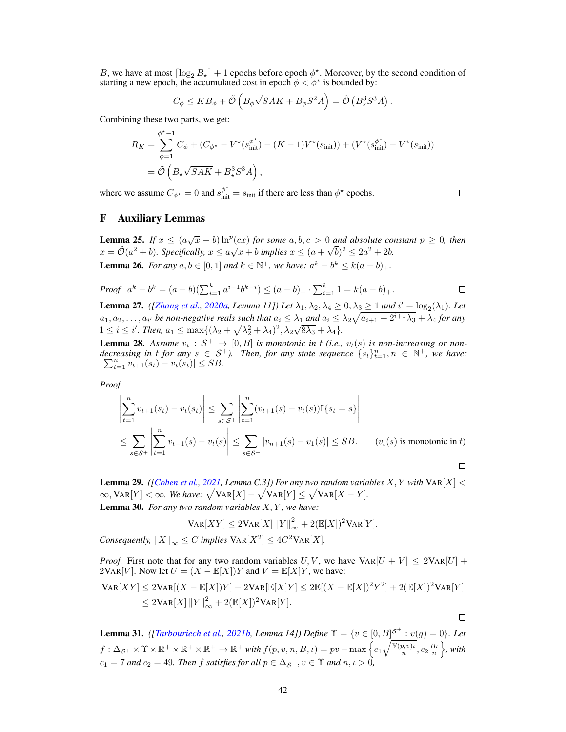$B$, we have at most $\lceil \log_2 B_\star \rceil + 1$ epochs before epoch $\phi^\star$. Moreover, by the second condition of starting a new epoch, the accumulated cost in epoch $\phi < \phi^\star$ is bounded by:

$$C_\phi \leq KB_\phi + \tilde{\mathcal{O}}\left(B_\phi\sqrt{SAK} + B_\phi S^2 A\right) = \tilde{\mathcal{O}}\left(B_\star^3 S^3 A\right).$$

Combining these two parts, we get:

$$\begin{aligned}
R_K &= \sum_{\phi=1}^{\phi^\star-1} C_\phi + (C_{\phi^\star} - V^\star(s_{\text{init}}^{\phi^\star}) - (K-1)V^\star(s_{\text{init}})) + (V^\star(s_{\text{init}}^{\phi^\star}) - V^\star(s_{\text{init}})) \\
&= \tilde{\mathcal{O}}\left(B_\star\sqrt{SAK} + B_\star^3 S^3 A\right),
\end{aligned}$$

where we assume $C_{\phi^\star} = 0$ and $s_{\text{init}}^{\phi^\star} = s_{\text{init}}$ if there are less than $\phi^\star$ epochs. □

# F Auxiliary Lemmas

**Lemma 25.** *If $x \leq (a\sqrt{x} + b)\ln^p(cx)$ for some $a, b, c > 0$ and absolute constant $p \geq 0$, then $x = \tilde{\mathcal{O}}(a^2 + b)$. Specifically, $x \leq a\sqrt{x} + b$ implies $x \leq (a + \sqrt{b})^2 \leq 2a^2 + 2b$.*

**Lemma 26.** *For any $a, b \in [0, 1]$ and $k \in \mathbb{N}^+$, we have: $a^k - b^k \leq k(a-b)_+$.*

*Proof.* $a^k - b^k = (a-b)(\sum_{i=1}^k a^{i-1}b^{k-i}) \leq (a-b)_+ \cdot \sum_{i=1}^k 1 = k(a-b)_+$. □

**Lemma 27.** *([Zhang et al., 2020a, Lemma 11]) Let $\lambda_1, \lambda_2, \lambda_4 \geq 0, \lambda_3 \geq 1$ and $i' = \log_2(\lambda_1)$. Let $a_1, a_2, \ldots, a_{i'}$ be non-negative reals such that $a_i \leq \lambda_1$ and $a_i \leq \lambda_2\sqrt{a_{i+1} + 2^{i+1}\lambda_3} + \lambda_4$ for any $1 \leq i \leq i'$. Then, $a_1 \leq \max\{(\lambda_2 + \sqrt{\lambda_2^2 + \lambda_4})^2, \lambda_2\sqrt{8\lambda_3} + \lambda_4\}$.*

**Lemma 28.** *Assume $v_t : \mathcal{S}^+ \to [0, B]$ is monotonic in $t$ (i.e., $v_t(s)$ is non-increasing or non-decreasing in $t$ for any $s \in \mathcal{S}^+$). Then, for any state sequence $\{s_t\}_{t=1}^n, n \in \mathbb{N}^+$, we have: $|\sum_{t=1}^n v_{t+1}(s_t) - v_t(s_t)| \leq SB$.*

*Proof.*

$$\begin{aligned}
\left|\sum_{t=1}^n v_{t+1}(s_t) - v_t(s_t)\right| &\leq \sum_{s\in\mathcal{S}^+}\left|\sum_{t=1}^n (v_{t+1}(s) - v_t(s))\mathbb{I}\{s_t = s\}\right| \\
&\leq \sum_{s\in\mathcal{S}^+}\left|\sum_{t=1}^n v_{t+1}(s) - v_t(s)\right| \leq \sum_{s\in\mathcal{S}^+} |v_{n+1}(s) - v_1(s)| \leq SB. \qquad (v_t(s) \text{ is monotonic in } t)
\end{aligned}$$

□

**Lemma 29.** *([Cohen et al., 2021, Lemma C.3]) For any two random variables $X, Y$ with $\text{VAR}[X] < \infty, \text{VAR}[Y] < \infty$. We have: $\sqrt{\text{VAR}[X]} - \sqrt{\text{VAR}[Y]} \leq \sqrt{\text{VAR}[X - Y]}$.*

**Lemma 30.** *For any two random variables $X, Y$, we have:*

$$\text{VAR}[XY] \leq 2\text{VAR}[X]\left\|Y\right\|_\infty^2 + 2(\mathbb{E}[X])^2\text{VAR}[Y].$$

*Consequently, $\left\|X\right\|_\infty \leq C$ implies $\text{VAR}[X^2] \leq 4C^2\text{VAR}[X]$.*

*Proof.* First note that for any two random variables $U, V$, we have $\text{VAR}[U + V] \leq 2\text{VAR}[U] + 2\text{VAR}[V]$. Now let $U = (X - \mathbb{E}[X])Y$ and $V = \mathbb{E}[X]Y$, we have:

$$\begin{aligned}
\text{VAR}[XY] &\leq 2\text{VAR}[(X - \mathbb{E}[X])Y] + 2\text{VAR}[\mathbb{E}[X]Y] \leq 2\mathbb{E}[(X - \mathbb{E}[X])^2 Y^2] + 2(\mathbb{E}[X])^2\text{VAR}[Y] \\
&\leq 2\text{VAR}[X]\left\|Y\right\|_\infty^2 + 2(\mathbb{E}[X])^2\text{VAR}[Y].
\end{aligned}$$

□

**Lemma 31.** *([Tarbouriech et al., 2021b, Lemma 14]) Define $\Upsilon = \{v \in [0, B]^{\mathcal{S}^+} : v(g) = 0\}$. Let $f : \Delta_{\mathcal{S}^+} \times \Upsilon \times \mathbb{R}^+ \times \mathbb{R}^+ \times \mathbb{R}^+ \to \mathbb{R}^+$ with $f(p, v, n, B, \iota) = pv - \max\left\{c_1\sqrt{\frac{\mathbb{V}(p,v)\iota}{n}}, c_2\frac{B\iota}{n}\right\}$, with $c_1 = 7$ and $c_2 = 49$. Then $f$ satisfies for all $p \in \Delta_{\mathcal{S}^+}, v \in \Upsilon$ and $n, \iota > 0$,*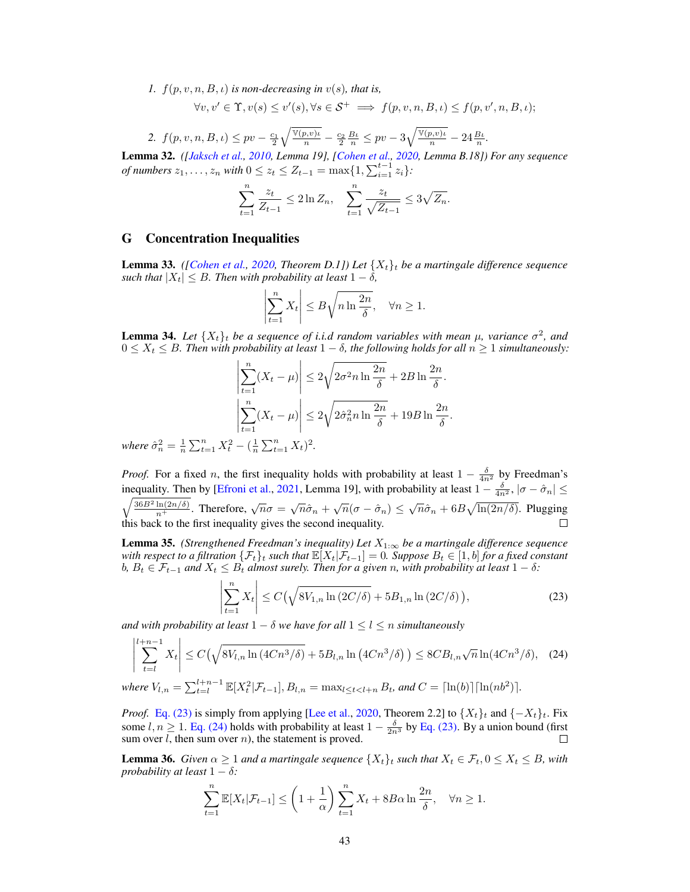1. $f(p, v, n, B, \iota)$ *is non-decreasing in* $v(s)$*, that is,*

$$\forall v, v' \in \Upsilon, v(s) \leq v'(s), \forall s \in \mathcal{S}^+ \implies f(p, v, n, B, \iota) \leq f(p, v', n, B, \iota);$$

2. $f(p, v, n, B, \iota) \leq pv - \frac{c_1}{2}\sqrt{\frac{\mathbb{V}(p,v)\iota}{n}} - \frac{c_2}{2}\frac{B\iota}{n} \leq pv - 3\sqrt{\frac{\mathbb{V}(p,v)\iota}{n}} - 24\frac{B\iota}{n}$.

**Lemma 32.** *([Jaksch et al., 2010, Lemma 19], [Cohen et al., 2020, Lemma B.18]) For any sequence of numbers* $z_1, \ldots, z_n$ *with* $0 \leq z_t \leq Z_{t-1} = \max\{1, \sum_{i=1}^{t-1} z_i\}$*:*

$$\sum_{t=1}^{n} \frac{z_t}{Z_{t-1}} \leq 2 \ln Z_n, \quad \sum_{t=1}^{n} \frac{z_t}{\sqrt{Z_{t-1}}} \leq 3\sqrt{Z_n}.$$

## G Concentration Inequalities

**Lemma 33.** *([Cohen et al., 2020, Theorem D.1]) Let* $\{X_t\}_t$ *be a martingale difference sequence such that* $|X_t| \leq B$*. Then with probability at least* $1 - \delta$*,*

$$\left|\sum_{t=1}^{n} X_t\right| \leq B\sqrt{n \ln \frac{2n}{\delta}}, \quad \forall n \geq 1.$$

**Lemma 34.** *Let* $\{X_t\}_t$ *be a sequence of i.i.d random variables with mean* $\mu$*, variance* $\sigma^2$*, and* $0 \leq X_t \leq B$*. Then with probability at least* $1 - \delta$*, the following holds for all* $n \geq 1$ *simultaneously:*

$$\left|\sum_{t=1}^{n} (X_t - \mu)\right| \leq 2\sqrt{2\sigma^2 n \ln \frac{2n}{\delta}} + 2B \ln \frac{2n}{\delta}.$$

$$\left|\sum_{t=1}^{n} (X_t - \mu)\right| \leq 2\sqrt{2\hat{\sigma}_n^2 n \ln \frac{2n}{\delta}} + 19B \ln \frac{2n}{\delta}.$$

*where* $\hat{\sigma}_n^2 = \frac{1}{n}\sum_{t=1}^{n} X_t^2 - (\frac{1}{n}\sum_{t=1}^{n} X_t)^2$*.*

*Proof.* For a fixed $n$, the first inequality holds with probability at least $1 - \frac{\delta}{4n^2}$ by Freedman's inequality. Then by [Efroni et al., 2021, Lemma 19], with probability at least $1 - \frac{\delta}{4n^2}$, $|\sigma - \hat{\sigma}_n| \leq \sqrt{\frac{36B^2 \ln(2n/\delta)}{n^+}}$. Therefore, $\sqrt{n}\sigma = \sqrt{n}\hat{\sigma}_n + \sqrt{n}(\sigma - \hat{\sigma}_n) \leq \sqrt{n}\hat{\sigma}_n + 6B\sqrt{\ln(2n/\delta)}$. Plugging this back to the first inequality gives the second inequality. $\square$

**Lemma 35.** *(Strengthened Freedman's inequality) Let* $X_{1:\infty}$ *be a martingale difference sequence with respect to a filtration* $\{\mathcal{F}_t\}_t$ *such that* $\mathbb{E}[X_t|\mathcal{F}_{t-1}] = 0$*. Suppose* $B_t \in [1, b]$ *for a fixed constant* $b$*,* $B_t \in \mathcal{F}_{t-1}$ *and* $X_t \leq B_t$ *almost surely. Then for a given* $n$*, with probability at least* $1 - \delta$*:*

$$\left|\sum_{t=1}^{n} X_t\right| \leq C\left(\sqrt{8V_{1,n} \ln(2C/\delta)} + 5B_{1,n} \ln(2C/\delta)\right), \tag{23}$$

*and with probability at least* $1 - \delta$ *we have for all* $1 \leq l \leq n$ *simultaneously*

$$\left|\sum_{t=l}^{l+n-1} X_t\right| \leq C\left(\sqrt{8V_{l,n} \ln(4Cn^3/\delta)} + 5B_{l,n} \ln(4Cn^3/\delta)\right) \leq 8CB_{l,n}\sqrt{n} \ln(4Cn^3/\delta), \tag{24}$$

*where* $V_{l,n} = \sum_{t=l}^{l+n-1} \mathbb{E}[X_t^2|\mathcal{F}_{t-1}]$*,* $B_{l,n} = \max_{l \leq t < l+n} B_t$*, and* $C = \lceil \ln(b) \rceil \lceil \ln(nb^2) \rceil$*.*

*Proof.* Eq. (23) is simply from applying [Lee et al., 2020, Theorem 2.2] to $\{X_t\}_t$ and $\{-X_t\}_t$. Fix some $l, n \geq 1$. Eq. (24) holds with probability at least $1 - \frac{\delta}{2n^3}$ by Eq. (23). By a union bound (first sum over $l$, then sum over $n$), the statement is proved. $\square$

**Lemma 36.** *Given* $\alpha \geq 1$ *and a martingale sequence* $\{X_t\}_t$ *such that* $X_t \in \mathcal{F}_t, 0 \leq X_t \leq B$*, with probability at least* $1 - \delta$*:*

$$\sum_{t=1}^{n} \mathbb{E}[X_t|\mathcal{F}_{t-1}] \leq \left(1 + \frac{1}{\alpha}\right)\sum_{t=1}^{n} X_t + 8B\alpha \ln \frac{2n}{\delta}, \quad \forall n \geq 1.$$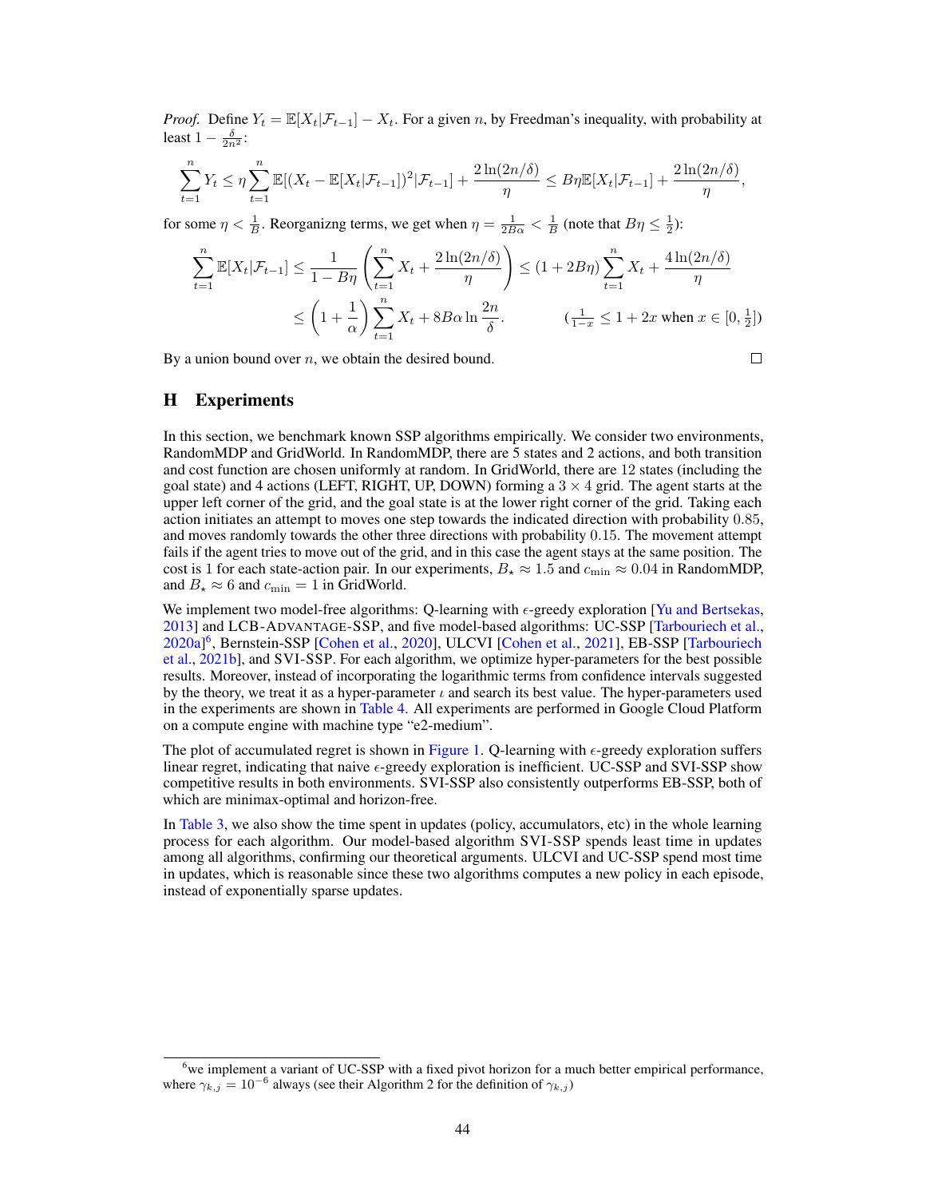*Proof.* Define $Y_t = \mathbb{E}[X_t|\mathcal{F}_{t-1}] - X_t$. For a given $n$, by Freedman's inequality, with probability at least $1 - \frac{\delta}{2n^2}$:

$$\sum_{t=1}^{n} Y_t \leq \eta \sum_{t=1}^{n} \mathbb{E}[(X_t - \mathbb{E}[X_t|\mathcal{F}_{t-1}])^2|\mathcal{F}_{t-1}] + \frac{2\ln(2n/\delta)}{\eta} \leq B\eta\mathbb{E}[X_t|\mathcal{F}_{t-1}] + \frac{2\ln(2n/\delta)}{\eta},$$

for some $\eta < \frac{1}{B}$. Reorganizng terms, we get when $\eta = \frac{1}{2B\alpha} < \frac{1}{B}$ (note that $B\eta \leq \frac{1}{2}$):

$$\sum_{t=1}^{n} \mathbb{E}[X_t|\mathcal{F}_{t-1}] \leq \frac{1}{1 - B\eta}\left(\sum_{t=1}^{n} X_t + \frac{2\ln(2n/\delta)}{\eta}\right) \leq (1 + 2B\eta)\sum_{t=1}^{n} X_t + \frac{4\ln(2n/\delta)}{\eta}$$

$$\leq \left(1 + \frac{1}{\alpha}\right)\sum_{t=1}^{n} X_t + 8B\alpha \ln\frac{2n}{\delta}. \qquad \left(\tfrac{1}{1-x} \leq 1 + 2x \text{ when } x \in [0, \tfrac{1}{2}]\right)$$

By a union bound over $n$, we obtain the desired bound. □

# H Experiments

In this section, we benchmark known SSP algorithms empirically. We consider two environments, RandomMDP and GridWorld. In RandomMDP, there are 5 states and 2 actions, and both transition and cost function are chosen uniformly at random. In GridWorld, there are 12 states (including the goal state) and 4 actions (LEFT, RIGHT, UP, DOWN) forming a $3 \times 4$ grid. The agent starts at the upper left corner of the grid, and the goal state is at the lower right corner of the grid. Taking each action initiates an attempt to moves one step towards the indicated direction with probability 0.85, and moves randomly towards the other three directions with probability 0.15. The movement attempt fails if the agent tries to move out of the grid, and in this case the agent stays at the same position. The cost is 1 for each state-action pair. In our experiments, $B_\star \approx 1.5$ and $c_{\min} \approx 0.04$ in RandomMDP, and $B_\star \approx 6$ and $c_{\min} = 1$ in GridWorld.

We implement two model-free algorithms: Q-learning with $\epsilon$-greedy exploration [Yu and Bertsekas, 2013] and LCB-ADVANTAGE-SSP, and five model-based algorithms: UC-SSP [Tarbouriech et al., 2020a][6], Bernstein-SSP [Cohen et al., 2020], ULCVI [Cohen et al., 2021], EB-SSP [Tarbouriech et al., 2021b], and SVI-SSP. For each algorithm, we optimize hyper-parameters for the best possible results. Moreover, instead of incorporating the logarithmic terms from confidence intervals suggested by the theory, we treat it as a hyper-parameter $\iota$ and search its best value. The hyper-parameters used in the experiments are shown in Table 4. All experiments are performed in Google Cloud Platform on a compute engine with machine type "e2-medium".

The plot of accumulated regret is shown in Figure 1. Q-learning with $\epsilon$-greedy exploration suffers linear regret, indicating that naive $\epsilon$-greedy exploration is inefficient. UC-SSP and SVI-SSP show competitive results in both environments. SVI-SSP also consistently outperforms EB-SSP, both of which are minimax-optimal and horizon-free.

In Table 3, we also show the time spent in updates (policy, accumulators, etc) in the whole learning process for each algorithm. Our model-based algorithm SVI-SSP spends least time in updates among all algorithms, confirming our theoretical arguments. ULCVI and UC-SSP spend most time in updates, which is reasonable since these two algorithms computes a new policy in each episode, instead of exponentially sparse updates.

[6] we implement a variant of UC-SSP with a fixed pivot horizon for a much better empirical performance, where $\gamma_{k,j} = 10^{-6}$ always (see their Algorithm 2 for the definition of $\gamma_{k,j}$)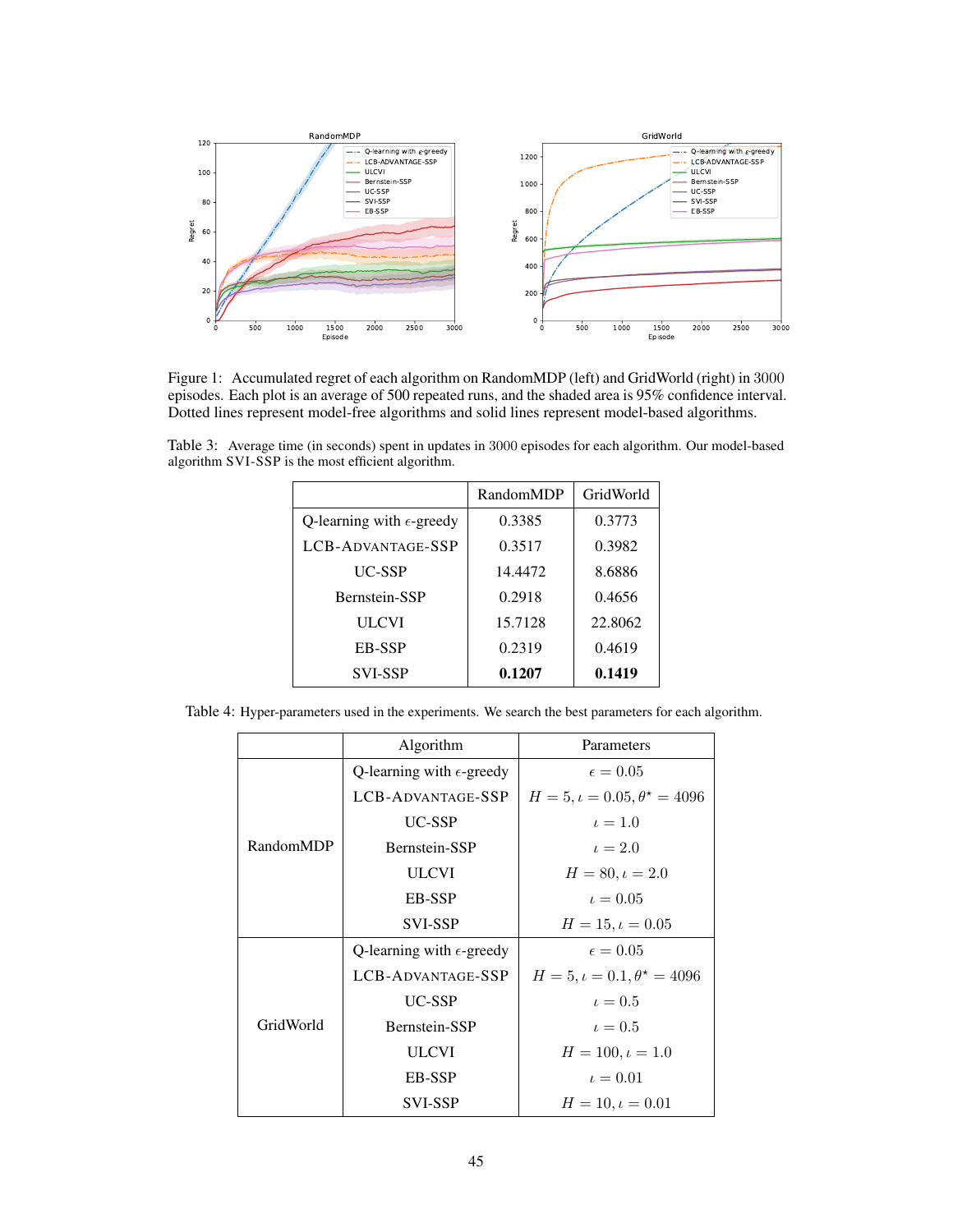RandomMDP

Regret

Episode

0
20
40
60
80
100
120

0
500
1000
1500
2000
2500
3000

Q-learning with ε-greedy
LCB-ADVANTAGE-SSP
ULCVI
Bernstein-SSP
UC-SSP
SVI-SSP
EB-SSP

GridWorld

Regret

Episode

0
200
400
600
800
1000
1200

0
500
1000
1500
2000
2500
3000

Q-learning with ε-greedy
LCB-ADVANTAGE-SSP
ULCVI
Bernstein-SSP
UC-SSP
SVI-SSP
EB-SSP

Figure 1: Accumulated regret of each algorithm on RandomMDP (left) and GridWorld (right) in 3000 episodes. Each plot is an average of 500 repeated runs, and the shaded area is 95% confidence interval. Dotted lines represent model-free algorithms and solid lines represent model-based algorithms.

Table 3: Average time (in seconds) spent in updates in 3000 episodes for each algorithm. Our model-based algorithm SVI-SSP is the most efficient algorithm.

| | RandomMDP | GridWorld |
|---|---|---|
| Q-learning with $\epsilon$-greedy | 0.3385 | 0.3773 |
| LCB-ADVANTAGE-SSP | 0.3517 | 0.3982 |
| UC-SSP | 14.4472 | 8.6886 |
| Bernstein-SSP | 0.2918 | 0.4656 |
| ULCVI | 15.7128 | 22.8062 |
| EB-SSP | 0.2319 | 0.4619 |
| SVI-SSP | **0.1207** | **0.1419** |

Table 4: Hyper-parameters used in the experiments. We search the best parameters for each algorithm.

| | Algorithm | Parameters |
|---|---|---|
| RandomMDP | Q-learning with $\epsilon$-greedy | $\epsilon = 0.05$ |
| | LCB-ADVANTAGE-SSP | $H = 5, \iota = 0.05, \theta^\star = 4096$ |
| | UC-SSP | $\iota = 1.0$ |
| | Bernstein-SSP | $\iota = 2.0$ |
| | ULCVI | $H = 80, \iota = 2.0$ |
| | EB-SSP | $\iota = 0.05$ |
| | SVI-SSP | $H = 15, \iota = 0.05$ |
| GridWorld | Q-learning with $\epsilon$-greedy | $\epsilon = 0.05$ |
| | LCB-ADVANTAGE-SSP | $H = 5, \iota = 0.1, \theta^\star = 4096$ |
| | UC-SSP | $\iota = 0.5$ |
| | Bernstein-SSP | $\iota = 0.5$ |
| | ULCVI | $H = 100, \iota = 1.0$ |
| | EB-SSP | $\iota = 0.01$ |
| | SVI-SSP | $H = 10, \iota = 0.01$ |